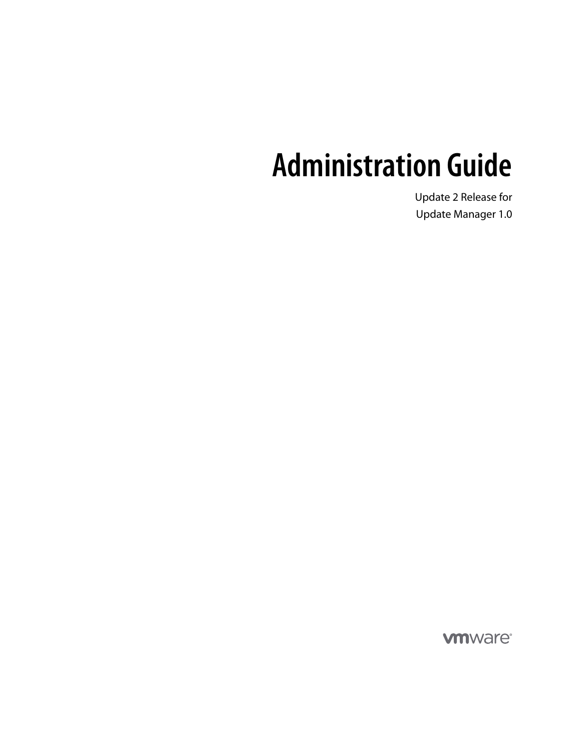# Administration Guide

Update 2 Release for

Update Manager 1.0

vmware®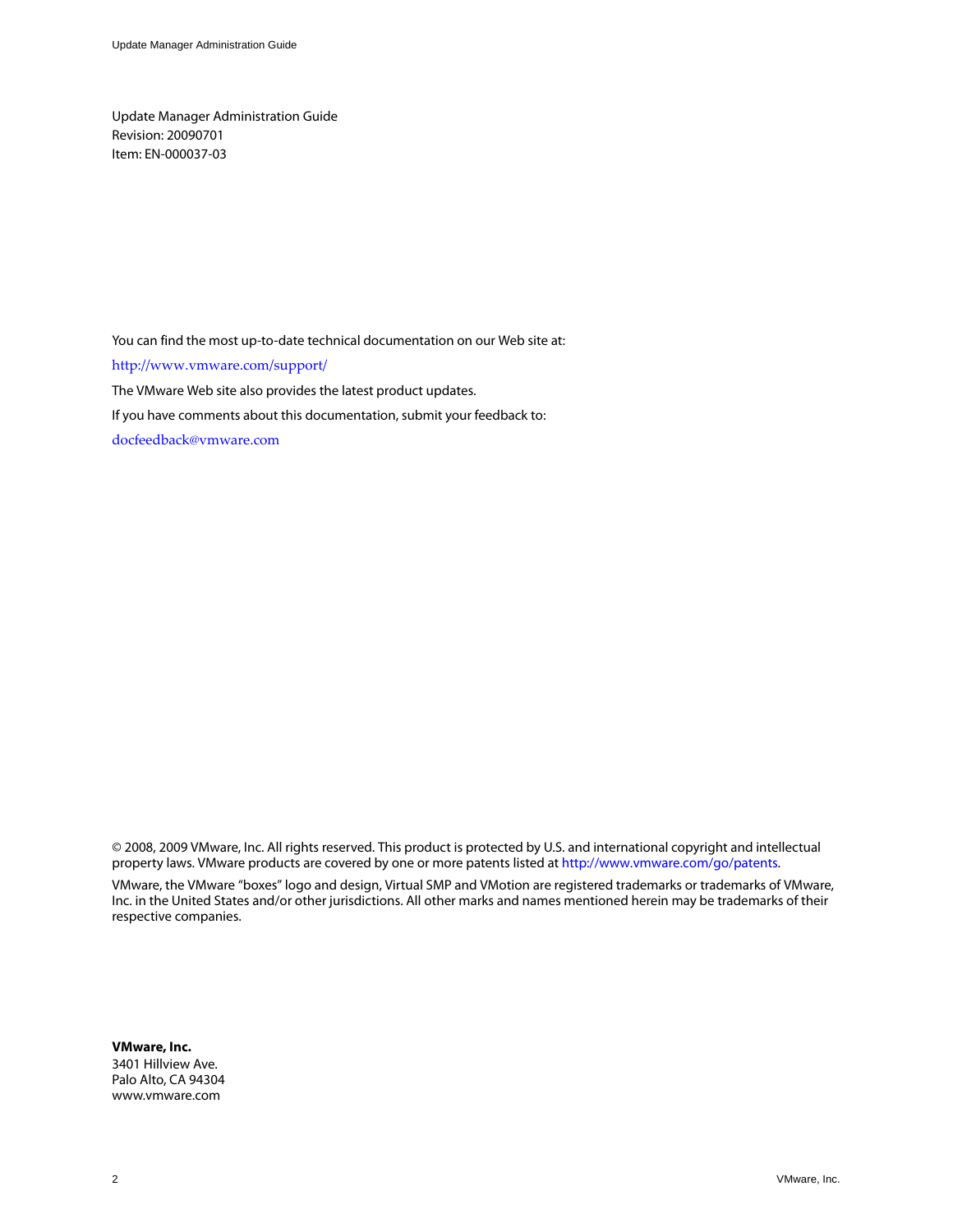Update Manager Administration Guide
Revision: 20090701
Item: EN-000037-03

You can find the most up-to-date technical documentation on our Web site at:

http://www.vmware.com/support/

The VMware Web site also provides the latest product updates.

If you have comments about this documentation, submit your feedback to:

docfeedback@vmware.com

© 2008, 2009 VMware, Inc. All rights reserved. This product is protected by U.S. and international copyright and intellectual property laws. VMware products are covered by one or more patents listed at http://www.vmware.com/go/patents.

VMware, the VMware "boxes" logo and design, Virtual SMP and VMotion are registered trademarks or trademarks of VMware, Inc. in the United States and/or other jurisdictions. All other marks and names mentioned herein may be trademarks of their respective companies.

**VMware, Inc.**
3401 Hillview Ave.
Palo Alto, CA 94304
www.vmware.com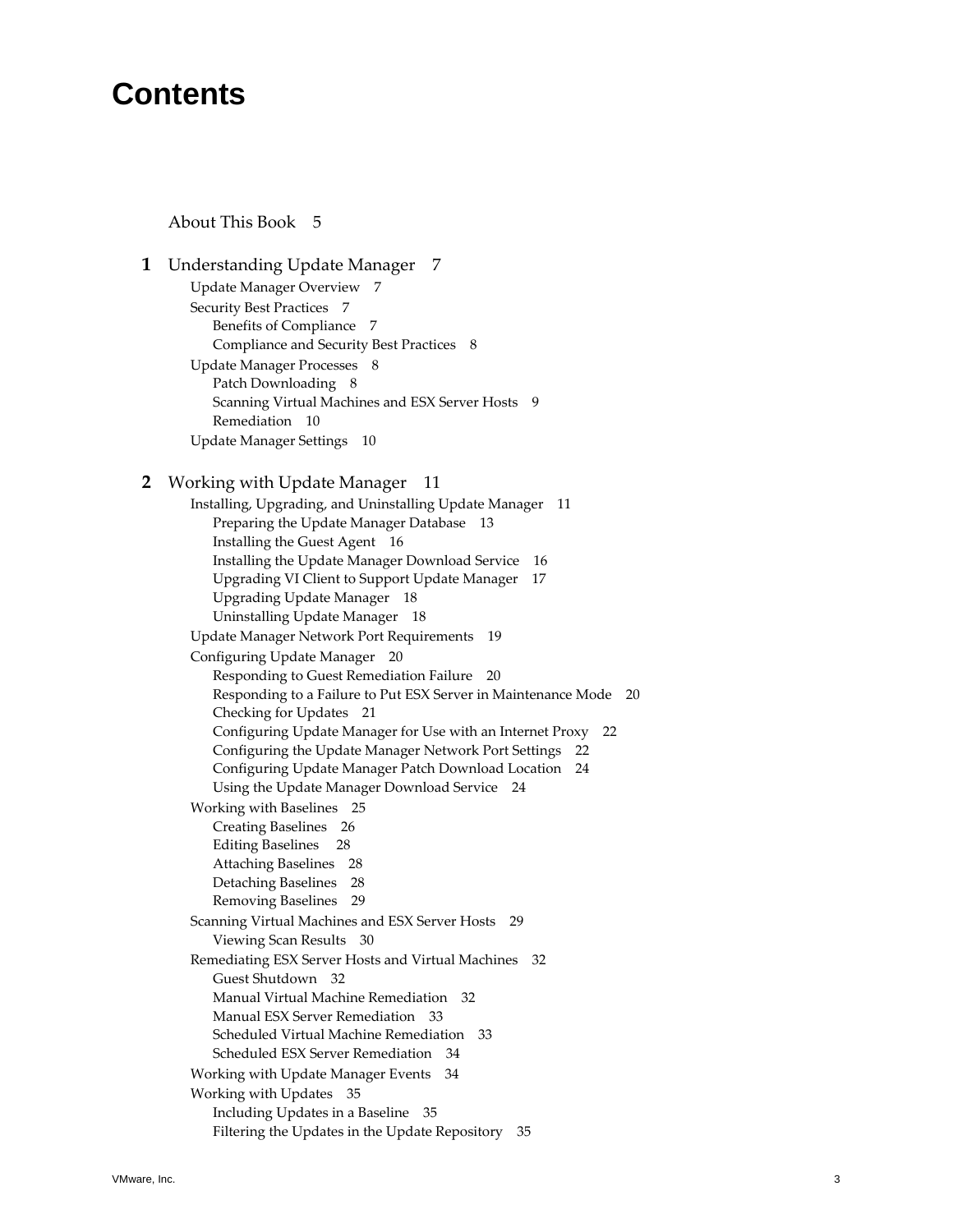# Contents

About This Book 5

**1** Understanding Update Manager 7

- Update Manager Overview 7
- Security Best Practices 7
  - Benefits of Compliance 7
  - Compliance and Security Best Practices 8
- Update Manager Processes 8
  - Patch Downloading 8
  - Scanning Virtual Machines and ESX Server Hosts 9
  - Remediation 10
- Update Manager Settings 10

**2** Working with Update Manager 11

- Installing, Upgrading, and Uninstalling Update Manager 11
  - Preparing the Update Manager Database 13
  - Installing the Guest Agent 16
  - Installing the Update Manager Download Service 16
  - Upgrading VI Client to Support Update Manager 17
  - Upgrading Update Manager 18
  - Uninstalling Update Manager 18
- Update Manager Network Port Requirements 19
- Configuring Update Manager 20
  - Responding to Guest Remediation Failure 20
  - Responding to a Failure to Put ESX Server in Maintenance Mode 20
  - Checking for Updates 21
  - Configuring Update Manager for Use with an Internet Proxy 22
  - Configuring the Update Manager Network Port Settings 22
  - Configuring Update Manager Patch Download Location 24
  - Using the Update Manager Download Service 24
- Working with Baselines 25
  - Creating Baselines 26
  - Editing Baselines 28
  - Attaching Baselines 28
  - Detaching Baselines 28
  - Removing Baselines 29
- Scanning Virtual Machines and ESX Server Hosts 29
  - Viewing Scan Results 30
- Remediating ESX Server Hosts and Virtual Machines 32
  - Guest Shutdown 32
  - Manual Virtual Machine Remediation 32
  - Manual ESX Server Remediation 33
  - Scheduled Virtual Machine Remediation 33
  - Scheduled ESX Server Remediation 34
- Working with Update Manager Events 34
- Working with Updates 35
  - Including Updates in a Baseline 35
  - Filtering the Updates in the Update Repository 35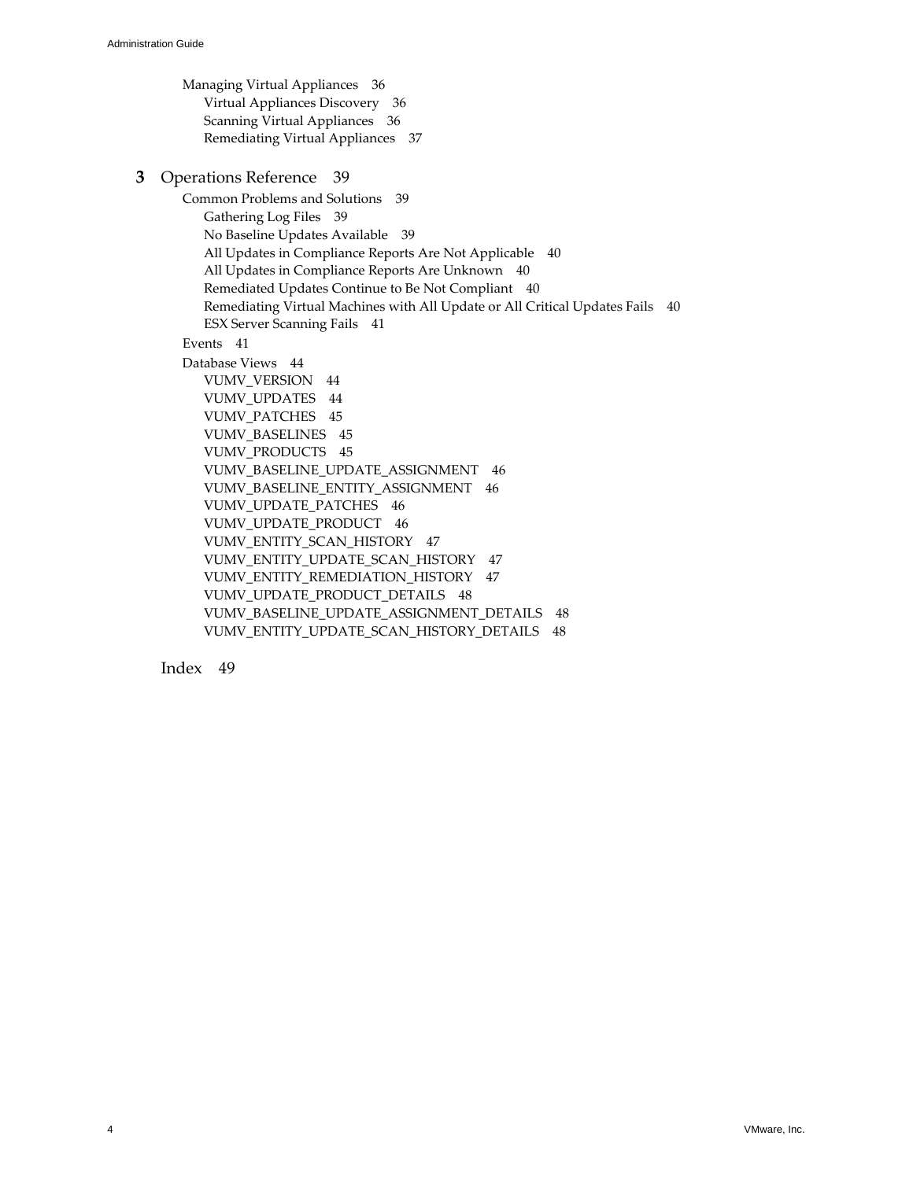Managing Virtual Appliances 36
- Virtual Appliances Discovery 36
- Scanning Virtual Appliances 36
- Remediating Virtual Appliances 37

**3** Operations Reference 39

Common Problems and Solutions 39
- Gathering Log Files 39
- No Baseline Updates Available 39
- All Updates in Compliance Reports Are Not Applicable 40
- All Updates in Compliance Reports Are Unknown 40
- Remediated Updates Continue to Be Not Compliant 40
- Remediating Virtual Machines with All Update or All Critical Updates Fails 40
- ESX Server Scanning Fails 41

Events 41

Database Views 44
- VUMV_VERSION 44
- VUMV_UPDATES 44
- VUMV_PATCHES 45
- VUMV_BASELINES 45
- VUMV_PRODUCTS 45
- VUMV_BASELINE_UPDATE_ASSIGNMENT 46
- VUMV_BASELINE_ENTITY_ASSIGNMENT 46
- VUMV_UPDATE_PATCHES 46
- VUMV_UPDATE_PRODUCT 46
- VUMV_ENTITY_SCAN_HISTORY 47
- VUMV_ENTITY_UPDATE_SCAN_HISTORY 47
- VUMV_ENTITY_REMEDIATION_HISTORY 47
- VUMV_UPDATE_PRODUCT_DETAILS 48
- VUMV_BASELINE_UPDATE_ASSIGNMENT_DETAILS 48
- VUMV_ENTITY_UPDATE_SCAN_HISTORY_DETAILS 48

Index 49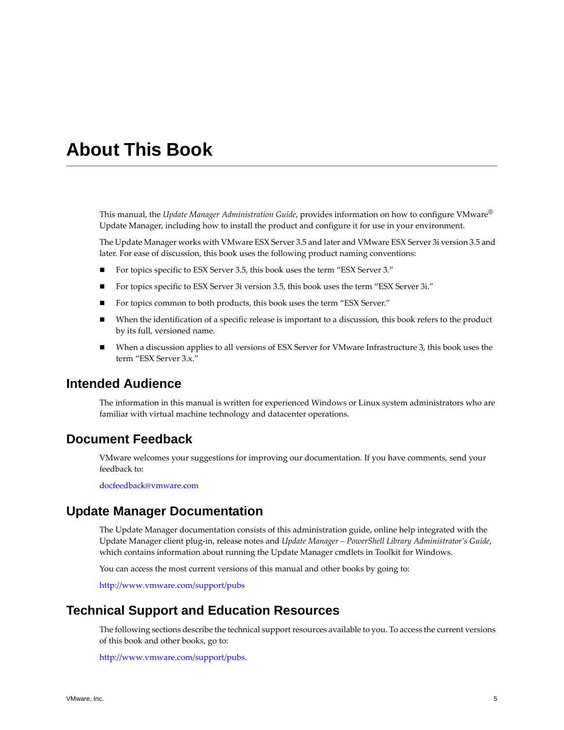# About This Book

This manual, the *Update Manager Administration Guide*, provides information on how to configure VMware® Update Manager, including how to install the product and configure it for use in your environment.

The Update Manager works with VMware ESX Server 3.5 and later and VMware ESX Server 3i version 3.5 and later. For ease of discussion, this book uses the following product naming conventions:

- For topics specific to ESX Server 3.5, this book uses the term "ESX Server 3."
- For topics specific to ESX Server 3i version 3.5, this book uses the term "ESX Server 3i."
- For topics common to both products, this book uses the term "ESX Server."
- When the identification of a specific release is important to a discussion, this book refers to the product by its full, versioned name.
- When a discussion applies to all versions of ESX Server for VMware Infrastructure 3, this book uses the term "ESX Server 3.x."

## Intended Audience

The information in this manual is written for experienced Windows or Linux system administrators who are familiar with virtual machine technology and datacenter operations.

## Document Feedback

VMware welcomes your suggestions for improving our documentation. If you have comments, send your feedback to:

docfeedback@vmware.com

## Update Manager Documentation

The Update Manager documentation consists of this administration guide, online help integrated with the Update Manager client plug-in, release notes and *Update Manager – PowerShell Library Administrator's Guide*, which contains information about running the Update Manager cmdlets in Toolkit for Windows.

You can access the most current versions of this manual and other books by going to:

http://www.vmware.com/support/pubs

## Technical Support and Education Resources

The following sections describe the technical support resources available to you. To access the current versions of this book and other books, go to:

http://www.vmware.com/support/pubs.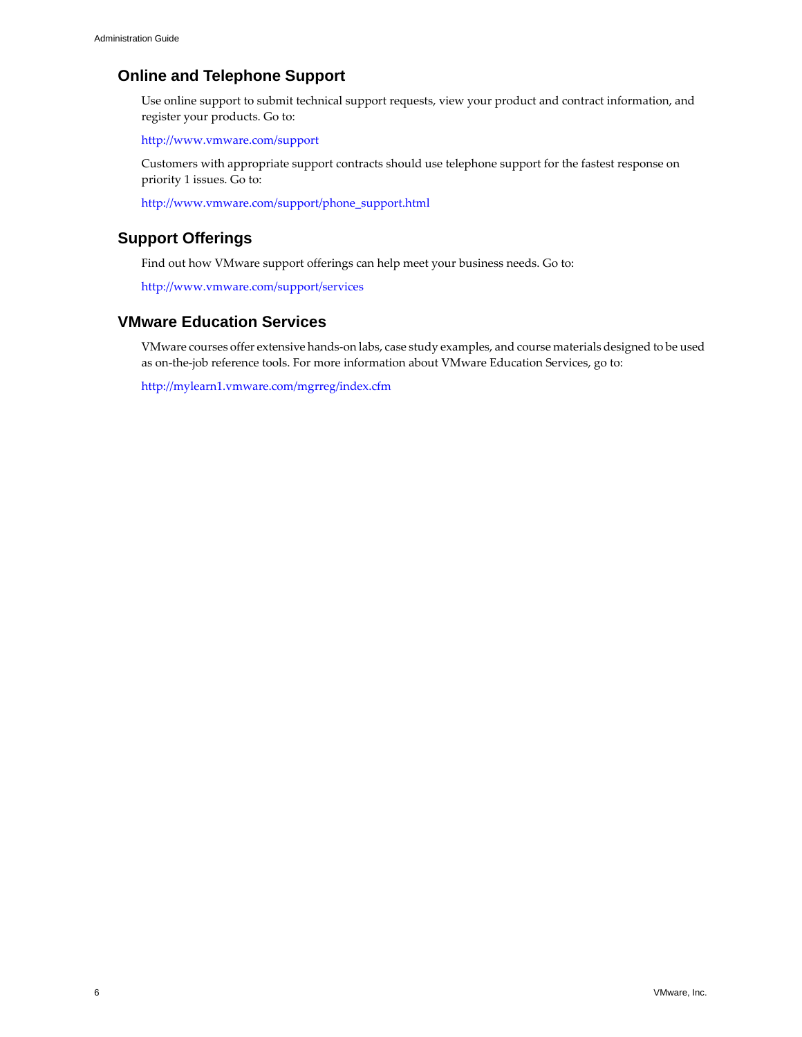## Online and Telephone Support

Use online support to submit technical support requests, view your product and contract information, and register your products. Go to:

http://www.vmware.com/support

Customers with appropriate support contracts should use telephone support for the fastest response on priority 1 issues. Go to:

http://www.vmware.com/support/phone_support.html

## Support Offerings

Find out how VMware support offerings can help meet your business needs. Go to:

http://www.vmware.com/support/services

## VMware Education Services

VMware courses offer extensive hands-on labs, case study examples, and course materials designed to be used as on-the-job reference tools. For more information about VMware Education Services, go to:

http://mylearn1.vmware.com/mgrreg/index.cfm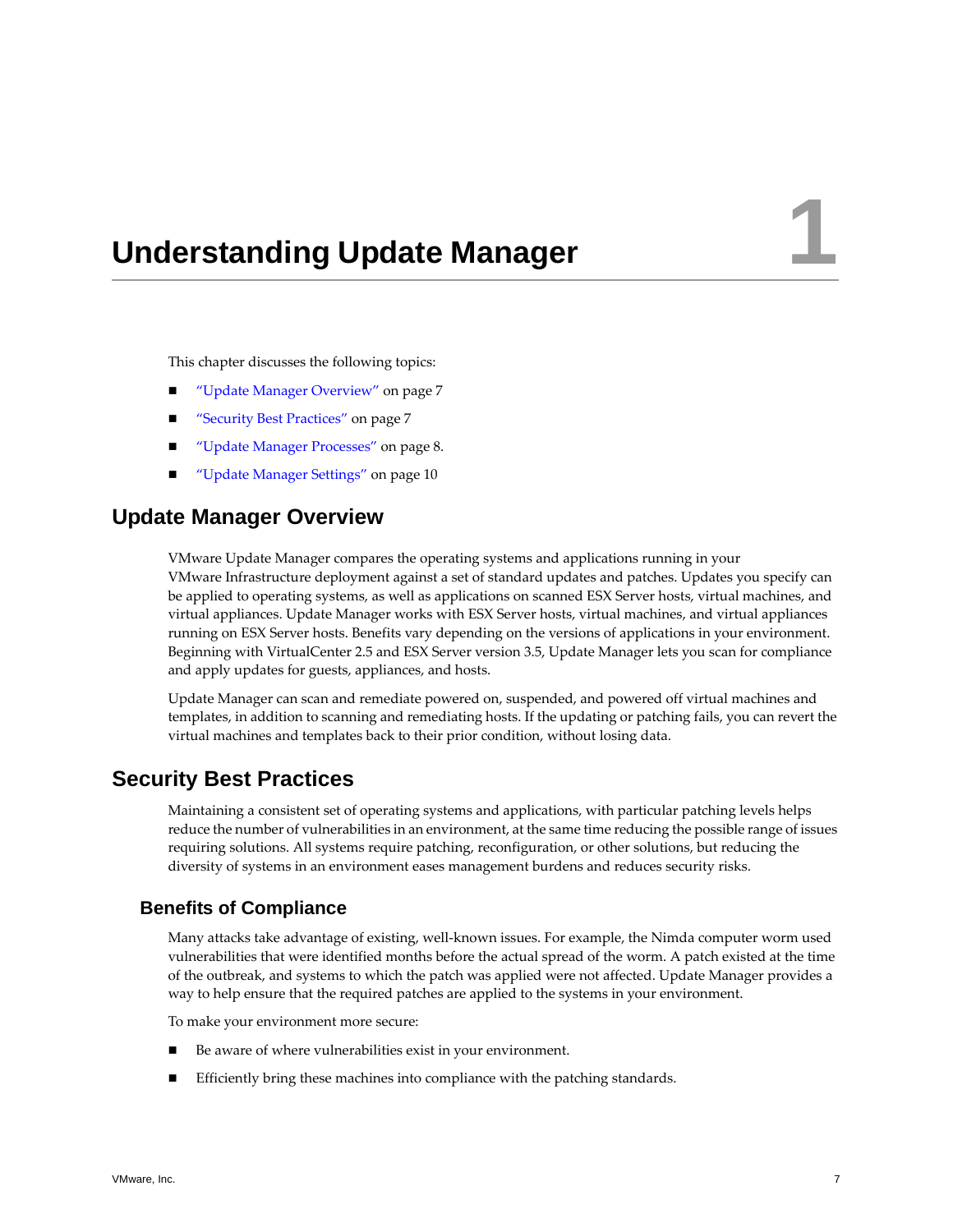# Understanding Update Manager 1

This chapter discusses the following topics:

- "Update Manager Overview" on page 7
- "Security Best Practices" on page 7
- "Update Manager Processes" on page 8.
- "Update Manager Settings" on page 10

## Update Manager Overview

VMware Update Manager compares the operating systems and applications running in your VMware Infrastructure deployment against a set of standard updates and patches. Updates you specify can be applied to operating systems, as well as applications on scanned ESX Server hosts, virtual machines, and virtual appliances. Update Manager works with ESX Server hosts, virtual machines, and virtual appliances running on ESX Server hosts. Benefits vary depending on the versions of applications in your environment. Beginning with VirtualCenter 2.5 and ESX Server version 3.5, Update Manager lets you scan for compliance and apply updates for guests, appliances, and hosts.

Update Manager can scan and remediate powered on, suspended, and powered off virtual machines and templates, in addition to scanning and remediating hosts. If the updating or patching fails, you can revert the virtual machines and templates back to their prior condition, without losing data.

## Security Best Practices

Maintaining a consistent set of operating systems and applications, with particular patching levels helps reduce the number of vulnerabilities in an environment, at the same time reducing the possible range of issues requiring solutions. All systems require patching, reconfiguration, or other solutions, but reducing the diversity of systems in an environment eases management burdens and reduces security risks.

### Benefits of Compliance

Many attacks take advantage of existing, well-known issues. For example, the Nimda computer worm used vulnerabilities that were identified months before the actual spread of the worm. A patch existed at the time of the outbreak, and systems to which the patch was applied were not affected. Update Manager provides a way to help ensure that the required patches are applied to the systems in your environment.

To make your environment more secure:

- Be aware of where vulnerabilities exist in your environment.
- Efficiently bring these machines into compliance with the patching standards.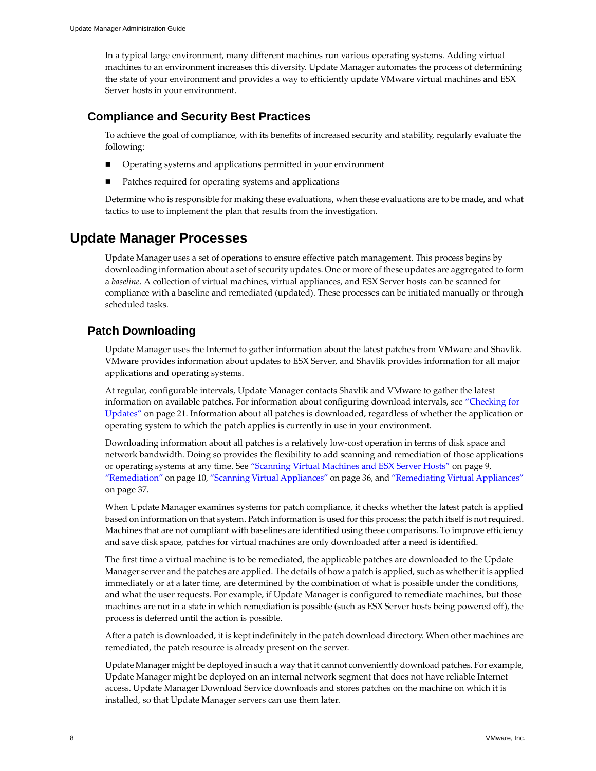In a typical large environment, many different machines run various operating systems. Adding virtual machines to an environment increases this diversity. Update Manager automates the process of determining the state of your environment and provides a way to efficiently update VMware virtual machines and ESX Server hosts in your environment.

### Compliance and Security Best Practices

To achieve the goal of compliance, with its benefits of increased security and stability, regularly evaluate the following:

- Operating systems and applications permitted in your environment
- Patches required for operating systems and applications

Determine who is responsible for making these evaluations, when these evaluations are to be made, and what tactics to use to implement the plan that results from the investigation.

## Update Manager Processes

Update Manager uses a set of operations to ensure effective patch management. This process begins by downloading information about a set of security updates. One or more of these updates are aggregated to form a *baseline*. A collection of virtual machines, virtual appliances, and ESX Server hosts can be scanned for compliance with a baseline and remediated (updated). These processes can be initiated manually or through scheduled tasks.

### Patch Downloading

Update Manager uses the Internet to gather information about the latest patches from VMware and Shavlik. VMware provides information about updates to ESX Server, and Shavlik provides information for all major applications and operating systems.

At regular, configurable intervals, Update Manager contacts Shavlik and VMware to gather the latest information on available patches. For information about configuring download intervals, see "Checking for Updates" on page 21. Information about all patches is downloaded, regardless of whether the application or operating system to which the patch applies is currently in use in your environment.

Downloading information about all patches is a relatively low-cost operation in terms of disk space and network bandwidth. Doing so provides the flexibility to add scanning and remediation of those applications or operating systems at any time. See "Scanning Virtual Machines and ESX Server Hosts" on page 9, "Remediation" on page 10, "Scanning Virtual Appliances" on page 36, and "Remediating Virtual Appliances" on page 37.

When Update Manager examines systems for patch compliance, it checks whether the latest patch is applied based on information on that system. Patch information is used for this process; the patch itself is not required. Machines that are not compliant with baselines are identified using these comparisons. To improve efficiency and save disk space, patches for virtual machines are only downloaded after a need is identified.

The first time a virtual machine is to be remediated, the applicable patches are downloaded to the Update Manager server and the patches are applied. The details of how a patch is applied, such as whether it is applied immediately or at a later time, are determined by the combination of what is possible under the conditions, and what the user requests. For example, if Update Manager is configured to remediate machines, but those machines are not in a state in which remediation is possible (such as ESX Server hosts being powered off), the process is deferred until the action is possible.

After a patch is downloaded, it is kept indefinitely in the patch download directory. When other machines are remediated, the patch resource is already present on the server.

Update Manager might be deployed in such a way that it cannot conveniently download patches. For example, Update Manager might be deployed on an internal network segment that does not have reliable Internet access. Update Manager Download Service downloads and stores patches on the machine on which it is installed, so that Update Manager servers can use them later.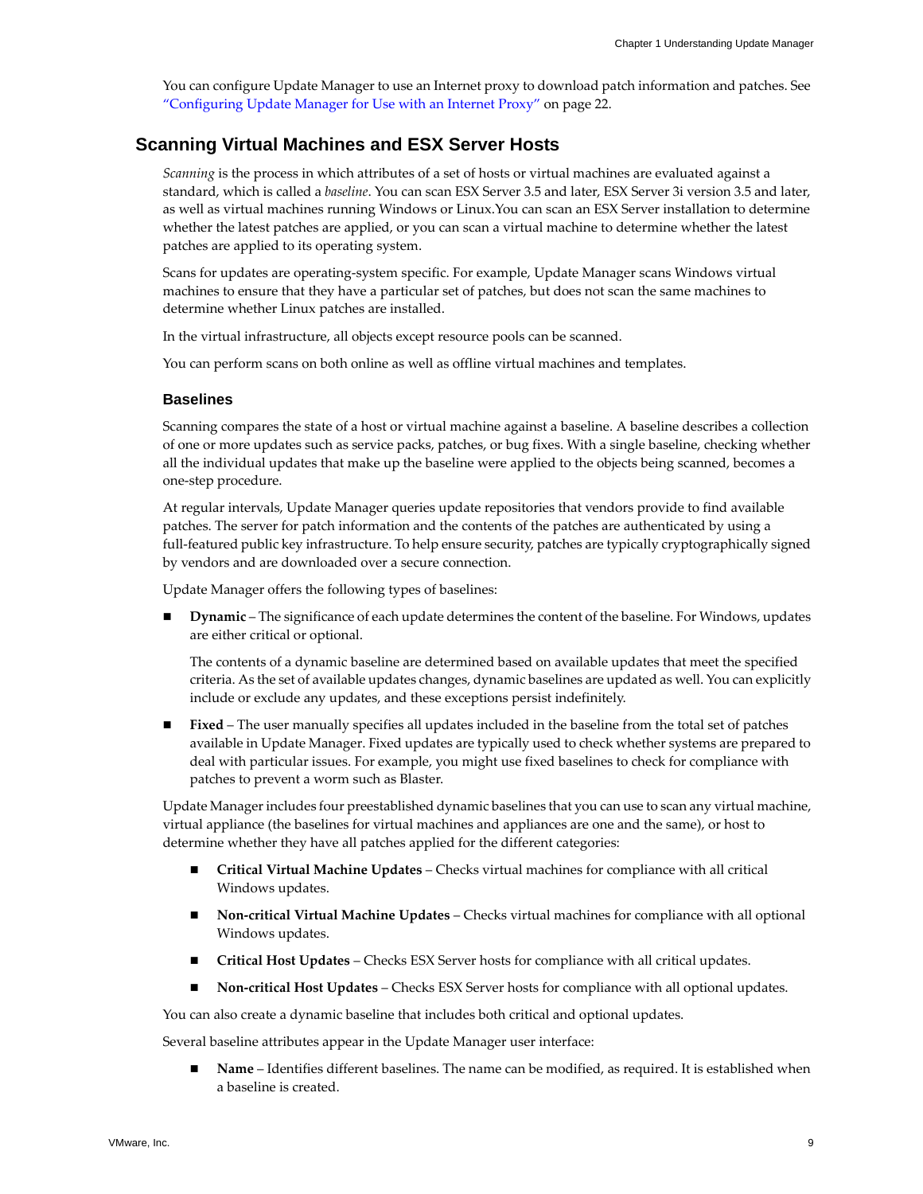You can configure Update Manager to use an Internet proxy to download patch information and patches. See "Configuring Update Manager for Use with an Internet Proxy" on page 22.

## Scanning Virtual Machines and ESX Server Hosts

*Scanning* is the process in which attributes of a set of hosts or virtual machines are evaluated against a standard, which is called a *baseline*. You can scan ESX Server 3.5 and later, ESX Server 3i version 3.5 and later, as well as virtual machines running Windows or Linux.You can scan an ESX Server installation to determine whether the latest patches are applied, or you can scan a virtual machine to determine whether the latest patches are applied to its operating system.

Scans for updates are operating-system specific. For example, Update Manager scans Windows virtual machines to ensure that they have a particular set of patches, but does not scan the same machines to determine whether Linux patches are installed.

In the virtual infrastructure, all objects except resource pools can be scanned.

You can perform scans on both online as well as offline virtual machines and templates.

### Baselines

Scanning compares the state of a host or virtual machine against a baseline. A baseline describes a collection of one or more updates such as service packs, patches, or bug fixes. With a single baseline, checking whether all the individual updates that make up the baseline were applied to the objects being scanned, becomes a one-step procedure.

At regular intervals, Update Manager queries update repositories that vendors provide to find available patches. The server for patch information and the contents of the patches are authenticated by using a full-featured public key infrastructure. To help ensure security, patches are typically cryptographically signed by vendors and are downloaded over a secure connection.

Update Manager offers the following types of baselines:

- **Dynamic** – The significance of each update determines the content of the baseline. For Windows, updates are either critical or optional.

  The contents of a dynamic baseline are determined based on available updates that meet the specified criteria. As the set of available updates changes, dynamic baselines are updated as well. You can explicitly include or exclude any updates, and these exceptions persist indefinitely.

- **Fixed** – The user manually specifies all updates included in the baseline from the total set of patches available in Update Manager. Fixed updates are typically used to check whether systems are prepared to deal with particular issues. For example, you might use fixed baselines to check for compliance with patches to prevent a worm such as Blaster.

Update Manager includes four preestablished dynamic baselines that you can use to scan any virtual machine, virtual appliance (the baselines for virtual machines and appliances are one and the same), or host to determine whether they have all patches applied for the different categories:

- **Critical Virtual Machine Updates** – Checks virtual machines for compliance with all critical Windows updates.
- **Non-critical Virtual Machine Updates** – Checks virtual machines for compliance with all optional Windows updates.
- **Critical Host Updates** – Checks ESX Server hosts for compliance with all critical updates.
- **Non-critical Host Updates** – Checks ESX Server hosts for compliance with all optional updates.

You can also create a dynamic baseline that includes both critical and optional updates.

Several baseline attributes appear in the Update Manager user interface:

- **Name** – Identifies different baselines. The name can be modified, as required. It is established when a baseline is created.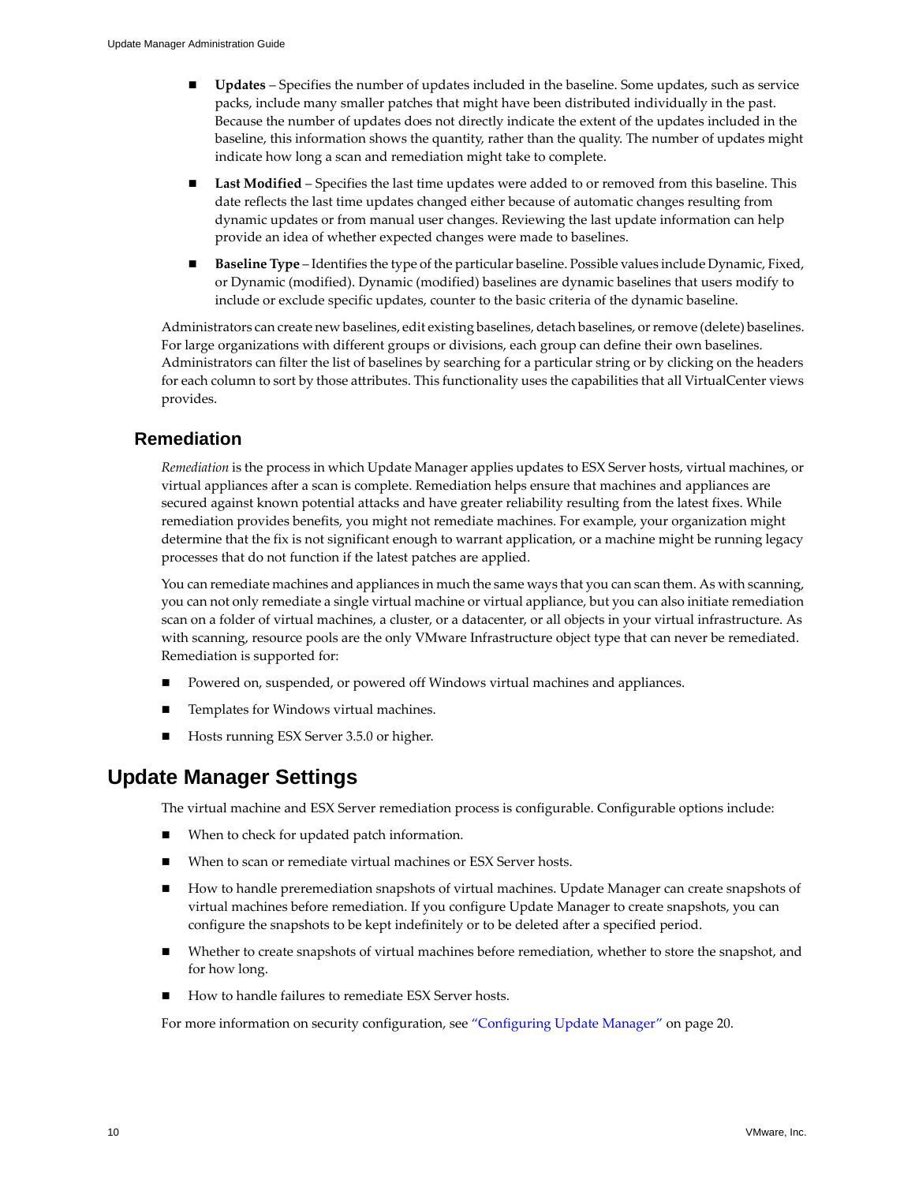- **Updates** – Specifies the number of updates included in the baseline. Some updates, such as service packs, include many smaller patches that might have been distributed individually in the past. Because the number of updates does not directly indicate the extent of the updates included in the baseline, this information shows the quantity, rather than the quality. The number of updates might indicate how long a scan and remediation might take to complete.
- **Last Modified** – Specifies the last time updates were added to or removed from this baseline. This date reflects the last time updates changed either because of automatic changes resulting from dynamic updates or from manual user changes. Reviewing the last update information can help provide an idea of whether expected changes were made to baselines.
- **Baseline Type** – Identifies the type of the particular baseline. Possible values include Dynamic, Fixed, or Dynamic (modified). Dynamic (modified) baselines are dynamic baselines that users modify to include or exclude specific updates, counter to the basic criteria of the dynamic baseline.

Administrators can create new baselines, edit existing baselines, detach baselines, or remove (delete) baselines. For large organizations with different groups or divisions, each group can define their own baselines. Administrators can filter the list of baselines by searching for a particular string or by clicking on the headers for each column to sort by those attributes. This functionality uses the capabilities that all VirtualCenter views provides.

### Remediation

*Remediation* is the process in which Update Manager applies updates to ESX Server hosts, virtual machines, or virtual appliances after a scan is complete. Remediation helps ensure that machines and appliances are secured against known potential attacks and have greater reliability resulting from the latest fixes. While remediation provides benefits, you might not remediate machines. For example, your organization might determine that the fix is not significant enough to warrant application, or a machine might be running legacy processes that do not function if the latest patches are applied.

You can remediate machines and appliances in much the same ways that you can scan them. As with scanning, you can not only remediate a single virtual machine or virtual appliance, but you can also initiate remediation scan on a folder of virtual machines, a cluster, or a datacenter, or all objects in your virtual infrastructure. As with scanning, resource pools are the only VMware Infrastructure object type that can never be remediated. Remediation is supported for:

- Powered on, suspended, or powered off Windows virtual machines and appliances.
- Templates for Windows virtual machines.
- Hosts running ESX Server 3.5.0 or higher.

## Update Manager Settings

The virtual machine and ESX Server remediation process is configurable. Configurable options include:

- When to check for updated patch information.
- When to scan or remediate virtual machines or ESX Server hosts.
- How to handle preremediation snapshots of virtual machines. Update Manager can create snapshots of virtual machines before remediation. If you configure Update Manager to create snapshots, you can configure the snapshots to be kept indefinitely or to be deleted after a specified period.
- Whether to create snapshots of virtual machines before remediation, whether to store the snapshot, and for how long.
- How to handle failures to remediate ESX Server hosts.

For more information on security configuration, see "Configuring Update Manager" on page 20.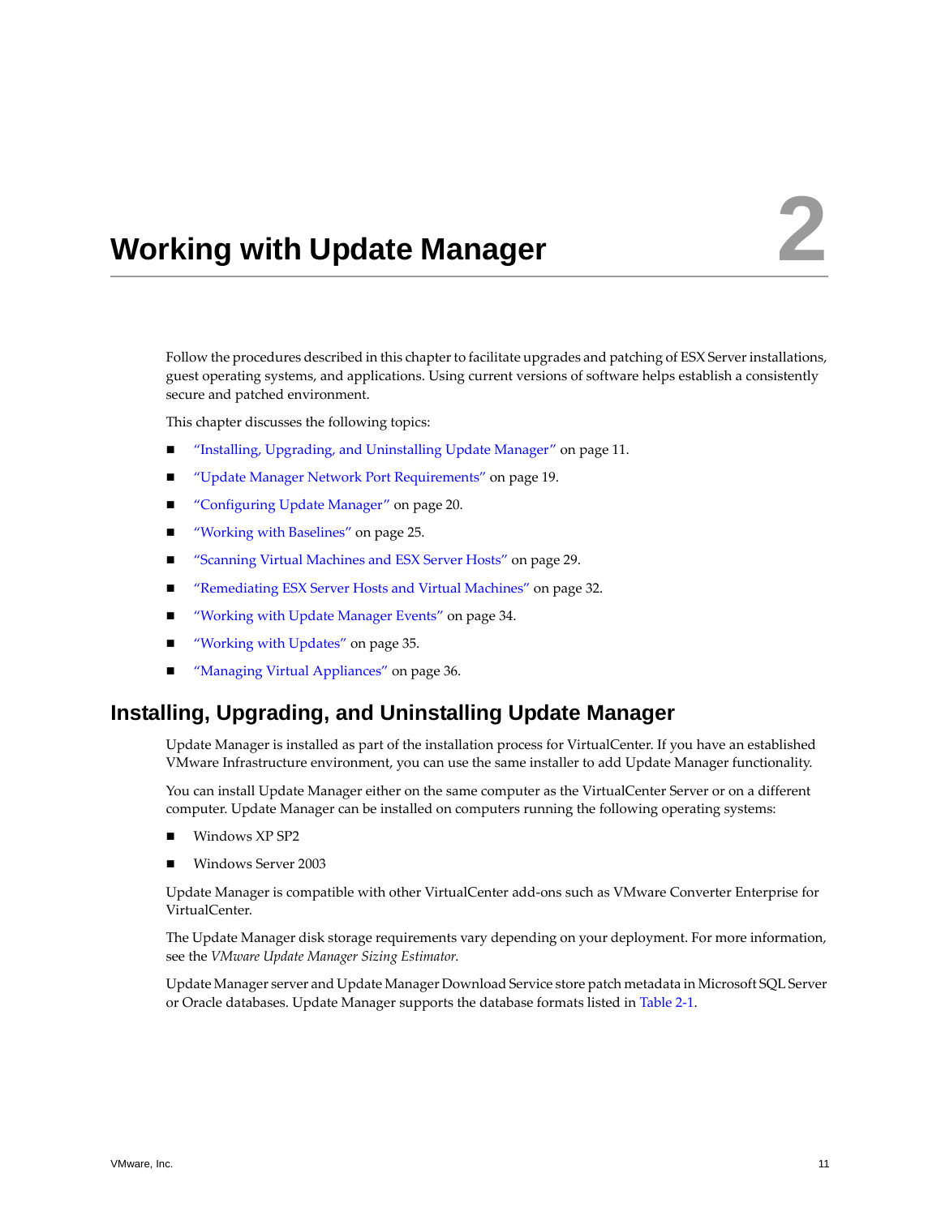# 2 Working with Update Manager

Follow the procedures described in this chapter to facilitate upgrades and patching of ESX Server installations, guest operating systems, and applications. Using current versions of software helps establish a consistently secure and patched environment.

This chapter discusses the following topics:

- "Installing, Upgrading, and Uninstalling Update Manager" on page 11.
- "Update Manager Network Port Requirements" on page 19.
- "Configuring Update Manager" on page 20.
- "Working with Baselines" on page 25.
- "Scanning Virtual Machines and ESX Server Hosts" on page 29.
- "Remediating ESX Server Hosts and Virtual Machines" on page 32.
- "Working with Update Manager Events" on page 34.
- "Working with Updates" on page 35.
- "Managing Virtual Appliances" on page 36.

## Installing, Upgrading, and Uninstalling Update Manager

Update Manager is installed as part of the installation process for VirtualCenter. If you have an established VMware Infrastructure environment, you can use the same installer to add Update Manager functionality.

You can install Update Manager either on the same computer as the VirtualCenter Server or on a different computer. Update Manager can be installed on computers running the following operating systems:

- Windows XP SP2
- Windows Server 2003

Update Manager is compatible with other VirtualCenter add-ons such as VMware Converter Enterprise for VirtualCenter.

The Update Manager disk storage requirements vary depending on your deployment. For more information, see the *VMware Update Manager Sizing Estimator*.

Update Manager server and Update Manager Download Service store patch metadata in Microsoft SQL Server or Oracle databases. Update Manager supports the database formats listed in Table 2-1.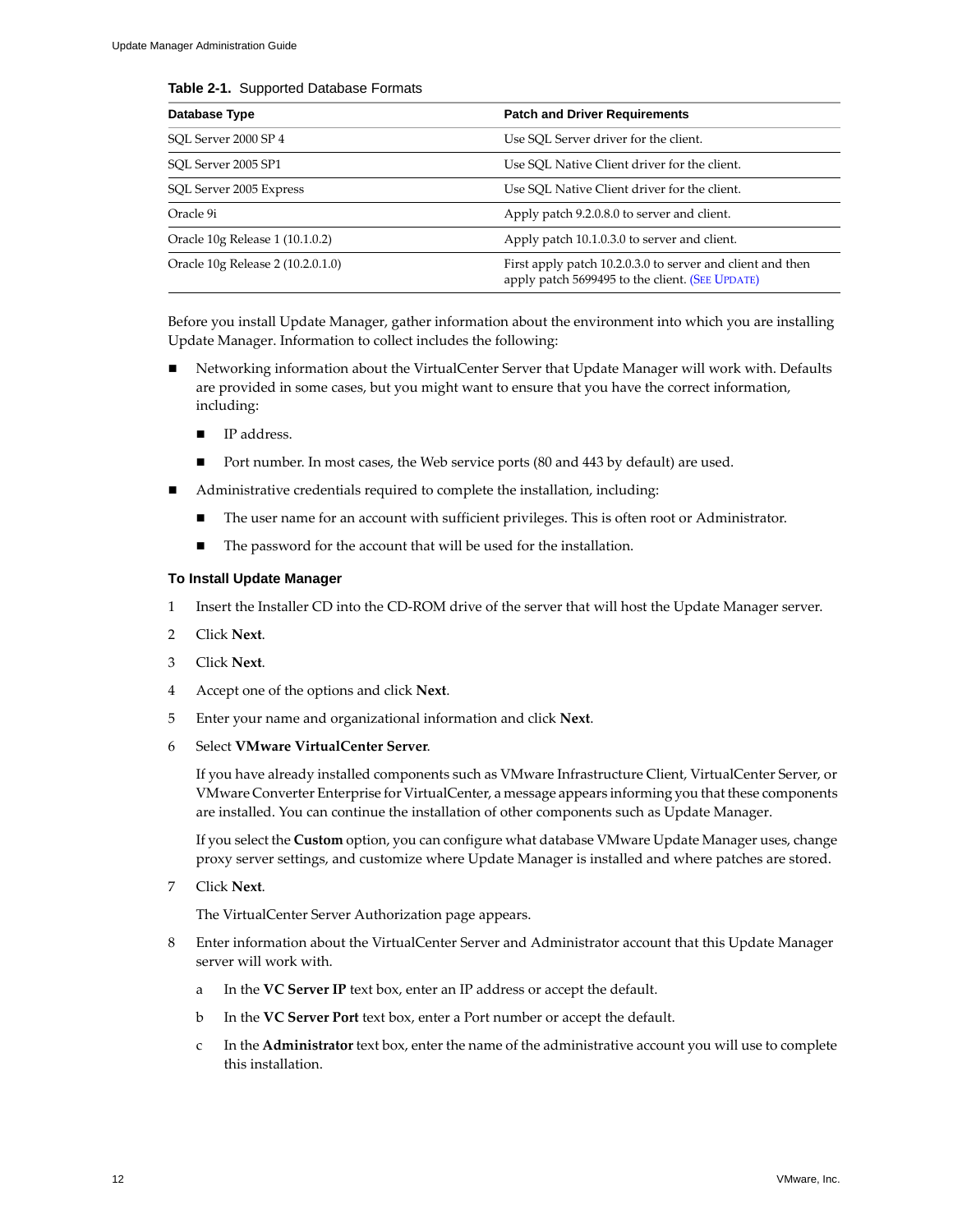**Table 2-1.** Supported Database Formats

| Database Type | Patch and Driver Requirements |
|---|---|
| SQL Server 2000 SP 4 | Use SQL Server driver for the client. |
| SQL Server 2005 SP1 | Use SQL Native Client driver for the client. |
| SQL Server 2005 Express | Use SQL Native Client driver for the client. |
| Oracle 9i | Apply patch 9.2.0.8.0 to server and client. |
| Oracle 10g Release 1 (10.1.0.2) | Apply patch 10.1.0.3.0 to server and client. |
| Oracle 10g Release 2 (10.2.0.1.0) | First apply patch 10.2.0.3.0 to server and client and then apply patch 5699495 to the client. (SEE UPDATE) |

Before you install Update Manager, gather information about the environment into which you are installing Update Manager. Information to collect includes the following:

- Networking information about the VirtualCenter Server that Update Manager will work with. Defaults are provided in some cases, but you might want to ensure that you have the correct information, including:
  - IP address.
  - Port number. In most cases, the Web service ports (80 and 443 by default) are used.
- Administrative credentials required to complete the installation, including:
  - The user name for an account with sufficient privileges. This is often root or Administrator.
  - The password for the account that will be used for the installation.

#### To Install Update Manager

1. Insert the Installer CD into the CD-ROM drive of the server that will host the Update Manager server.
2. Click **Next**.
3. Click **Next**.
4. Accept one of the options and click **Next**.
5. Enter your name and organizational information and click **Next**.
6. Select **VMware VirtualCenter Server**.

   If you have already installed components such as VMware Infrastructure Client, VirtualCenter Server, or VMware Converter Enterprise for VirtualCenter, a message appears informing you that these components are installed. You can continue the installation of other components such as Update Manager.

   If you select the **Custom** option, you can configure what database VMware Update Manager uses, change proxy server settings, and customize where Update Manager is installed and where patches are stored.

7. Click **Next**.

   The VirtualCenter Server Authorization page appears.

8. Enter information about the VirtualCenter Server and Administrator account that this Update Manager server will work with.
   a. In the **VC Server IP** text box, enter an IP address or accept the default.
   b. In the **VC Server Port** text box, enter a Port number or accept the default.
   c. In the **Administrator** text box, enter the name of the administrative account you will use to complete this installation.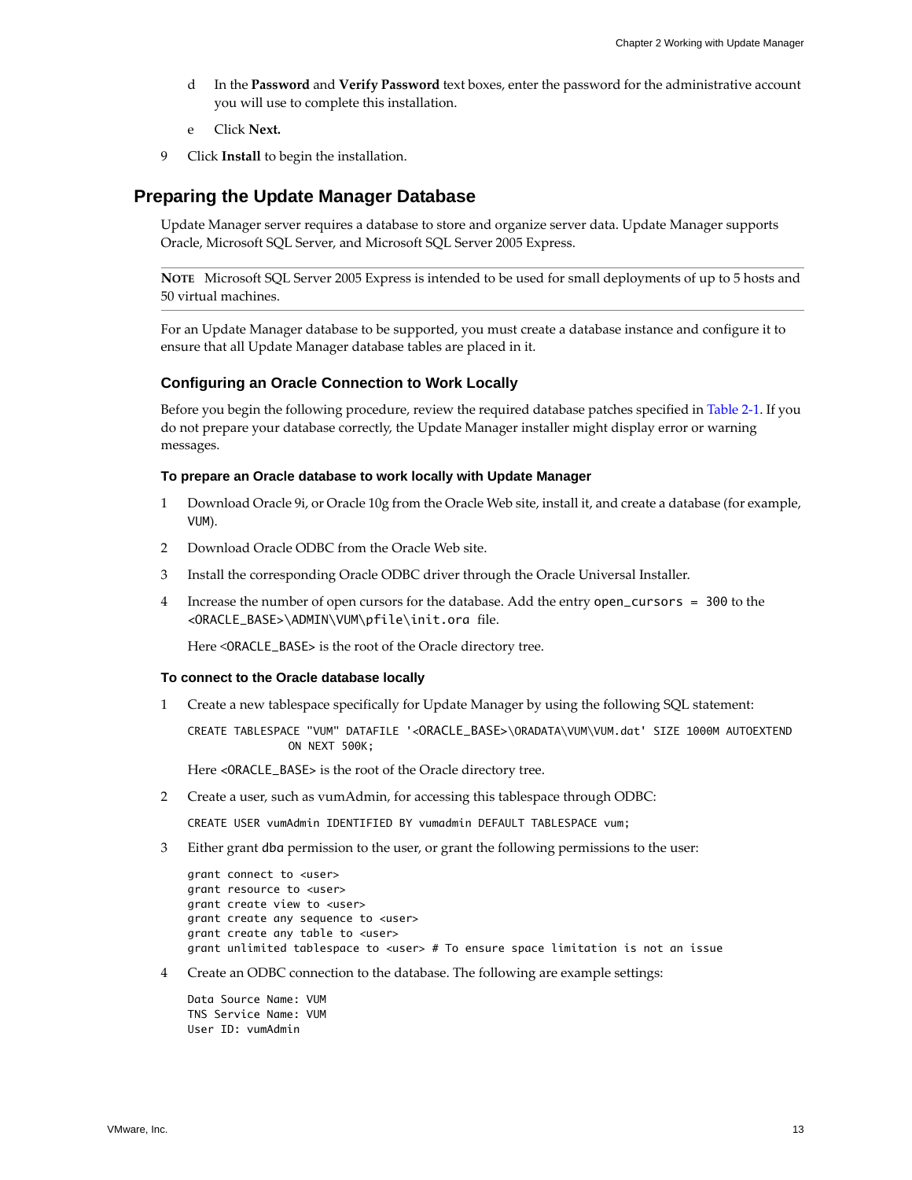d In the **Password** and **Verify Password** text boxes, enter the password for the administrative account you will use to complete this installation.

e Click **Next.**

9 Click **Install** to begin the installation.

## Preparing the Update Manager Database

Update Manager server requires a database to store and organize server data. Update Manager supports Oracle, Microsoft SQL Server, and Microsoft SQL Server 2005 Express.

---

**NOTE** Microsoft SQL Server 2005 Express is intended to be used for small deployments of up to 5 hosts and 50 virtual machines.

---

For an Update Manager database to be supported, you must create a database instance and configure it to ensure that all Update Manager database tables are placed in it.

### Configuring an Oracle Connection to Work Locally

Before you begin the following procedure, review the required database patches specified in Table 2-1. If you do not prepare your database correctly, the Update Manager installer might display error or warning messages.

#### To prepare an Oracle database to work locally with Update Manager

1. Download Oracle 9i, or Oracle 10g from the Oracle Web site, install it, and create a database (for example, `VUM`).
2. Download Oracle ODBC from the Oracle Web site.
3. Install the corresponding Oracle ODBC driver through the Oracle Universal Installer.
4. Increase the number of open cursors for the database. Add the entry `open_cursors = 300` to the `<ORACLE_BASE>\ADMIN\VUM\pfile\init.ora` file.

   Here `<ORACLE_BASE>` is the root of the Oracle directory tree.

#### To connect to the Oracle database locally

1. Create a new tablespace specifically for Update Manager by using the following SQL statement:

   ```
   CREATE TABLESPACE "VUM" DATAFILE '<ORACLE_BASE>\ORADATA\VUM\VUM.dat' SIZE 1000M AUTOEXTEND
                ON NEXT 500K;
   ```

   Here `<ORACLE_BASE>` is the root of the Oracle directory tree.

2. Create a user, such as vumAdmin, for accessing this tablespace through ODBC:

   ```
   CREATE USER vumAdmin IDENTIFIED BY vumadmin DEFAULT TABLESPACE vum;
   ```

3. Either grant `dba` permission to the user, or grant the following permissions to the user:

   ```
   grant connect to <user>
   grant resource to <user>
   grant create view to <user>
   grant create any sequence to <user>
   grant create any table to <user>
   grant unlimited tablespace to <user> # To ensure space limitation is not an issue
   ```

4. Create an ODBC connection to the database. The following are example settings:

   ```
   Data Source Name: VUM
   TNS Service Name: VUM
   User ID: vumAdmin
   ```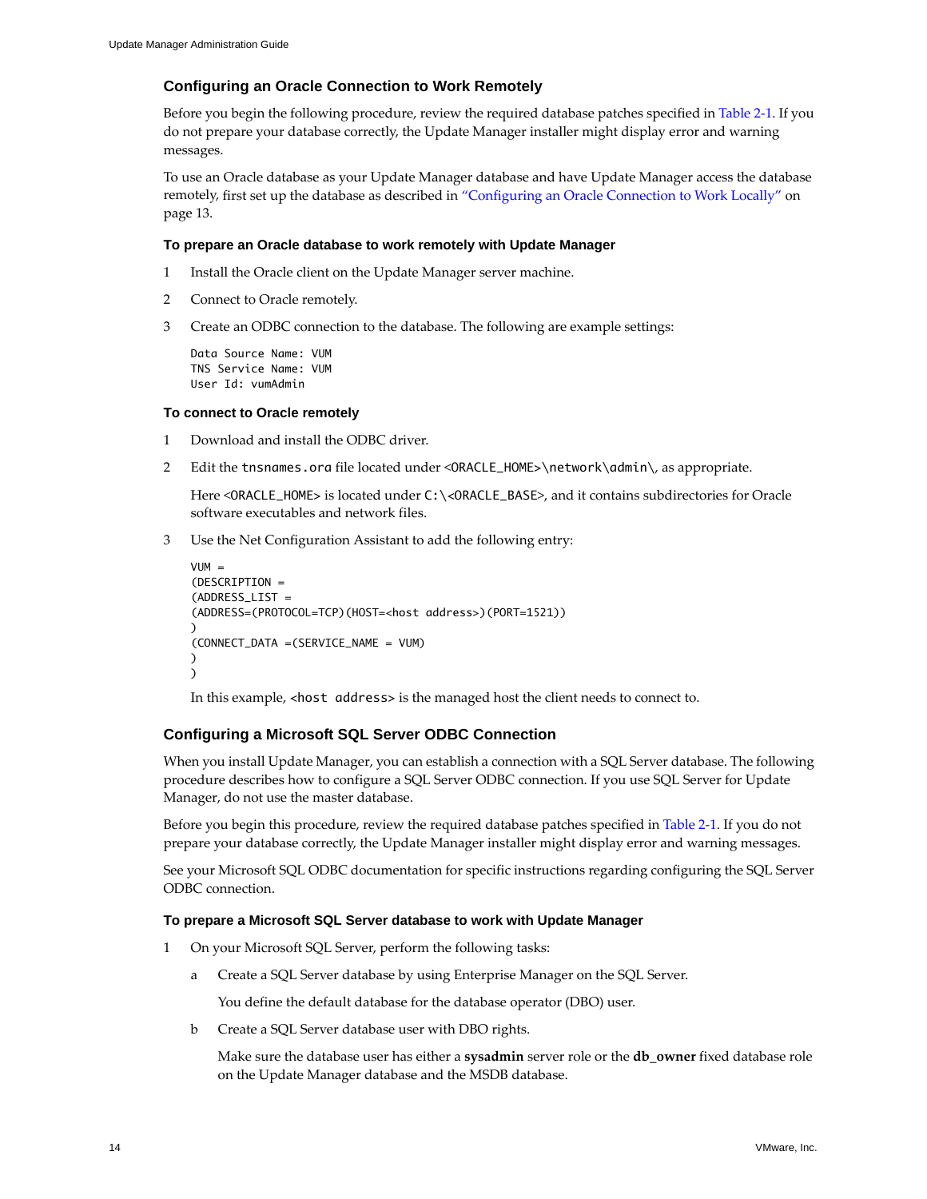### Configuring an Oracle Connection to Work Remotely

Before you begin the following procedure, review the required database patches specified in Table 2-1. If you do not prepare your database correctly, the Update Manager installer might display error and warning messages.

To use an Oracle database as your Update Manager database and have Update Manager access the database remotely, first set up the database as described in "Configuring an Oracle Connection to Work Locally" on page 13.

#### To prepare an Oracle database to work remotely with Update Manager

1. Install the Oracle client on the Update Manager server machine.
2. Connect to Oracle remotely.
3. Create an ODBC connection to the database. The following are example settings:

```
Data Source Name: VUM
TNS Service Name: VUM
User Id: vumAdmin
```

#### To connect to Oracle remotely

1. Download and install the ODBC driver.
2. Edit the `tnsnames.ora` file located under `<ORACLE_HOME>\network\admin\`, as appropriate.

   Here `<ORACLE_HOME>` is located under `C:\<ORACLE_BASE>`, and it contains subdirectories for Oracle software executables and network files.

3. Use the Net Configuration Assistant to add the following entry:

```
VUM =
(DESCRIPTION =
(ADDRESS_LIST =
(ADDRESS=(PROTOCOL=TCP)(HOST=<host address>)(PORT=1521))
)
(CONNECT_DATA =(SERVICE_NAME = VUM)
)
)
```

   In this example, `<host address>` is the managed host the client needs to connect to.

### Configuring a Microsoft SQL Server ODBC Connection

When you install Update Manager, you can establish a connection with a SQL Server database. The following procedure describes how to configure a SQL Server ODBC connection. If you use SQL Server for Update Manager, do not use the master database.

Before you begin this procedure, review the required database patches specified in Table 2-1. If you do not prepare your database correctly, the Update Manager installer might display error and warning messages.

See your Microsoft SQL ODBC documentation for specific instructions regarding configuring the SQL Server ODBC connection.

#### To prepare a Microsoft SQL Server database to work with Update Manager

1. On your Microsoft SQL Server, perform the following tasks:

   a. Create a SQL Server database by using Enterprise Manager on the SQL Server.

      You define the default database for the database operator (DBO) user.

   b. Create a SQL Server database user with DBO rights.

      Make sure the database user has either a **sysadmin** server role or the **db_owner** fixed database role on the Update Manager database and the MSDB database.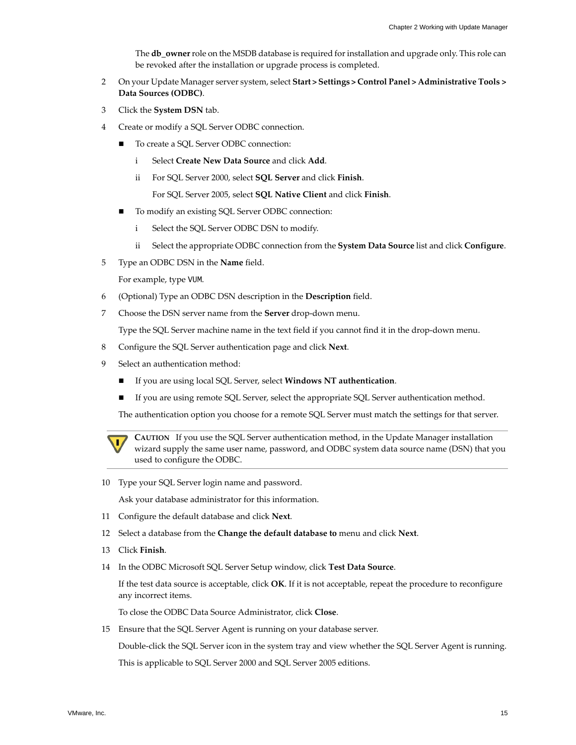The **db_owner** role on the MSDB database is required for installation and upgrade only. This role can be revoked after the installation or upgrade process is completed.

2. On your Update Manager server system, select **Start > Settings > Control Panel > Administrative Tools > Data Sources (ODBC)**.
3. Click the **System DSN** tab.
4. Create or modify a SQL Server ODBC connection.
   - To create a SQL Server ODBC connection:
     1. Select **Create New Data Source** and click **Add**.
     2. For SQL Server 2000, select **SQL Server** and click **Finish**.

        For SQL Server 2005, select **SQL Native Client** and click **Finish**.
   - To modify an existing SQL Server ODBC connection:
     1. Select the SQL Server ODBC DSN to modify.
     2. Select the appropriate ODBC connection from the **System Data Source** list and click **Configure**.
5. Type an ODBC DSN in the **Name** field.

   For example, type `VUM`.
6. (Optional) Type an ODBC DSN description in the **Description** field.
7. Choose the DSN server name from the **Server** drop-down menu.

   Type the SQL Server machine name in the text field if you cannot find it in the drop-down menu.
8. Configure the SQL Server authentication page and click **Next**.
9. Select an authentication method:
   - If you are using local SQL Server, select **Windows NT authentication**.
   - If you are using remote SQL Server, select the appropriate SQL Server authentication method.

   The authentication option you choose for a remote SQL Server must match the settings for that server.

> **CAUTION** If you use the SQL Server authentication method, in the Update Manager installation wizard supply the same user name, password, and ODBC system data source name (DSN) that you used to configure the ODBC.

10. Type your SQL Server login name and password.

    Ask your database administrator for this information.
11. Configure the default database and click **Next**.
12. Select a database from the **Change the default database to** menu and click **Next**.
13. Click **Finish**.
14. In the ODBC Microsoft SQL Server Setup window, click **Test Data Source**.

    If the test data source is acceptable, click **OK**. If it is not acceptable, repeat the procedure to reconfigure any incorrect items.

    To close the ODBC Data Source Administrator, click **Close**.
15. Ensure that the SQL Server Agent is running on your database server.

    Double-click the SQL Server icon in the system tray and view whether the SQL Server Agent is running.

    This is applicable to SQL Server 2000 and SQL Server 2005 editions.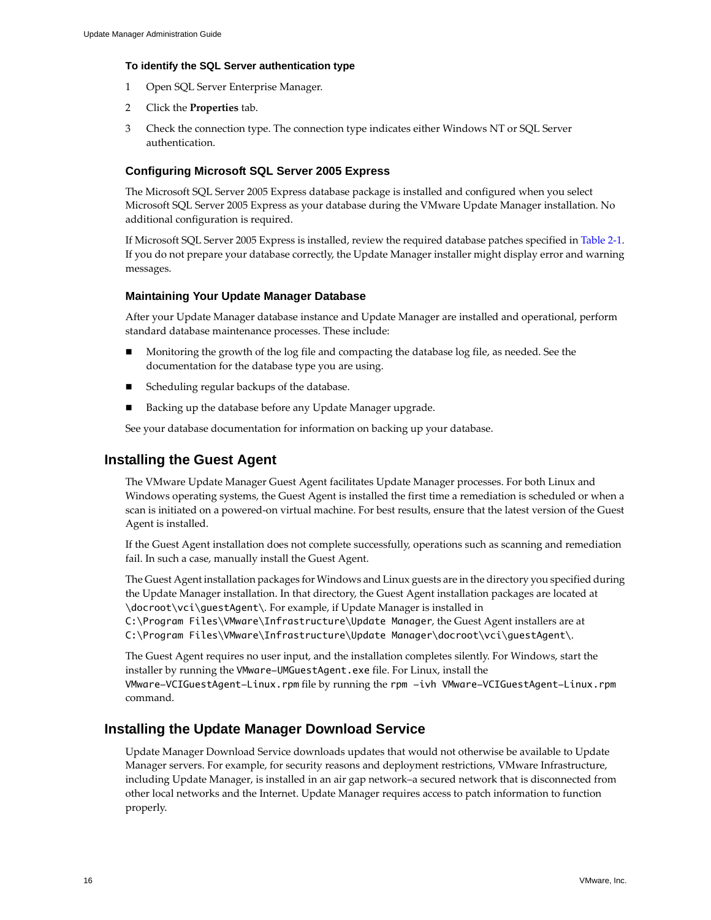#### To identify the SQL Server authentication type

1. Open SQL Server Enterprise Manager.
2. Click the **Properties** tab.
3. Check the connection type. The connection type indicates either Windows NT or SQL Server authentication.

### Configuring Microsoft SQL Server 2005 Express

The Microsoft SQL Server 2005 Express database package is installed and configured when you select Microsoft SQL Server 2005 Express as your database during the VMware Update Manager installation. No additional configuration is required.

If Microsoft SQL Server 2005 Express is installed, review the required database patches specified in Table 2-1. If you do not prepare your database correctly, the Update Manager installer might display error and warning messages.

### Maintaining Your Update Manager Database

After your Update Manager database instance and Update Manager are installed and operational, perform standard database maintenance processes. These include:

- Monitoring the growth of the log file and compacting the database log file, as needed. See the documentation for the database type you are using.
- Scheduling regular backups of the database.
- Backing up the database before any Update Manager upgrade.

See your database documentation for information on backing up your database.

## Installing the Guest Agent

The VMware Update Manager Guest Agent facilitates Update Manager processes. For both Linux and Windows operating systems, the Guest Agent is installed the first time a remediation is scheduled or when a scan is initiated on a powered-on virtual machine. For best results, ensure that the latest version of the Guest Agent is installed.

If the Guest Agent installation does not complete successfully, operations such as scanning and remediation fail. In such a case, manually install the Guest Agent.

The Guest Agent installation packages for Windows and Linux guests are in the directory you specified during the Update Manager installation. In that directory, the Guest Agent installation packages are located at `\docroot\vci\guestAgent\`. For example, if Update Manager is installed in `C:\Program Files\VMware\Infrastructure\Update Manager`, the Guest Agent installers are at `C:\Program Files\VMware\Infrastructure\Update Manager\docroot\vci\guestAgent\`.

The Guest Agent requires no user input, and the installation completes silently. For Windows, start the installer by running the `VMware-UMGuestAgent.exe` file. For Linux, install the `VMware-VCIGuestAgent-Linux.rpm` file by running the `rpm -ivh VMware-VCIGuestAgent-Linux.rpm` command.

## Installing the Update Manager Download Service

Update Manager Download Service downloads updates that would not otherwise be available to Update Manager servers. For example, for security reasons and deployment restrictions, VMware Infrastructure, including Update Manager, is installed in an air gap network–a secured network that is disconnected from other local networks and the Internet. Update Manager requires access to patch information to function properly.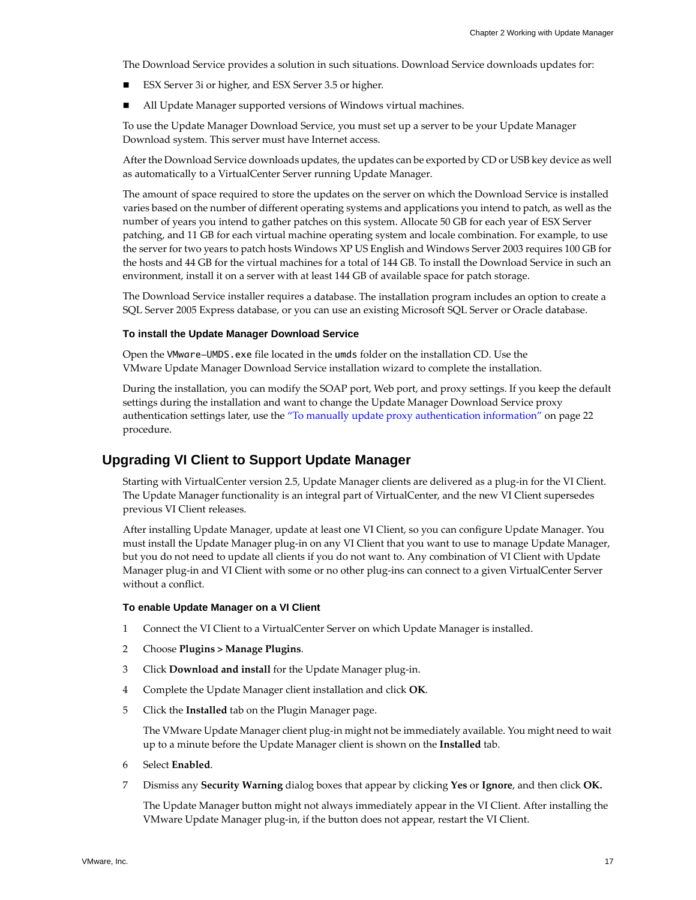The Download Service provides a solution in such situations. Download Service downloads updates for:

- ESX Server 3i or higher, and ESX Server 3.5 or higher.
- All Update Manager supported versions of Windows virtual machines.

To use the Update Manager Download Service, you must set up a server to be your Update Manager Download system. This server must have Internet access.

After the Download Service downloads updates, the updates can be exported by CD or USB key device as well as automatically to a VirtualCenter Server running Update Manager.

The amount of space required to store the updates on the server on which the Download Service is installed varies based on the number of different operating systems and applications you intend to patch, as well as the number of years you intend to gather patches on this system. Allocate 50 GB for each year of ESX Server patching, and 11 GB for each virtual machine operating system and locale combination. For example, to use the server for two years to patch hosts Windows XP US English and Windows Server 2003 requires 100 GB for the hosts and 44 GB for the virtual machines for a total of 144 GB. To install the Download Service in such an environment, install it on a server with at least 144 GB of available space for patch storage.

The Download Service installer requires a database. The installation program includes an option to create a SQL Server 2005 Express database, or you can use an existing Microsoft SQL Server or Oracle database.

#### To install the Update Manager Download Service

Open the `VMware-UMDS.exe` file located in the `umds` folder on the installation CD. Use the VMware Update Manager Download Service installation wizard to complete the installation.

During the installation, you can modify the SOAP port, Web port, and proxy settings. If you keep the default settings during the installation and want to change the Update Manager Download Service proxy authentication settings later, use the "To manually update proxy authentication information" on page 22 procedure.

## Upgrading VI Client to Support Update Manager

Starting with VirtualCenter version 2.5, Update Manager clients are delivered as a plug-in for the VI Client. The Update Manager functionality is an integral part of VirtualCenter, and the new VI Client supersedes previous VI Client releases.

After installing Update Manager, update at least one VI Client, so you can configure Update Manager. You must install the Update Manager plug-in on any VI Client that you want to use to manage Update Manager, but you do not need to update all clients if you do not want to. Any combination of VI Client with Update Manager plug-in and VI Client with some or no other plug-ins can connect to a given VirtualCenter Server without a conflict.

#### To enable Update Manager on a VI Client

1. Connect the VI Client to a VirtualCenter Server on which Update Manager is installed.
2. Choose **Plugins > Manage Plugins**.
3. Click **Download and install** for the Update Manager plug-in.
4. Complete the Update Manager client installation and click **OK**.
5. Click the **Installed** tab on the Plugin Manager page.

   The VMware Update Manager client plug-in might not be immediately available. You might need to wait up to a minute before the Update Manager client is shown on the **Installed** tab.
6. Select **Enabled**.
7. Dismiss any **Security Warning** dialog boxes that appear by clicking **Yes** or **Ignore**, and then click **OK.**

   The Update Manager button might not always immediately appear in the VI Client. After installing the VMware Update Manager plug-in, if the button does not appear, restart the VI Client.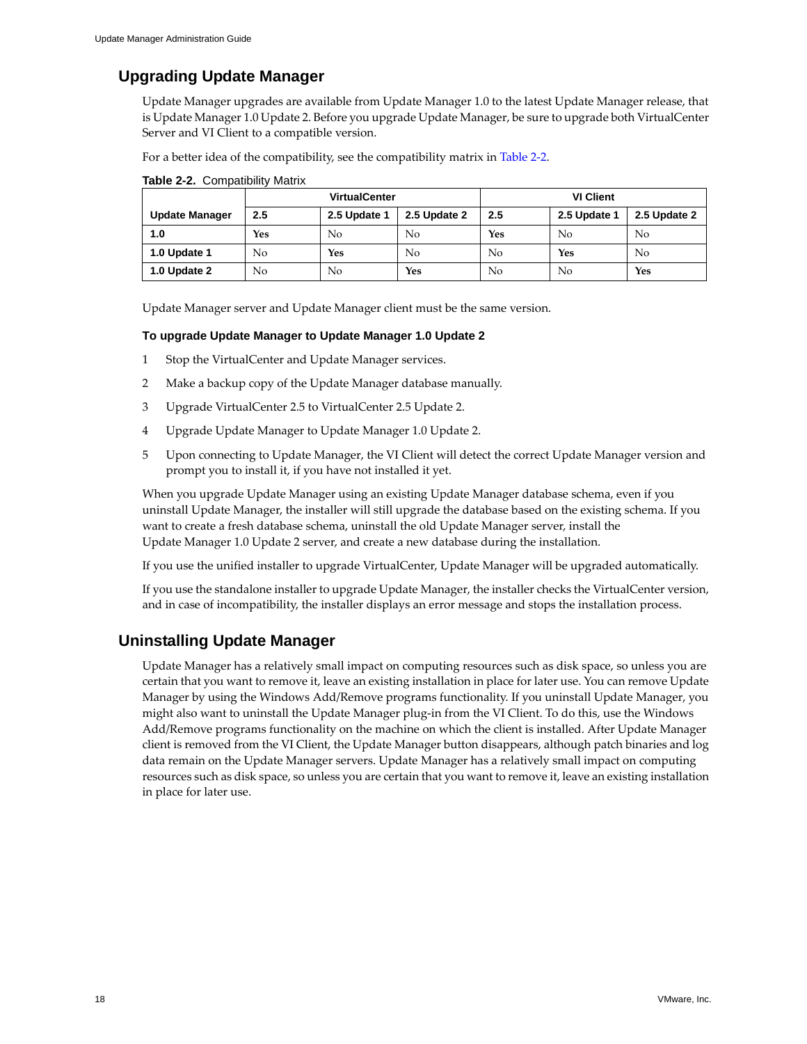## Upgrading Update Manager

Update Manager upgrades are available from Update Manager 1.0 to the latest Update Manager release, that is Update Manager 1.0 Update 2. Before you upgrade Update Manager, be sure to upgrade both VirtualCenter Server and VI Client to a compatible version.

For a better idea of the compatibility, see the compatibility matrix in Table 2-2.

**Table 2-2.** Compatibility Matrix

| | VirtualCenter | | | VI Client | | |
|---|---|---|---|---|---|---|
| **Update Manager** | **2.5** | **2.5 Update 1** | **2.5 Update 2** | **2.5** | **2.5 Update 1** | **2.5 Update 2** |
| **1.0** | **Yes** | No | No | **Yes** | No | No |
| **1.0 Update 1** | No | **Yes** | No | No | **Yes** | No |
| **1.0 Update 2** | No | No | **Yes** | No | No | **Yes** |

Update Manager server and Update Manager client must be the same version.

**To upgrade Update Manager to Update Manager 1.0 Update 2**

1. Stop the VirtualCenter and Update Manager services.
2. Make a backup copy of the Update Manager database manually.
3. Upgrade VirtualCenter 2.5 to VirtualCenter 2.5 Update 2.
4. Upgrade Update Manager to Update Manager 1.0 Update 2.
5. Upon connecting to Update Manager, the VI Client will detect the correct Update Manager version and prompt you to install it, if you have not installed it yet.

When you upgrade Update Manager using an existing Update Manager database schema, even if you uninstall Update Manager, the installer will still upgrade the database based on the existing schema. If you want to create a fresh database schema, uninstall the old Update Manager server, install the Update Manager 1.0 Update 2 server, and create a new database during the installation.

If you use the unified installer to upgrade VirtualCenter, Update Manager will be upgraded automatically.

If you use the standalone installer to upgrade Update Manager, the installer checks the VirtualCenter version, and in case of incompatibility, the installer displays an error message and stops the installation process.

## Uninstalling Update Manager

Update Manager has a relatively small impact on computing resources such as disk space, so unless you are certain that you want to remove it, leave an existing installation in place for later use. You can remove Update Manager by using the Windows Add/Remove programs functionality. If you uninstall Update Manager, you might also want to uninstall the Update Manager plug-in from the VI Client. To do this, use the Windows Add/Remove programs functionality on the machine on which the client is installed. After Update Manager client is removed from the VI Client, the Update Manager button disappears, although patch binaries and log data remain on the Update Manager servers. Update Manager has a relatively small impact on computing resources such as disk space, so unless you are certain that you want to remove it, leave an existing installation in place for later use.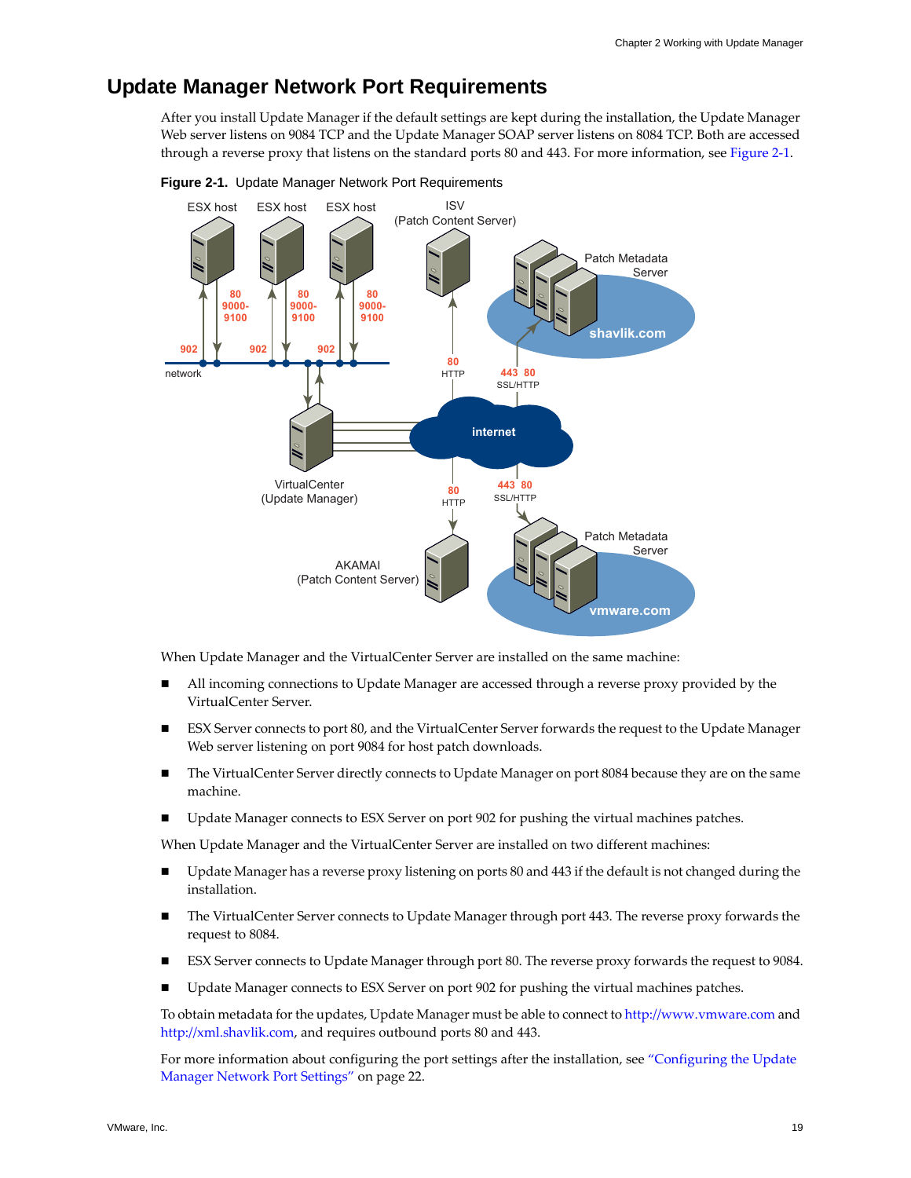## Update Manager Network Port Requirements

After you install Update Manager if the default settings are kept during the installation, the Update Manager Web server listens on 9084 TCP and the Update Manager SOAP server listens on 8084 TCP. Both are accessed through a reverse proxy that listens on the standard ports 80 and 443. For more information, see Figure 2-1.

**Figure 2-1.** Update Manager Network Port Requirements

When Update Manager and the VirtualCenter Server are installed on the same machine:

- All incoming connections to Update Manager are accessed through a reverse proxy provided by the VirtualCenter Server.
- ESX Server connects to port 80, and the VirtualCenter Server forwards the request to the Update Manager Web server listening on port 9084 for host patch downloads.
- The VirtualCenter Server directly connects to Update Manager on port 8084 because they are on the same machine.
- Update Manager connects to ESX Server on port 902 for pushing the virtual machines patches.

When Update Manager and the VirtualCenter Server are installed on two different machines:

- Update Manager has a reverse proxy listening on ports 80 and 443 if the default is not changed during the installation.
- The VirtualCenter Server connects to Update Manager through port 443. The reverse proxy forwards the request to 8084.
- ESX Server connects to Update Manager through port 80. The reverse proxy forwards the request to 9084.
- Update Manager connects to ESX Server on port 902 for pushing the virtual machines patches.

To obtain metadata for the updates, Update Manager must be able to connect to http://www.vmware.com and http://xml.shavlik.com, and requires outbound ports 80 and 443.

For more information about configuring the port settings after the installation, see "Configuring the Update Manager Network Port Settings" on page 22.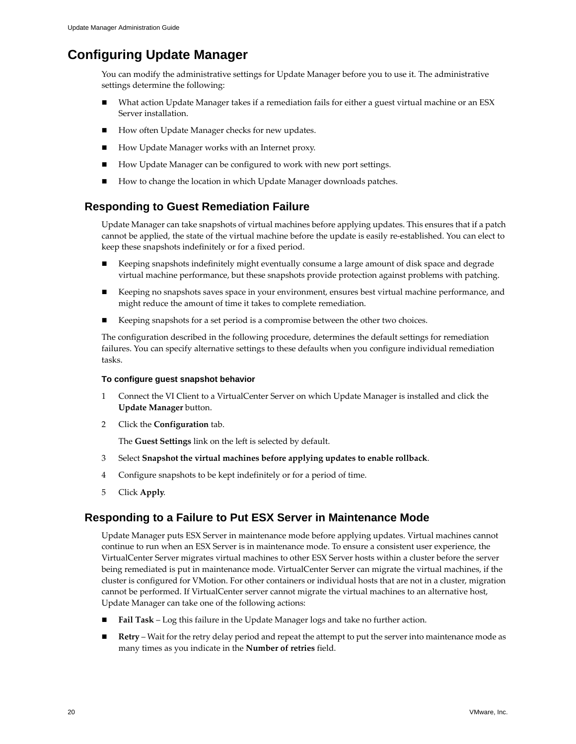# Configuring Update Manager

You can modify the administrative settings for Update Manager before you to use it. The administrative settings determine the following:

- What action Update Manager takes if a remediation fails for either a guest virtual machine or an ESX Server installation.
- How often Update Manager checks for new updates.
- How Update Manager works with an Internet proxy.
- How Update Manager can be configured to work with new port settings.
- How to change the location in which Update Manager downloads patches.

## Responding to Guest Remediation Failure

Update Manager can take snapshots of virtual machines before applying updates. This ensures that if a patch cannot be applied, the state of the virtual machine before the update is easily re-established. You can elect to keep these snapshots indefinitely or for a fixed period.

- Keeping snapshots indefinitely might eventually consume a large amount of disk space and degrade virtual machine performance, but these snapshots provide protection against problems with patching.
- Keeping no snapshots saves space in your environment, ensures best virtual machine performance, and might reduce the amount of time it takes to complete remediation.
- Keeping snapshots for a set period is a compromise between the other two choices.

The configuration described in the following procedure, determines the default settings for remediation failures. You can specify alternative settings to these defaults when you configure individual remediation tasks.

#### To configure guest snapshot behavior

1. Connect the VI Client to a VirtualCenter Server on which Update Manager is installed and click the **Update Manager** button.
2. Click the **Configuration** tab.

   The **Guest Settings** link on the left is selected by default.
3. Select **Snapshot the virtual machines before applying updates to enable rollback**.
4. Configure snapshots to be kept indefinitely or for a period of time.
5. Click **Apply**.

## Responding to a Failure to Put ESX Server in Maintenance Mode

Update Manager puts ESX Server in maintenance mode before applying updates. Virtual machines cannot continue to run when an ESX Server is in maintenance mode. To ensure a consistent user experience, the VirtualCenter Server migrates virtual machines to other ESX Server hosts within a cluster before the server being remediated is put in maintenance mode. VirtualCenter Server can migrate the virtual machines, if the cluster is configured for VMotion. For other containers or individual hosts that are not in a cluster, migration cannot be performed. If VirtualCenter server cannot migrate the virtual machines to an alternative host, Update Manager can take one of the following actions:

- **Fail Task** – Log this failure in the Update Manager logs and take no further action.
- **Retry** – Wait for the retry delay period and repeat the attempt to put the server into maintenance mode as many times as you indicate in the **Number of retries** field.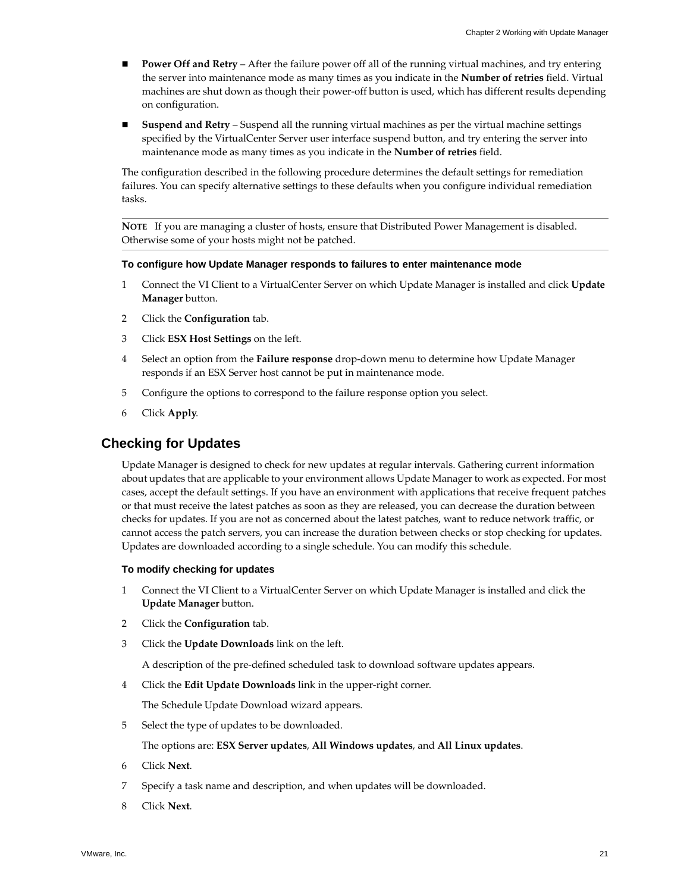- **Power Off and Retry** – After the failure power off all of the running virtual machines, and try entering the server into maintenance mode as many times as you indicate in the **Number of retries** field. Virtual machines are shut down as though their power-off button is used, which has different results depending on configuration.
- **Suspend and Retry** – Suspend all the running virtual machines as per the virtual machine settings specified by the VirtualCenter Server user interface suspend button, and try entering the server into maintenance mode as many times as you indicate in the **Number of retries** field.

The configuration described in the following procedure determines the default settings for remediation failures. You can specify alternative settings to these defaults when you configure individual remediation tasks.

---

**NOTE** If you are managing a cluster of hosts, ensure that Distributed Power Management is disabled. Otherwise some of your hosts might not be patched.

---

#### To configure how Update Manager responds to failures to enter maintenance mode

1. Connect the VI Client to a VirtualCenter Server on which Update Manager is installed and click **Update Manager** button.
2. Click the **Configuration** tab.
3. Click **ESX Host Settings** on the left.
4. Select an option from the **Failure response** drop-down menu to determine how Update Manager responds if an ESX Server host cannot be put in maintenance mode.
5. Configure the options to correspond to the failure response option you select.
6. Click **Apply**.

## Checking for Updates

Update Manager is designed to check for new updates at regular intervals. Gathering current information about updates that are applicable to your environment allows Update Manager to work as expected. For most cases, accept the default settings. If you have an environment with applications that receive frequent patches or that must receive the latest patches as soon as they are released, you can decrease the duration between checks for updates. If you are not as concerned about the latest patches, want to reduce network traffic, or cannot access the patch servers, you can increase the duration between checks or stop checking for updates. Updates are downloaded according to a single schedule. You can modify this schedule.

#### To modify checking for updates

1. Connect the VI Client to a VirtualCenter Server on which Update Manager is installed and click the **Update Manager** button.
2. Click the **Configuration** tab.
3. Click the **Update Downloads** link on the left.

   A description of the pre-defined scheduled task to download software updates appears.
4. Click the **Edit Update Downloads** link in the upper-right corner.

   The Schedule Update Download wizard appears.
5. Select the type of updates to be downloaded.

   The options are: **ESX Server updates**, **All Windows updates**, and **All Linux updates**.
6. Click **Next**.
7. Specify a task name and description, and when updates will be downloaded.
8. Click **Next**.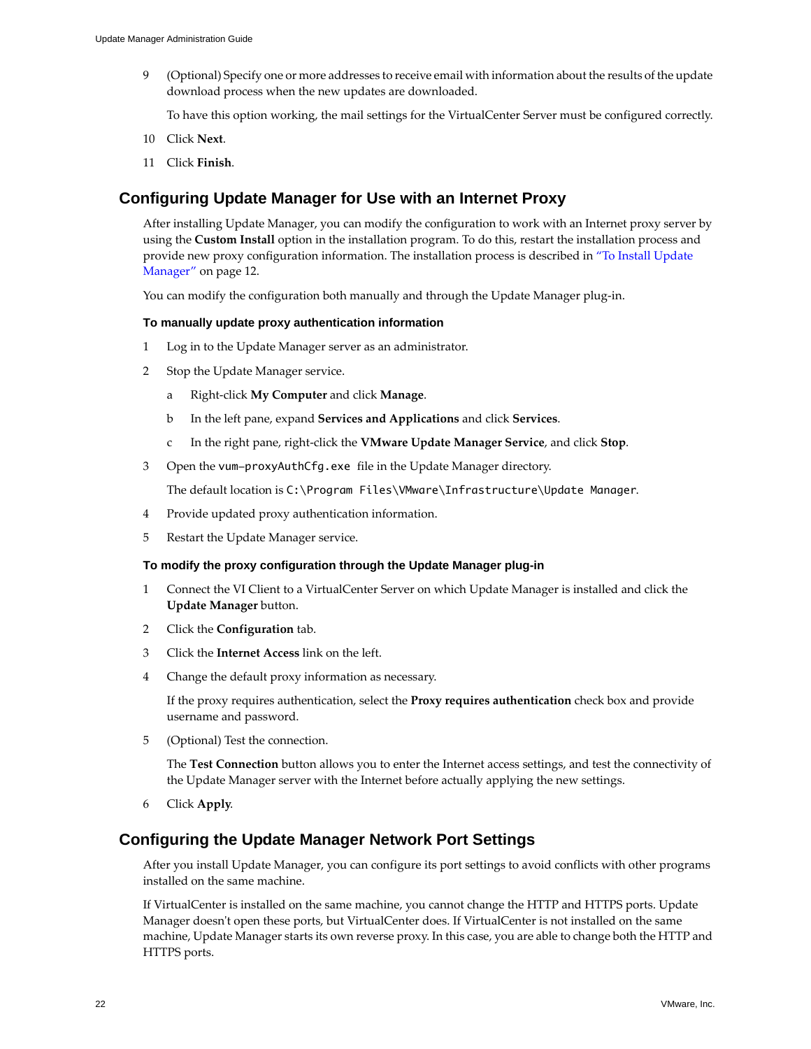9 (Optional) Specify one or more addresses to receive email with information about the results of the update download process when the new updates are downloaded.

   To have this option working, the mail settings for the VirtualCenter Server must be configured correctly.

10 Click **Next**.

11 Click **Finish**.

## Configuring Update Manager for Use with an Internet Proxy

After installing Update Manager, you can modify the configuration to work with an Internet proxy server by using the **Custom Install** option in the installation program. To do this, restart the installation process and provide new proxy configuration information. The installation process is described in "To Install Update Manager" on page 12.

You can modify the configuration both manually and through the Update Manager plug-in.

#### To manually update proxy authentication information

1 Log in to the Update Manager server as an administrator.

2 Stop the Update Manager service.

   a Right-click **My Computer** and click **Manage**.

   b In the left pane, expand **Services and Applications** and click **Services**.

   c In the right pane, right-click the **VMware Update Manager Service**, and click **Stop**.

3 Open the `vum-proxyAuthCfg.exe` file in the Update Manager directory.

   The default location is `C:\Program Files\VMware\Infrastructure\Update Manager`.

4 Provide updated proxy authentication information.

5 Restart the Update Manager service.

#### To modify the proxy configuration through the Update Manager plug-in

1 Connect the VI Client to a VirtualCenter Server on which Update Manager is installed and click the **Update Manager** button.

2 Click the **Configuration** tab.

3 Click the **Internet Access** link on the left.

4 Change the default proxy information as necessary.

   If the proxy requires authentication, select the **Proxy requires authentication** check box and provide username and password.

5 (Optional) Test the connection.

   The **Test Connection** button allows you to enter the Internet access settings, and test the connectivity of the Update Manager server with the Internet before actually applying the new settings.

6 Click **Apply**.

## Configuring the Update Manager Network Port Settings

After you install Update Manager, you can configure its port settings to avoid conflicts with other programs installed on the same machine.

If VirtualCenter is installed on the same machine, you cannot change the HTTP and HTTPS ports. Update Manager doesn't open these ports, but VirtualCenter does. If VirtualCenter is not installed on the same machine, Update Manager starts its own reverse proxy. In this case, you are able to change both the HTTP and HTTPS ports.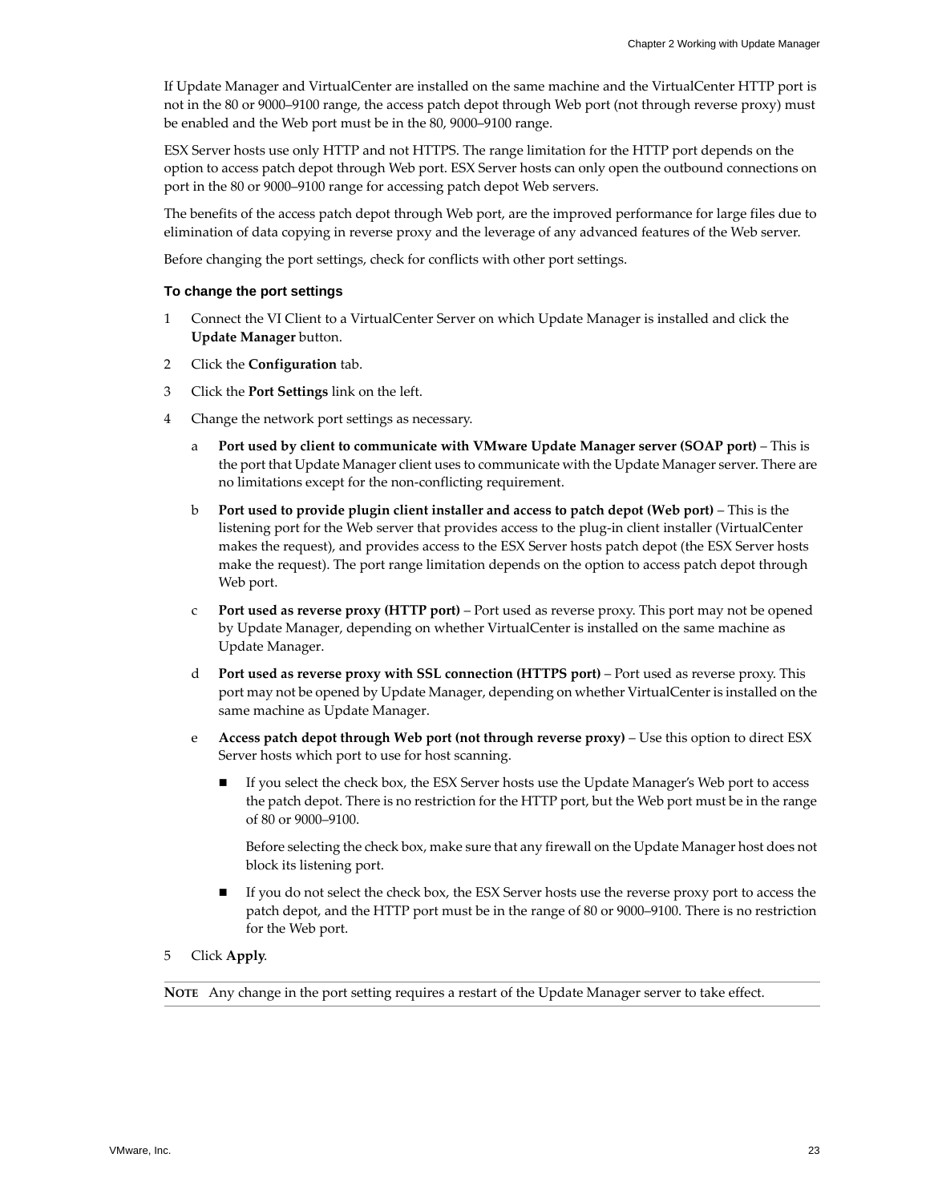If Update Manager and VirtualCenter are installed on the same machine and the VirtualCenter HTTP port is not in the 80 or 9000–9100 range, the access patch depot through Web port (not through reverse proxy) must be enabled and the Web port must be in the 80, 9000–9100 range.

ESX Server hosts use only HTTP and not HTTPS. The range limitation for the HTTP port depends on the option to access patch depot through Web port. ESX Server hosts can only open the outbound connections on port in the 80 or 9000–9100 range for accessing patch depot Web servers.

The benefits of the access patch depot through Web port, are the improved performance for large files due to elimination of data copying in reverse proxy and the leverage of any advanced features of the Web server.

Before changing the port settings, check for conflicts with other port settings.

### To change the port settings

1 Connect the VI Client to a VirtualCenter Server on which Update Manager is installed and click the **Update Manager** button.

2 Click the **Configuration** tab.

3 Click the **Port Settings** link on the left.

4 Change the network port settings as necessary.

   a **Port used by client to communicate with VMware Update Manager server (SOAP port)** – This is the port that Update Manager client uses to communicate with the Update Manager server. There are no limitations except for the non-conflicting requirement.

   b **Port used to provide plugin client installer and access to patch depot (Web port)** – This is the listening port for the Web server that provides access to the plug-in client installer (VirtualCenter makes the request), and provides access to the ESX Server hosts patch depot (the ESX Server hosts make the request). The port range limitation depends on the option to access patch depot through Web port.

   c **Port used as reverse proxy (HTTP port)** – Port used as reverse proxy. This port may not be opened by Update Manager, depending on whether VirtualCenter is installed on the same machine as Update Manager.

   d **Port used as reverse proxy with SSL connection (HTTPS port)** – Port used as reverse proxy. This port may not be opened by Update Manager, depending on whether VirtualCenter is installed on the same machine as Update Manager.

   e **Access patch depot through Web port (not through reverse proxy)** – Use this option to direct ESX Server hosts which port to use for host scanning.

   - If you select the check box, the ESX Server hosts use the Update Manager's Web port to access the patch depot. There is no restriction for the HTTP port, but the Web port must be in the range of 80 or 9000–9100.

     Before selecting the check box, make sure that any firewall on the Update Manager host does not block its listening port.

   - If you do not select the check box, the ESX Server hosts use the reverse proxy port to access the patch depot, and the HTTP port must be in the range of 80 or 9000–9100. There is no restriction for the Web port.

5 Click **Apply**.

**NOTE** Any change in the port setting requires a restart of the Update Manager server to take effect.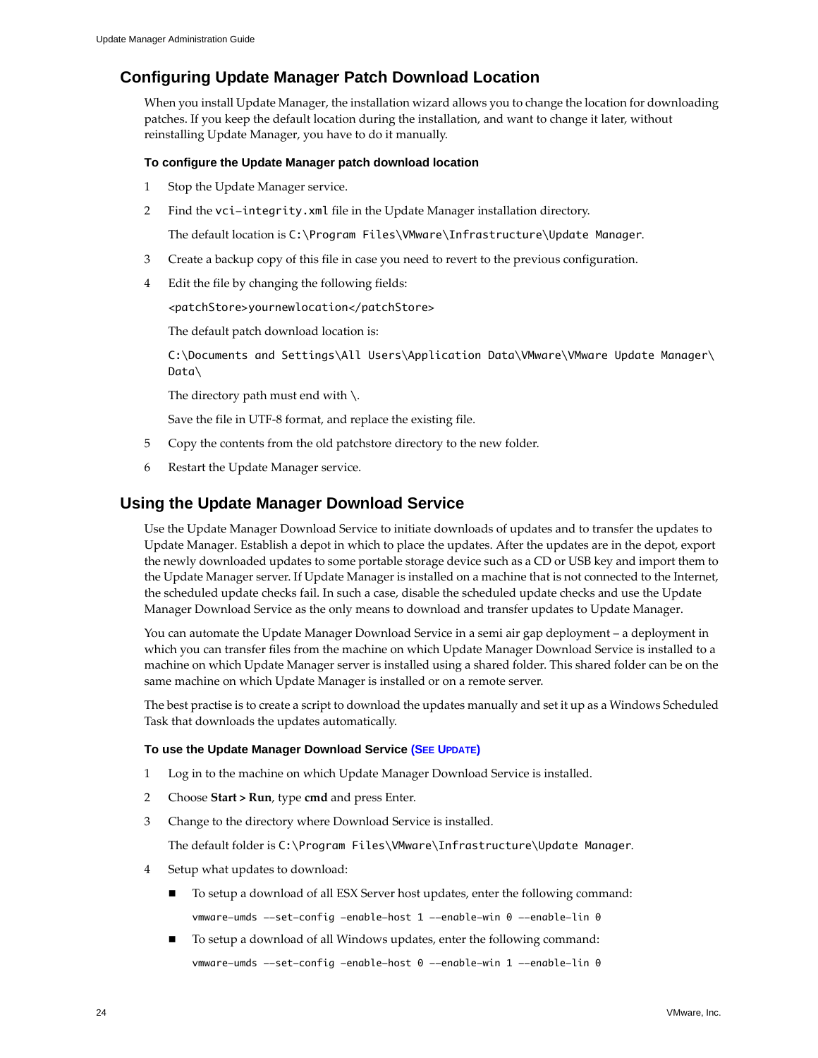## Configuring Update Manager Patch Download Location

When you install Update Manager, the installation wizard allows you to change the location for downloading patches. If you keep the default location during the installation, and want to change it later, without reinstalling Update Manager, you have to do it manually.

#### To configure the Update Manager patch download location

1. Stop the Update Manager service.
2. Find the `vci-integrity.xml` file in the Update Manager installation directory.

   The default location is `C:\Program Files\VMware\Infrastructure\Update Manager`.

3. Create a backup copy of this file in case you need to revert to the previous configuration.
4. Edit the file by changing the following fields:

   `<patchStore>yournewlocation</patchStore>`

   The default patch download location is:

   `C:\Documents and Settings\All Users\Application Data\VMware\VMware Update Manager\Data\`

   The directory path must end with \.

   Save the file in UTF-8 format, and replace the existing file.

5. Copy the contents from the old patchstore directory to the new folder.
6. Restart the Update Manager service.

## Using the Update Manager Download Service

Use the Update Manager Download Service to initiate downloads of updates and to transfer the updates to Update Manager. Establish a depot in which to place the updates. After the updates are in the depot, export the newly downloaded updates to some portable storage device such as a CD or USB key and import them to the Update Manager server. If Update Manager is installed on a machine that is not connected to the Internet, the scheduled update checks fail. In such a case, disable the scheduled update checks and use the Update Manager Download Service as the only means to download and transfer updates to Update Manager.

You can automate the Update Manager Download Service in a semi air gap deployment – a deployment in which you can transfer files from the machine on which Update Manager Download Service is installed to a machine on which Update Manager server is installed using a shared folder. This shared folder can be on the same machine on which Update Manager is installed or on a remote server.

The best practise is to create a script to download the updates manually and set it up as a Windows Scheduled Task that downloads the updates automatically.

#### To use the Update Manager Download Service (SEE UPDATE)

1. Log in to the machine on which Update Manager Download Service is installed.
2. Choose **Start > Run**, type **cmd** and press Enter.
3. Change to the directory where Download Service is installed.

   The default folder is `C:\Program Files\VMware\Infrastructure\Update Manager`.

4. Setup what updates to download:

   - To setup a download of all ESX Server host updates, enter the following command:

     `vmware-umds --set-config -enable-host 1 --enable-win 0 --enable-lin 0`

   - To setup a download of all Windows updates, enter the following command:

     `vmware-umds --set-config -enable-host 0 --enable-win 1 --enable-lin 0`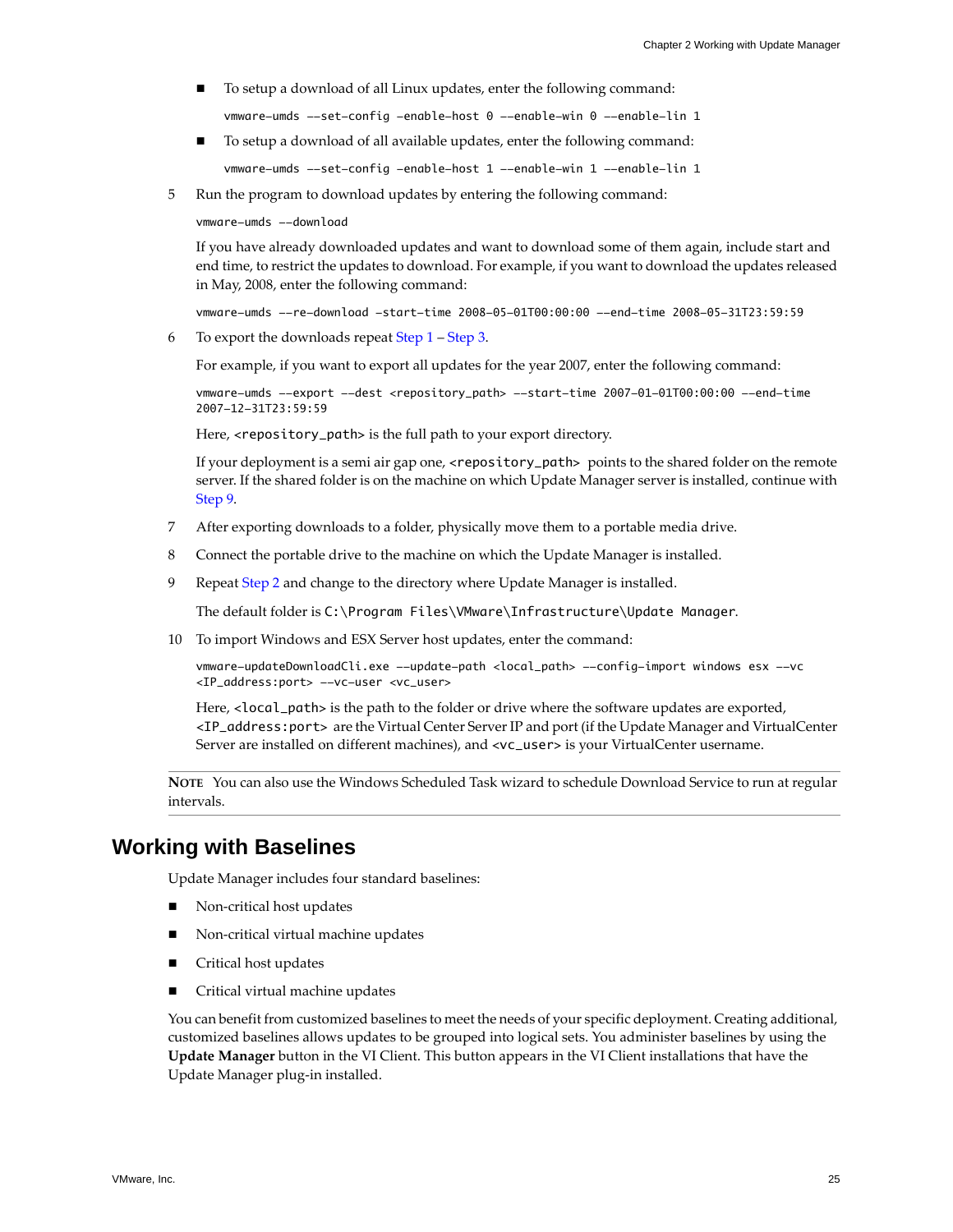- To setup a download of all Linux updates, enter the following command:

  ```
  vmware-umds --set-config -enable-host 0 --enable-win 0 --enable-lin 1
  ```

- To setup a download of all available updates, enter the following command:

  ```
  vmware-umds --set-config -enable-host 1 --enable-win 1 --enable-lin 1
  ```

5. Run the program to download updates by entering the following command:

   ```
   vmware-umds --download
   ```

   If you have already downloaded updates and want to download some of them again, include start and end time, to restrict the updates to download. For example, if you want to download the updates released in May, 2008, enter the following command:

   ```
   vmware-umds --re-download -start-time 2008-05-01T00:00:00 --end-time 2008-05-31T23:59:59
   ```

6. To export the downloads repeat Step 1 – Step 3.

   For example, if you want to export all updates for the year 2007, enter the following command:

   ```
   vmware-umds --export --dest <repository_path> --start-time 2007-01-01T00:00:00 --end-time 2007-12-31T23:59:59
   ```

   Here, `<repository_path>` is the full path to your export directory.

   If your deployment is a semi air gap one, `<repository_path>` points to the shared folder on the remote server. If the shared folder is on the machine on which Update Manager server is installed, continue with Step 9.

7. After exporting downloads to a folder, physically move them to a portable media drive.

8. Connect the portable drive to the machine on which the Update Manager is installed.

9. Repeat Step 2 and change to the directory where Update Manager is installed.

   The default folder is `C:\Program Files\VMware\Infrastructure\Update Manager`.

10. To import Windows and ESX Server host updates, enter the command:

    ```
    vmware-updateDownloadCli.exe --update-path <local_path> --config-import windows esx --vc <IP_address:port> --vc-user <vc_user>
    ```

    Here, `<local_path>` is the path to the folder or drive where the software updates are exported, `<IP_address:port>` are the Virtual Center Server IP and port (if the Update Manager and VirtualCenter Server are installed on different machines), and `<vc_user>` is your VirtualCenter username.

**NOTE** You can also use the Windows Scheduled Task wizard to schedule Download Service to run at regular intervals.

## Working with Baselines

Update Manager includes four standard baselines:

- Non-critical host updates
- Non-critical virtual machine updates
- Critical host updates
- Critical virtual machine updates

You can benefit from customized baselines to meet the needs of your specific deployment. Creating additional, customized baselines allows updates to be grouped into logical sets. You administer baselines by using the **Update Manager** button in the VI Client. This button appears in the VI Client installations that have the Update Manager plug-in installed.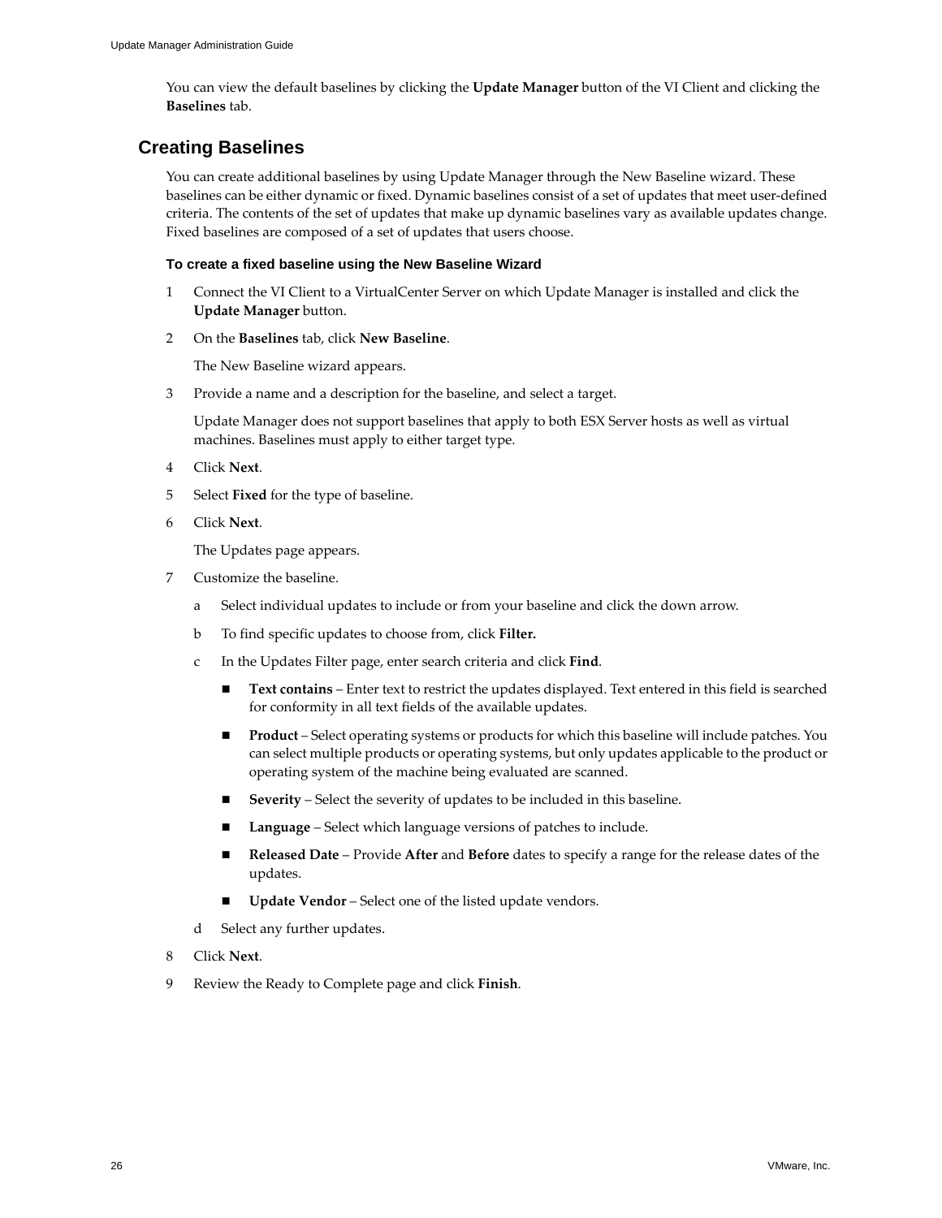You can view the default baselines by clicking the **Update Manager** button of the VI Client and clicking the **Baselines** tab.

## Creating Baselines

You can create additional baselines by using Update Manager through the New Baseline wizard. These baselines can be either dynamic or fixed. Dynamic baselines consist of a set of updates that meet user-defined criteria. The contents of the set of updates that make up dynamic baselines vary as available updates change. Fixed baselines are composed of a set of updates that users choose.

#### To create a fixed baseline using the New Baseline Wizard

1. Connect the VI Client to a VirtualCenter Server on which Update Manager is installed and click the **Update Manager** button.
2. On the **Baselines** tab, click **New Baseline**.

   The New Baseline wizard appears.
3. Provide a name and a description for the baseline, and select a target.

   Update Manager does not support baselines that apply to both ESX Server hosts as well as virtual machines. Baselines must apply to either target type.
4. Click **Next**.
5. Select **Fixed** for the type of baseline.
6. Click **Next**.

   The Updates page appears.
7. Customize the baseline.
   1. Select individual updates to include or from your baseline and click the down arrow.
   2. To find specific updates to choose from, click **Filter.**
   3. In the Updates Filter page, enter search criteria and click **Find**.
      - **Text contains** – Enter text to restrict the updates displayed. Text entered in this field is searched for conformity in all text fields of the available updates.
      - **Product** – Select operating systems or products for which this baseline will include patches. You can select multiple products or operating systems, but only updates applicable to the product or operating system of the machine being evaluated are scanned.
      - **Severity** – Select the severity of updates to be included in this baseline.
      - **Language** – Select which language versions of patches to include.
      - **Released Date** – Provide **After** and **Before** dates to specify a range for the release dates of the updates.
      - **Update Vendor** – Select one of the listed update vendors.
   4. Select any further updates.
8. Click **Next**.
9. Review the Ready to Complete page and click **Finish**.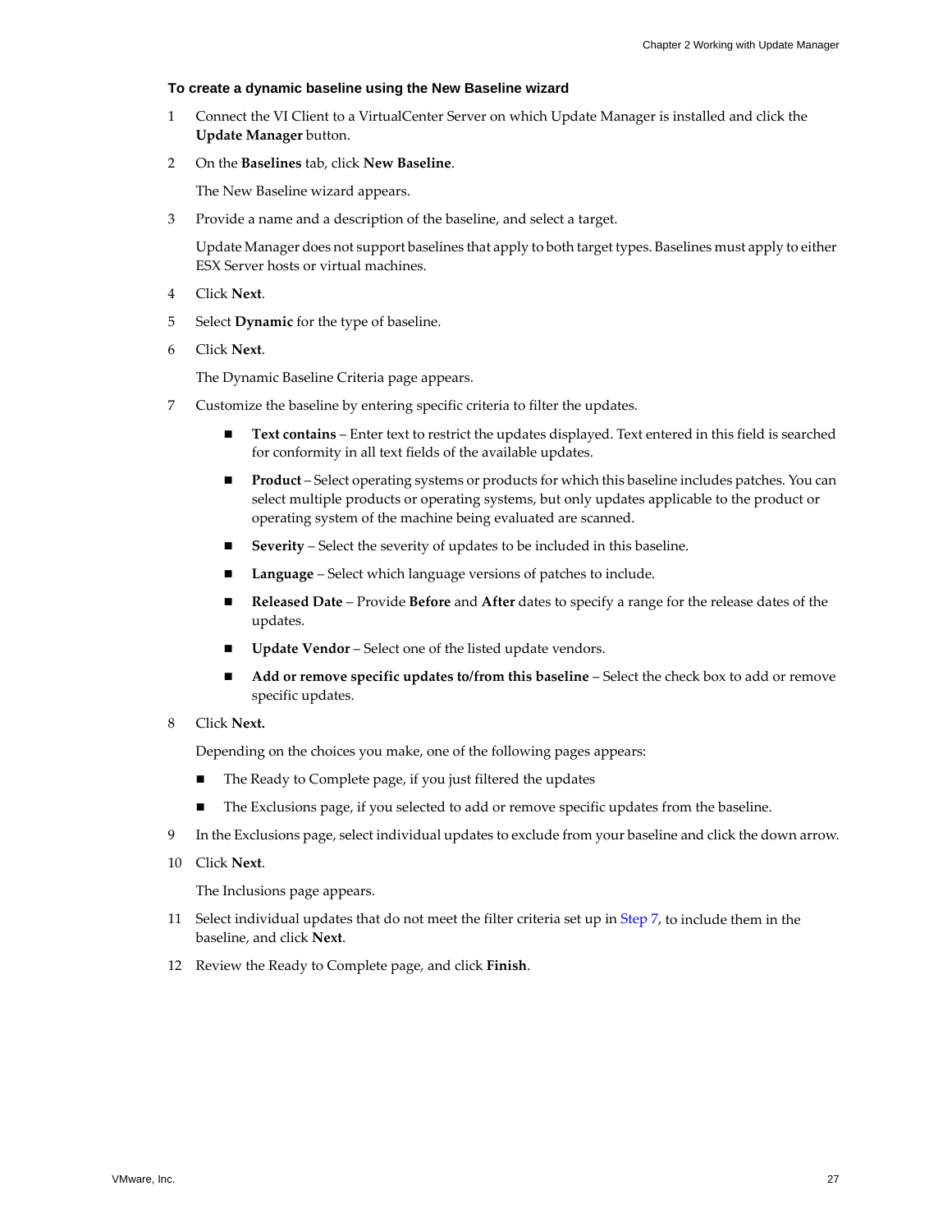### To create a dynamic baseline using the New Baseline wizard

1. Connect the VI Client to a VirtualCenter Server on which Update Manager is installed and click the **Update Manager** button.
2. On the **Baselines** tab, click **New Baseline**.

   The New Baseline wizard appears.
3. Provide a name and a description of the baseline, and select a target.

   Update Manager does not support baselines that apply to both target types. Baselines must apply to either ESX Server hosts or virtual machines.
4. Click **Next**.
5. Select **Dynamic** for the type of baseline.
6. Click **Next**.

   The Dynamic Baseline Criteria page appears.
7. Customize the baseline by entering specific criteria to filter the updates.

   - **Text contains** – Enter text to restrict the updates displayed. Text entered in this field is searched for conformity in all text fields of the available updates.
   - **Product** – Select operating systems or products for which this baseline includes patches. You can select multiple products or operating systems, but only updates applicable to the product or operating system of the machine being evaluated are scanned.
   - **Severity** – Select the severity of updates to be included in this baseline.
   - **Language** – Select which language versions of patches to include.
   - **Released Date** – Provide **Before** and **After** dates to specify a range for the release dates of the updates.
   - **Update Vendor** – Select one of the listed update vendors.
   - **Add or remove specific updates to/from this baseline** – Select the check box to add or remove specific updates.
8. Click **Next.**

   Depending on the choices you make, one of the following pages appears:

   - The Ready to Complete page, if you just filtered the updates
   - The Exclusions page, if you selected to add or remove specific updates from the baseline.
9. In the Exclusions page, select individual updates to exclude from your baseline and click the down arrow.
10. Click **Next**.

    The Inclusions page appears.
11. Select individual updates that do not meet the filter criteria set up in Step 7, to include them in the baseline, and click **Next**.
12. Review the Ready to Complete page, and click **Finish**.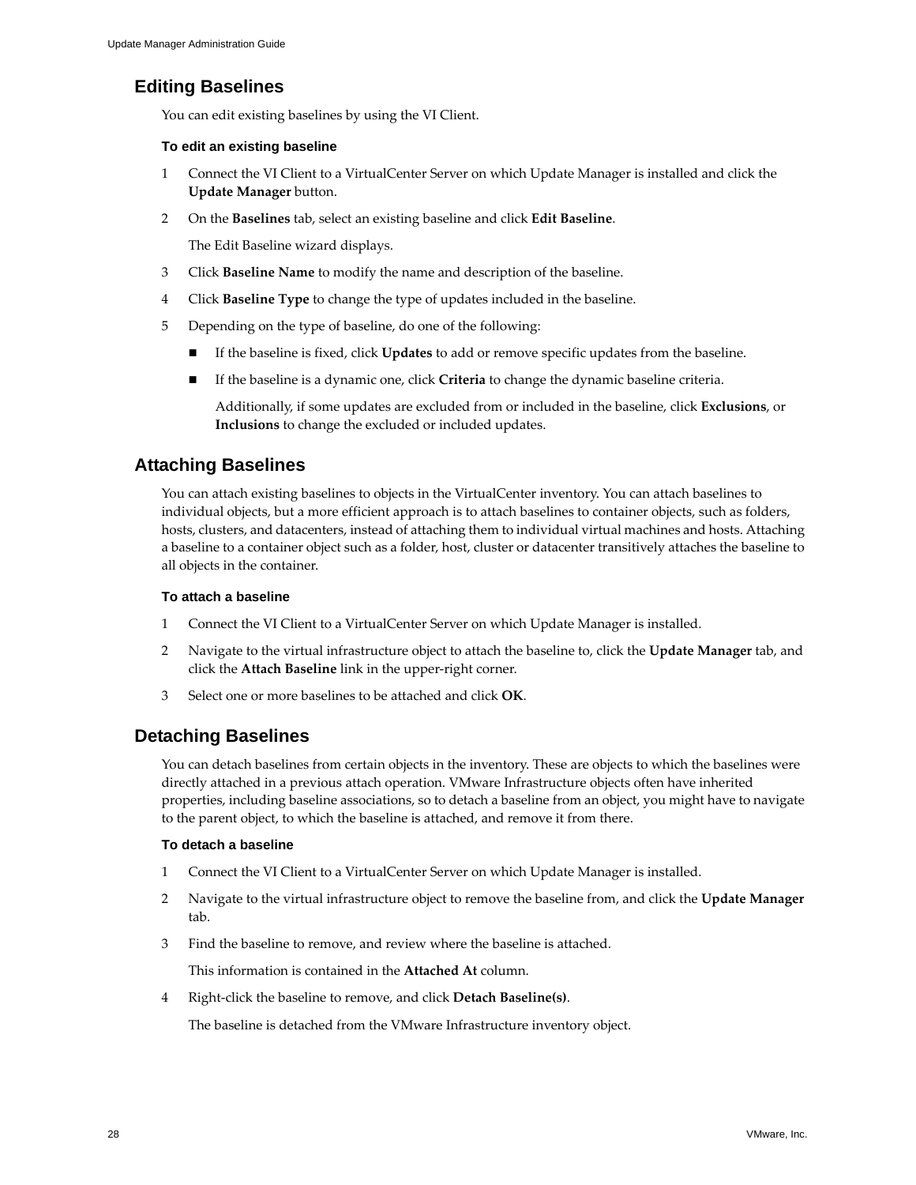## Editing Baselines

You can edit existing baselines by using the VI Client.

#### To edit an existing baseline

1. Connect the VI Client to a VirtualCenter Server on which Update Manager is installed and click the **Update Manager** button.
2. On the **Baselines** tab, select an existing baseline and click **Edit Baseline**.

   The Edit Baseline wizard displays.
3. Click **Baseline Name** to modify the name and description of the baseline.
4. Click **Baseline Type** to change the type of updates included in the baseline.
5. Depending on the type of baseline, do one of the following:
   - If the baseline is fixed, click **Updates** to add or remove specific updates from the baseline.
   - If the baseline is a dynamic one, click **Criteria** to change the dynamic baseline criteria.

     Additionally, if some updates are excluded from or included in the baseline, click **Exclusions**, or **Inclusions** to change the excluded or included updates.

## Attaching Baselines

You can attach existing baselines to objects in the VirtualCenter inventory. You can attach baselines to individual objects, but a more efficient approach is to attach baselines to container objects, such as folders, hosts, clusters, and datacenters, instead of attaching them to individual virtual machines and hosts. Attaching a baseline to a container object such as a folder, host, cluster or datacenter transitively attaches the baseline to all objects in the container.

#### To attach a baseline

1. Connect the VI Client to a VirtualCenter Server on which Update Manager is installed.
2. Navigate to the virtual infrastructure object to attach the baseline to, click the **Update Manager** tab, and click the **Attach Baseline** link in the upper-right corner.
3. Select one or more baselines to be attached and click **OK**.

## Detaching Baselines

You can detach baselines from certain objects in the inventory. These are objects to which the baselines were directly attached in a previous attach operation. VMware Infrastructure objects often have inherited properties, including baseline associations, so to detach a baseline from an object, you might have to navigate to the parent object, to which the baseline is attached, and remove it from there.

#### To detach a baseline

1. Connect the VI Client to a VirtualCenter Server on which Update Manager is installed.
2. Navigate to the virtual infrastructure object to remove the baseline from, and click the **Update Manager** tab.
3. Find the baseline to remove, and review where the baseline is attached.

   This information is contained in the **Attached At** column.
4. Right-click the baseline to remove, and click **Detach Baseline(s)**.

   The baseline is detached from the VMware Infrastructure inventory object.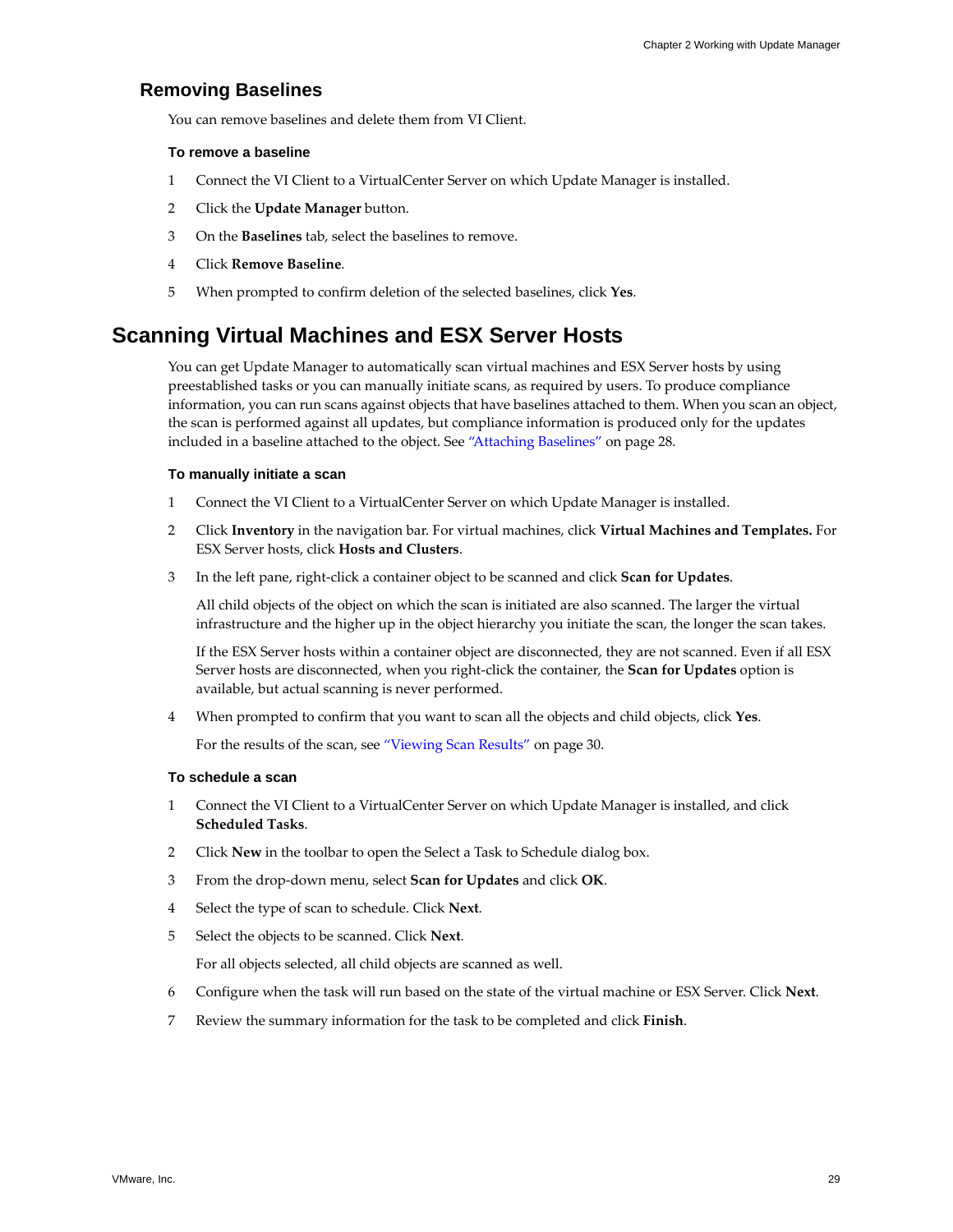## Removing Baselines

You can remove baselines and delete them from VI Client.

#### To remove a baseline

1. Connect the VI Client to a VirtualCenter Server on which Update Manager is installed.
2. Click the **Update Manager** button.
3. On the **Baselines** tab, select the baselines to remove.
4. Click **Remove Baseline**.
5. When prompted to confirm deletion of the selected baselines, click **Yes**.

# Scanning Virtual Machines and ESX Server Hosts

You can get Update Manager to automatically scan virtual machines and ESX Server hosts by using preestablished tasks or you can manually initiate scans, as required by users. To produce compliance information, you can run scans against objects that have baselines attached to them. When you scan an object, the scan is performed against all updates, but compliance information is produced only for the updates included in a baseline attached to the object. See "Attaching Baselines" on page 28.

#### To manually initiate a scan

1. Connect the VI Client to a VirtualCenter Server on which Update Manager is installed.
2. Click **Inventory** in the navigation bar. For virtual machines, click **Virtual Machines and Templates.** For ESX Server hosts, click **Hosts and Clusters**.
3. In the left pane, right-click a container object to be scanned and click **Scan for Updates**.

   All child objects of the object on which the scan is initiated are also scanned. The larger the virtual infrastructure and the higher up in the object hierarchy you initiate the scan, the longer the scan takes.

   If the ESX Server hosts within a container object are disconnected, they are not scanned. Even if all ESX Server hosts are disconnected, when you right-click the container, the **Scan for Updates** option is available, but actual scanning is never performed.

4. When prompted to confirm that you want to scan all the objects and child objects, click **Yes**.

   For the results of the scan, see "Viewing Scan Results" on page 30.

#### To schedule a scan

1. Connect the VI Client to a VirtualCenter Server on which Update Manager is installed, and click **Scheduled Tasks**.
2. Click **New** in the toolbar to open the Select a Task to Schedule dialog box.
3. From the drop-down menu, select **Scan for Updates** and click **OK**.
4. Select the type of scan to schedule. Click **Next**.
5. Select the objects to be scanned. Click **Next**.

   For all objects selected, all child objects are scanned as well.

6. Configure when the task will run based on the state of the virtual machine or ESX Server. Click **Next**.
7. Review the summary information for the task to be completed and click **Finish**.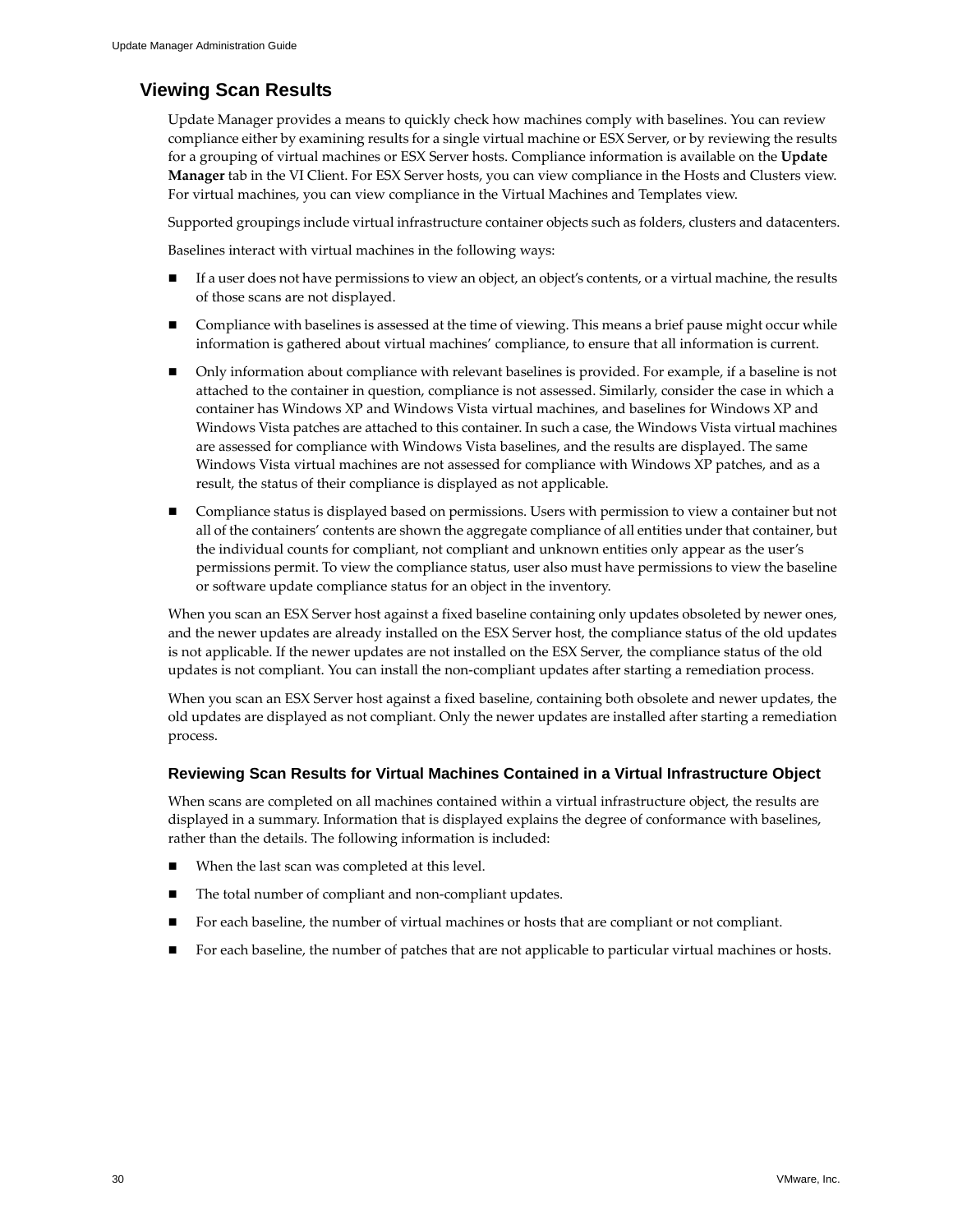## Viewing Scan Results

Update Manager provides a means to quickly check how machines comply with baselines. You can review compliance either by examining results for a single virtual machine or ESX Server, or by reviewing the results for a grouping of virtual machines or ESX Server hosts. Compliance information is available on the **Update Manager** tab in the VI Client. For ESX Server hosts, you can view compliance in the Hosts and Clusters view. For virtual machines, you can view compliance in the Virtual Machines and Templates view.

Supported groupings include virtual infrastructure container objects such as folders, clusters and datacenters.

Baselines interact with virtual machines in the following ways:

- If a user does not have permissions to view an object, an object's contents, or a virtual machine, the results of those scans are not displayed.
- Compliance with baselines is assessed at the time of viewing. This means a brief pause might occur while information is gathered about virtual machines' compliance, to ensure that all information is current.
- Only information about compliance with relevant baselines is provided. For example, if a baseline is not attached to the container in question, compliance is not assessed. Similarly, consider the case in which a container has Windows XP and Windows Vista virtual machines, and baselines for Windows XP and Windows Vista patches are attached to this container. In such a case, the Windows Vista virtual machines are assessed for compliance with Windows Vista baselines, and the results are displayed. The same Windows Vista virtual machines are not assessed for compliance with Windows XP patches, and as a result, the status of their compliance is displayed as not applicable.
- Compliance status is displayed based on permissions. Users with permission to view a container but not all of the containers' contents are shown the aggregate compliance of all entities under that container, but the individual counts for compliant, not compliant and unknown entities only appear as the user's permissions permit. To view the compliance status, user also must have permissions to view the baseline or software update compliance status for an object in the inventory.

When you scan an ESX Server host against a fixed baseline containing only updates obsoleted by newer ones, and the newer updates are already installed on the ESX Server host, the compliance status of the old updates is not applicable. If the newer updates are not installed on the ESX Server, the compliance status of the old updates is not compliant. You can install the non-compliant updates after starting a remediation process.

When you scan an ESX Server host against a fixed baseline, containing both obsolete and newer updates, the old updates are displayed as not compliant. Only the newer updates are installed after starting a remediation process.

### Reviewing Scan Results for Virtual Machines Contained in a Virtual Infrastructure Object

When scans are completed on all machines contained within a virtual infrastructure object, the results are displayed in a summary. Information that is displayed explains the degree of conformance with baselines, rather than the details. The following information is included:

- When the last scan was completed at this level.
- The total number of compliant and non-compliant updates.
- For each baseline, the number of virtual machines or hosts that are compliant or not compliant.
- For each baseline, the number of patches that are not applicable to particular virtual machines or hosts.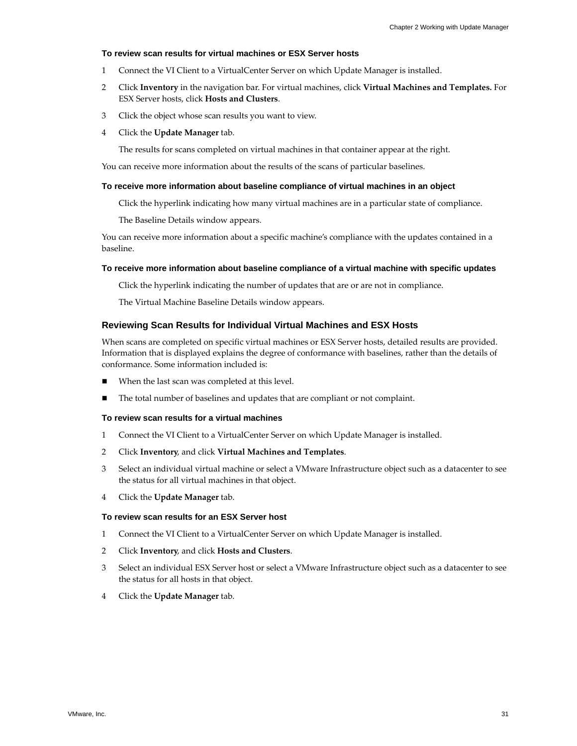**To review scan results for virtual machines or ESX Server hosts**

1. Connect the VI Client to a VirtualCenter Server on which Update Manager is installed.
2. Click **Inventory** in the navigation bar. For virtual machines, click **Virtual Machines and Templates.** For ESX Server hosts, click **Hosts and Clusters**.
3. Click the object whose scan results you want to view.
4. Click the **Update Manager** tab.

   The results for scans completed on virtual machines in that container appear at the right.

You can receive more information about the results of the scans of particular baselines.

**To receive more information about baseline compliance of virtual machines in an object**

Click the hyperlink indicating how many virtual machines are in a particular state of compliance.

The Baseline Details window appears.

You can receive more information about a specific machine's compliance with the updates contained in a baseline.

**To receive more information about baseline compliance of a virtual machine with specific updates**

Click the hyperlink indicating the number of updates that are or are not in compliance.

The Virtual Machine Baseline Details window appears.

### Reviewing Scan Results for Individual Virtual Machines and ESX Hosts

When scans are completed on specific virtual machines or ESX Server hosts, detailed results are provided. Information that is displayed explains the degree of conformance with baselines, rather than the details of conformance. Some information included is:

- When the last scan was completed at this level.
- The total number of baselines and updates that are compliant or not complaint.

**To review scan results for a virtual machines**

1. Connect the VI Client to a VirtualCenter Server on which Update Manager is installed.
2. Click **Inventory**, and click **Virtual Machines and Templates**.
3. Select an individual virtual machine or select a VMware Infrastructure object such as a datacenter to see the status for all virtual machines in that object.
4. Click the **Update Manager** tab.

**To review scan results for an ESX Server host**

1. Connect the VI Client to a VirtualCenter Server on which Update Manager is installed.
2. Click **Inventory**, and click **Hosts and Clusters**.
3. Select an individual ESX Server host or select a VMware Infrastructure object such as a datacenter to see the status for all hosts in that object.
4. Click the **Update Manager** tab.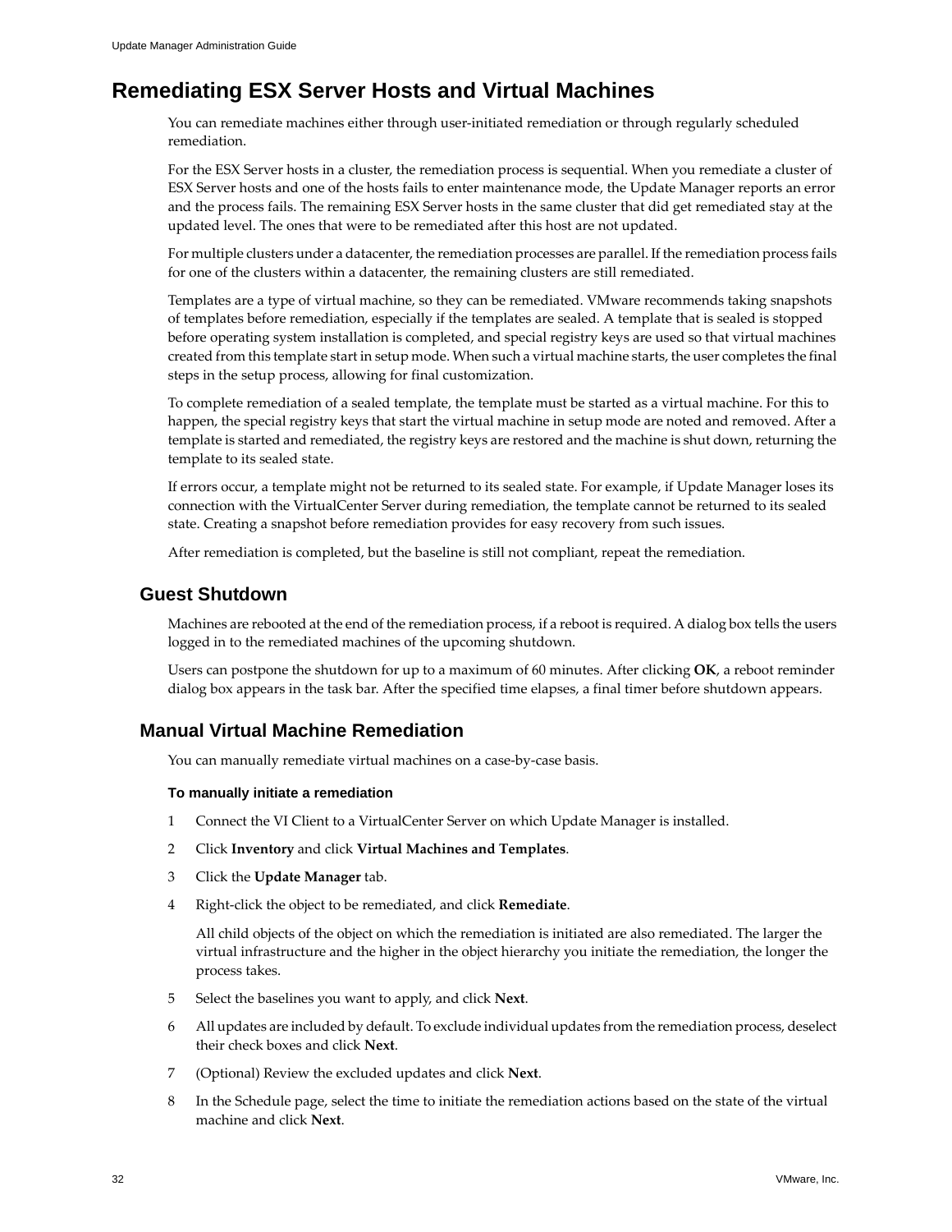# Remediating ESX Server Hosts and Virtual Machines

You can remediate machines either through user-initiated remediation or through regularly scheduled remediation.

For the ESX Server hosts in a cluster, the remediation process is sequential. When you remediate a cluster of ESX Server hosts and one of the hosts fails to enter maintenance mode, the Update Manager reports an error and the process fails. The remaining ESX Server hosts in the same cluster that did get remediated stay at the updated level. The ones that were to be remediated after this host are not updated.

For multiple clusters under a datacenter, the remediation processes are parallel. If the remediation process fails for one of the clusters within a datacenter, the remaining clusters are still remediated.

Templates are a type of virtual machine, so they can be remediated. VMware recommends taking snapshots of templates before remediation, especially if the templates are sealed. A template that is sealed is stopped before operating system installation is completed, and special registry keys are used so that virtual machines created from this template start in setup mode. When such a virtual machine starts, the user completes the final steps in the setup process, allowing for final customization.

To complete remediation of a sealed template, the template must be started as a virtual machine. For this to happen, the special registry keys that start the virtual machine in setup mode are noted and removed. After a template is started and remediated, the registry keys are restored and the machine is shut down, returning the template to its sealed state.

If errors occur, a template might not be returned to its sealed state. For example, if Update Manager loses its connection with the VirtualCenter Server during remediation, the template cannot be returned to its sealed state. Creating a snapshot before remediation provides for easy recovery from such issues.

After remediation is completed, but the baseline is still not compliant, repeat the remediation.

## Guest Shutdown

Machines are rebooted at the end of the remediation process, if a reboot is required. A dialog box tells the users logged in to the remediated machines of the upcoming shutdown.

Users can postpone the shutdown for up to a maximum of 60 minutes. After clicking **OK**, a reboot reminder dialog box appears in the task bar. After the specified time elapses, a final timer before shutdown appears.

## Manual Virtual Machine Remediation

You can manually remediate virtual machines on a case-by-case basis.

### To manually initiate a remediation

1. Connect the VI Client to a VirtualCenter Server on which Update Manager is installed.
2. Click **Inventory** and click **Virtual Machines and Templates**.
3. Click the **Update Manager** tab.
4. Right-click the object to be remediated, and click **Remediate**.

   All child objects of the object on which the remediation is initiated are also remediated. The larger the virtual infrastructure and the higher in the object hierarchy you initiate the remediation, the longer the process takes.
5. Select the baselines you want to apply, and click **Next**.
6. All updates are included by default. To exclude individual updates from the remediation process, deselect their check boxes and click **Next**.
7. (Optional) Review the excluded updates and click **Next**.
8. In the Schedule page, select the time to initiate the remediation actions based on the state of the virtual machine and click **Next**.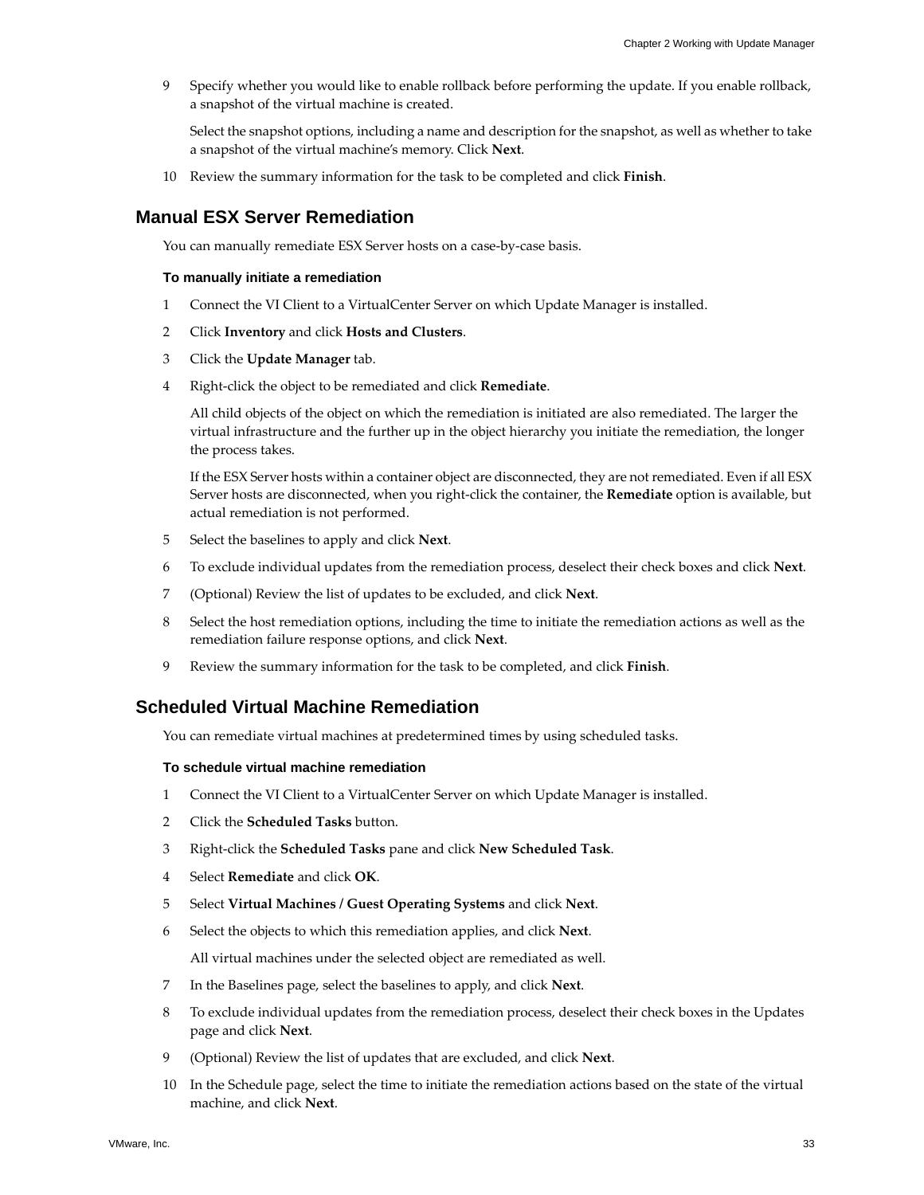9 Specify whether you would like to enable rollback before performing the update. If you enable rollback, a snapshot of the virtual machine is created.

   Select the snapshot options, including a name and description for the snapshot, as well as whether to take a snapshot of the virtual machine's memory. Click **Next**.

10 Review the summary information for the task to be completed and click **Finish**.

## Manual ESX Server Remediation

You can manually remediate ESX Server hosts on a case-by-case basis.

### To manually initiate a remediation

1 Connect the VI Client to a VirtualCenter Server on which Update Manager is installed.

2 Click **Inventory** and click **Hosts and Clusters**.

3 Click the **Update Manager** tab.

4 Right-click the object to be remediated and click **Remediate**.

   All child objects of the object on which the remediation is initiated are also remediated. The larger the virtual infrastructure and the further up in the object hierarchy you initiate the remediation, the longer the process takes.

   If the ESX Server hosts within a container object are disconnected, they are not remediated. Even if all ESX Server hosts are disconnected, when you right-click the container, the **Remediate** option is available, but actual remediation is not performed.

5 Select the baselines to apply and click **Next**.

6 To exclude individual updates from the remediation process, deselect their check boxes and click **Next**.

7 (Optional) Review the list of updates to be excluded, and click **Next**.

8 Select the host remediation options, including the time to initiate the remediation actions as well as the remediation failure response options, and click **Next**.

9 Review the summary information for the task to be completed, and click **Finish**.

## Scheduled Virtual Machine Remediation

You can remediate virtual machines at predetermined times by using scheduled tasks.

### To schedule virtual machine remediation

1 Connect the VI Client to a VirtualCenter Server on which Update Manager is installed.

2 Click the **Scheduled Tasks** button.

3 Right-click the **Scheduled Tasks** pane and click **New Scheduled Task**.

4 Select **Remediate** and click **OK**.

5 Select **Virtual Machines / Guest Operating Systems** and click **Next**.

6 Select the objects to which this remediation applies, and click **Next**.

   All virtual machines under the selected object are remediated as well.

7 In the Baselines page, select the baselines to apply, and click **Next**.

8 To exclude individual updates from the remediation process, deselect their check boxes in the Updates page and click **Next**.

9 (Optional) Review the list of updates that are excluded, and click **Next**.

10 In the Schedule page, select the time to initiate the remediation actions based on the state of the virtual machine, and click **Next**.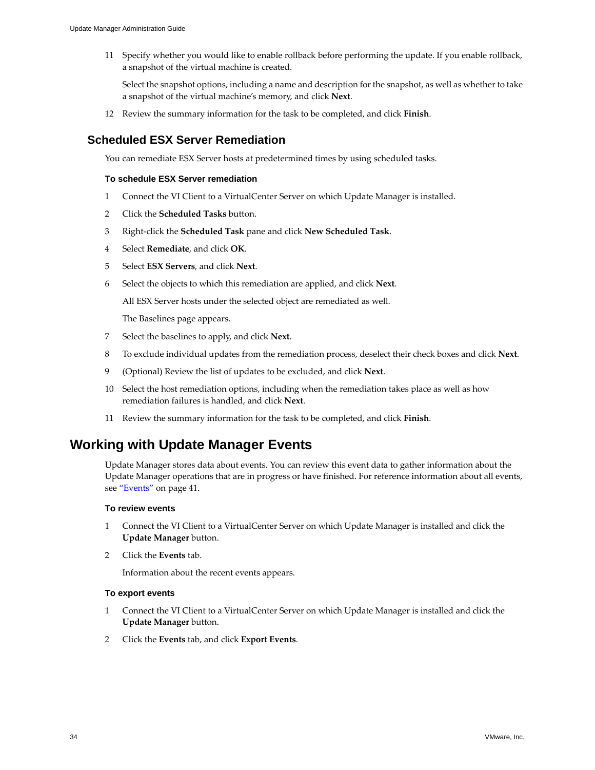11 Specify whether you would like to enable rollback before performing the update. If you enable rollback, a snapshot of the virtual machine is created.

   Select the snapshot options, including a name and description for the snapshot, as well as whether to take a snapshot of the virtual machine's memory, and click **Next**.

12 Review the summary information for the task to be completed, and click **Finish**.

## Scheduled ESX Server Remediation

You can remediate ESX Server hosts at predetermined times by using scheduled tasks.

#### To schedule ESX Server remediation

1 Connect the VI Client to a VirtualCenter Server on which Update Manager is installed.

2 Click the **Scheduled Tasks** button.

3 Right-click the **Scheduled Task** pane and click **New Scheduled Task**.

4 Select **Remediate**, and click **OK**.

5 Select **ESX Servers**, and click **Next**.

6 Select the objects to which this remediation are applied, and click **Next**.

   All ESX Server hosts under the selected object are remediated as well.

   The Baselines page appears.

7 Select the baselines to apply, and click **Next**.

8 To exclude individual updates from the remediation process, deselect their check boxes and click **Next**.

9 (Optional) Review the list of updates to be excluded, and click **Next**.

10 Select the host remediation options, including when the remediation takes place as well as how remediation failures is handled, and click **Next**.

11 Review the summary information for the task to be completed, and click **Finish**.

# Working with Update Manager Events

Update Manager stores data about events. You can review this event data to gather information about the Update Manager operations that are in progress or have finished. For reference information about all events, see "Events" on page 41.

#### To review events

1 Connect the VI Client to a VirtualCenter Server on which Update Manager is installed and click the **Update Manager** button.

2 Click the **Events** tab.

   Information about the recent events appears.

#### To export events

1 Connect the VI Client to a VirtualCenter Server on which Update Manager is installed and click the **Update Manager** button.

2 Click the **Events** tab, and click **Export Events**.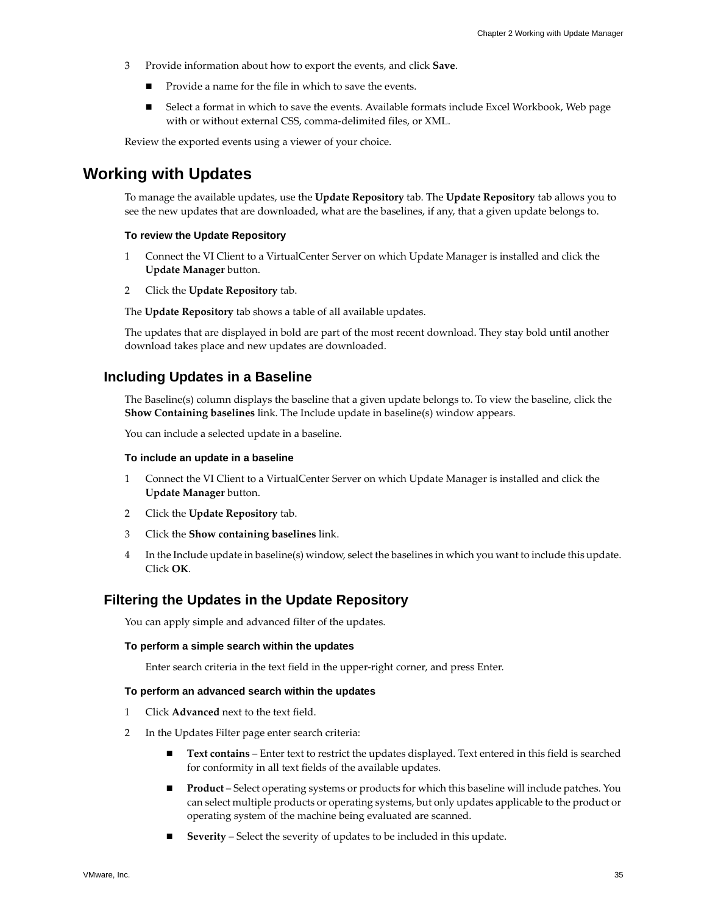3. Provide information about how to export the events, and click **Save**.

   - Provide a name for the file in which to save the events.
   - Select a format in which to save the events. Available formats include Excel Workbook, Web page with or without external CSS, comma-delimited files, or XML.

Review the exported events using a viewer of your choice.

# Working with Updates

To manage the available updates, use the **Update Repository** tab. The **Update Repository** tab allows you to see the new updates that are downloaded, what are the baselines, if any, that a given update belongs to.

#### To review the Update Repository

1. Connect the VI Client to a VirtualCenter Server on which Update Manager is installed and click the **Update Manager** button.
2. Click the **Update Repository** tab.

The **Update Repository** tab shows a table of all available updates.

The updates that are displayed in bold are part of the most recent download. They stay bold until another download takes place and new updates are downloaded.

## Including Updates in a Baseline

The Baseline(s) column displays the baseline that a given update belongs to. To view the baseline, click the **Show Containing baselines** link. The Include update in baseline(s) window appears.

You can include a selected update in a baseline.

#### To include an update in a baseline

1. Connect the VI Client to a VirtualCenter Server on which Update Manager is installed and click the **Update Manager** button.
2. Click the **Update Repository** tab.
3. Click the **Show containing baselines** link.
4. In the Include update in baseline(s) window, select the baselines in which you want to include this update. Click **OK**.

## Filtering the Updates in the Update Repository

You can apply simple and advanced filter of the updates.

#### To perform a simple search within the updates

Enter search criteria in the text field in the upper-right corner, and press Enter.

#### To perform an advanced search within the updates

1. Click **Advanced** next to the text field.
2. In the Updates Filter page enter search criteria:

   - **Text contains** – Enter text to restrict the updates displayed. Text entered in this field is searched for conformity in all text fields of the available updates.
   - **Product** – Select operating systems or products for which this baseline will include patches. You can select multiple products or operating systems, but only updates applicable to the product or operating system of the machine being evaluated are scanned.
   - **Severity** – Select the severity of updates to be included in this update.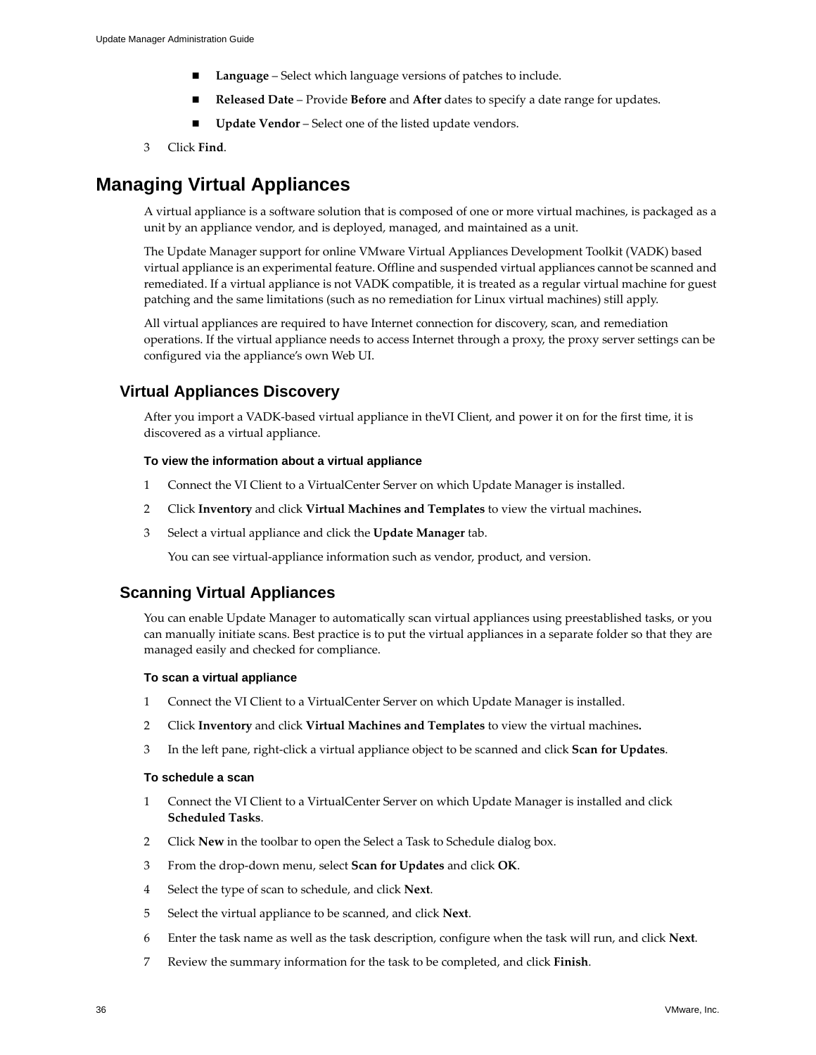- **Language** – Select which language versions of patches to include.
- **Released Date** – Provide **Before** and **After** dates to specify a date range for updates.
- **Update Vendor** – Select one of the listed update vendors.

3 Click **Find**.

## Managing Virtual Appliances

A virtual appliance is a software solution that is composed of one or more virtual machines, is packaged as a unit by an appliance vendor, and is deployed, managed, and maintained as a unit.

The Update Manager support for online VMware Virtual Appliances Development Toolkit (VADK) based virtual appliance is an experimental feature. Offline and suspended virtual appliances cannot be scanned and remediated. If a virtual appliance is not VADK compatible, it is treated as a regular virtual machine for guest patching and the same limitations (such as no remediation for Linux virtual machines) still apply.

All virtual appliances are required to have Internet connection for discovery, scan, and remediation operations. If the virtual appliance needs to access Internet through a proxy, the proxy server settings can be configured via the appliance's own Web UI.

### Virtual Appliances Discovery

After you import a VADK-based virtual appliance in theVI Client, and power it on for the first time, it is discovered as a virtual appliance.

#### To view the information about a virtual appliance

1. Connect the VI Client to a VirtualCenter Server on which Update Manager is installed.
2. Click **Inventory** and click **Virtual Machines and Templates** to view the virtual machines**.**
3. Select a virtual appliance and click the **Update Manager** tab.

   You can see virtual-appliance information such as vendor, product, and version.

### Scanning Virtual Appliances

You can enable Update Manager to automatically scan virtual appliances using preestablished tasks, or you can manually initiate scans. Best practice is to put the virtual appliances in a separate folder so that they are managed easily and checked for compliance.

#### To scan a virtual appliance

1. Connect the VI Client to a VirtualCenter Server on which Update Manager is installed.
2. Click **Inventory** and click **Virtual Machines and Templates** to view the virtual machines**.**
3. In the left pane, right-click a virtual appliance object to be scanned and click **Scan for Updates**.

#### To schedule a scan

1. Connect the VI Client to a VirtualCenter Server on which Update Manager is installed and click **Scheduled Tasks**.
2. Click **New** in the toolbar to open the Select a Task to Schedule dialog box.
3. From the drop-down menu, select **Scan for Updates** and click **OK**.
4. Select the type of scan to schedule, and click **Next**.
5. Select the virtual appliance to be scanned, and click **Next**.
6. Enter the task name as well as the task description, configure when the task will run, and click **Next**.
7. Review the summary information for the task to be completed, and click **Finish**.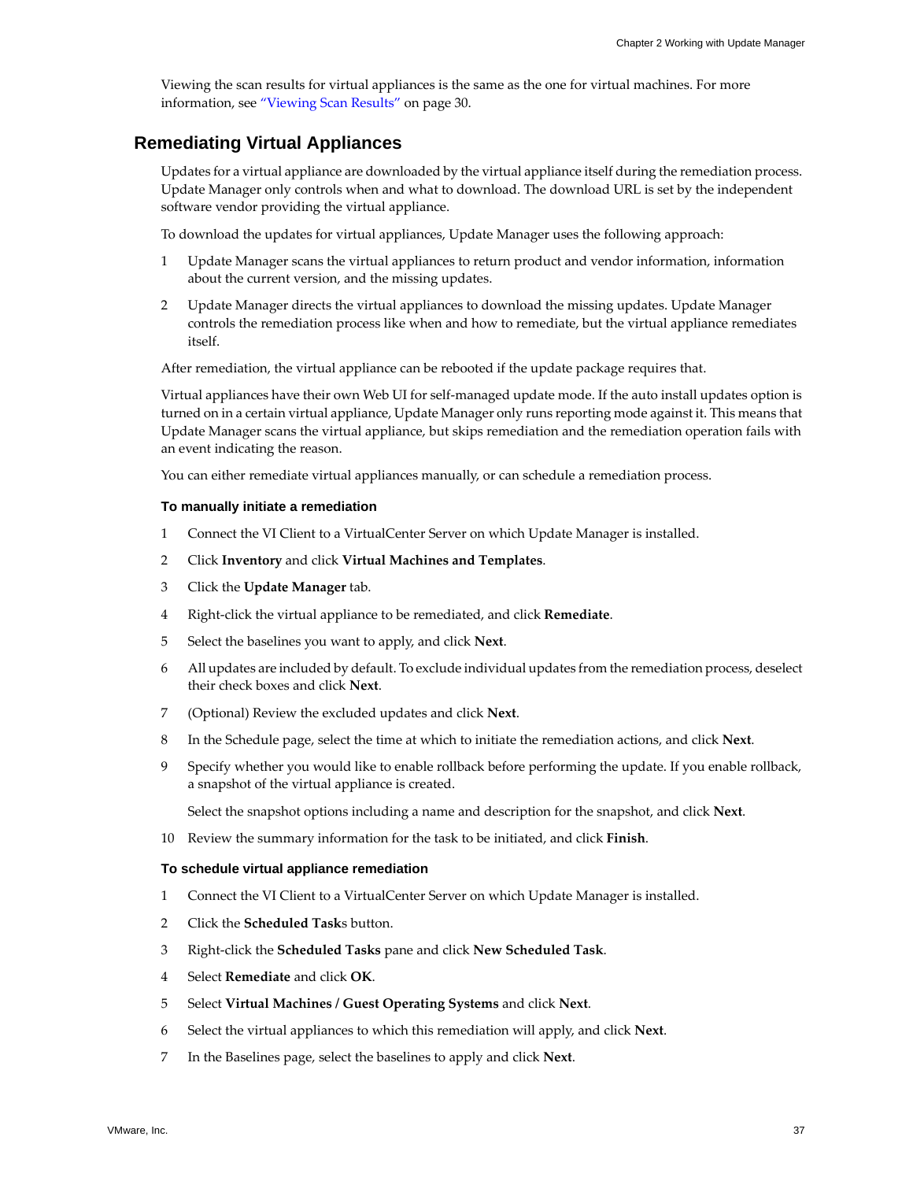Viewing the scan results for virtual appliances is the same as the one for virtual machines. For more information, see "Viewing Scan Results" on page 30.

## Remediating Virtual Appliances

Updates for a virtual appliance are downloaded by the virtual appliance itself during the remediation process. Update Manager only controls when and what to download. The download URL is set by the independent software vendor providing the virtual appliance.

To download the updates for virtual appliances, Update Manager uses the following approach:

1. Update Manager scans the virtual appliances to return product and vendor information, information about the current version, and the missing updates.
2. Update Manager directs the virtual appliances to download the missing updates. Update Manager controls the remediation process like when and how to remediate, but the virtual appliance remediates itself.

After remediation, the virtual appliance can be rebooted if the update package requires that.

Virtual appliances have their own Web UI for self-managed update mode. If the auto install updates option is turned on in a certain virtual appliance, Update Manager only runs reporting mode against it. This means that Update Manager scans the virtual appliance, but skips remediation and the remediation operation fails with an event indicating the reason.

You can either remediate virtual appliances manually, or can schedule a remediation process.

#### To manually initiate a remediation

1. Connect the VI Client to a VirtualCenter Server on which Update Manager is installed.
2. Click **Inventory** and click **Virtual Machines and Templates**.
3. Click the **Update Manager** tab.
4. Right-click the virtual appliance to be remediated, and click **Remediate**.
5. Select the baselines you want to apply, and click **Next**.
6. All updates are included by default. To exclude individual updates from the remediation process, deselect their check boxes and click **Next**.
7. (Optional) Review the excluded updates and click **Next**.
8. In the Schedule page, select the time at which to initiate the remediation actions, and click **Next**.
9. Specify whether you would like to enable rollback before performing the update. If you enable rollback, a snapshot of the virtual appliance is created.

   Select the snapshot options including a name and description for the snapshot, and click **Next**.
10. Review the summary information for the task to be initiated, and click **Finish**.

#### To schedule virtual appliance remediation

1. Connect the VI Client to a VirtualCenter Server on which Update Manager is installed.
2. Click the **Scheduled Task**s button.
3. Right-click the **Scheduled Tasks** pane and click **New Scheduled Task**.
4. Select **Remediate** and click **OK**.
5. Select **Virtual Machines / Guest Operating Systems** and click **Next**.
6. Select the virtual appliances to which this remediation will apply, and click **Next**.
7. In the Baselines page, select the baselines to apply and click **Next**.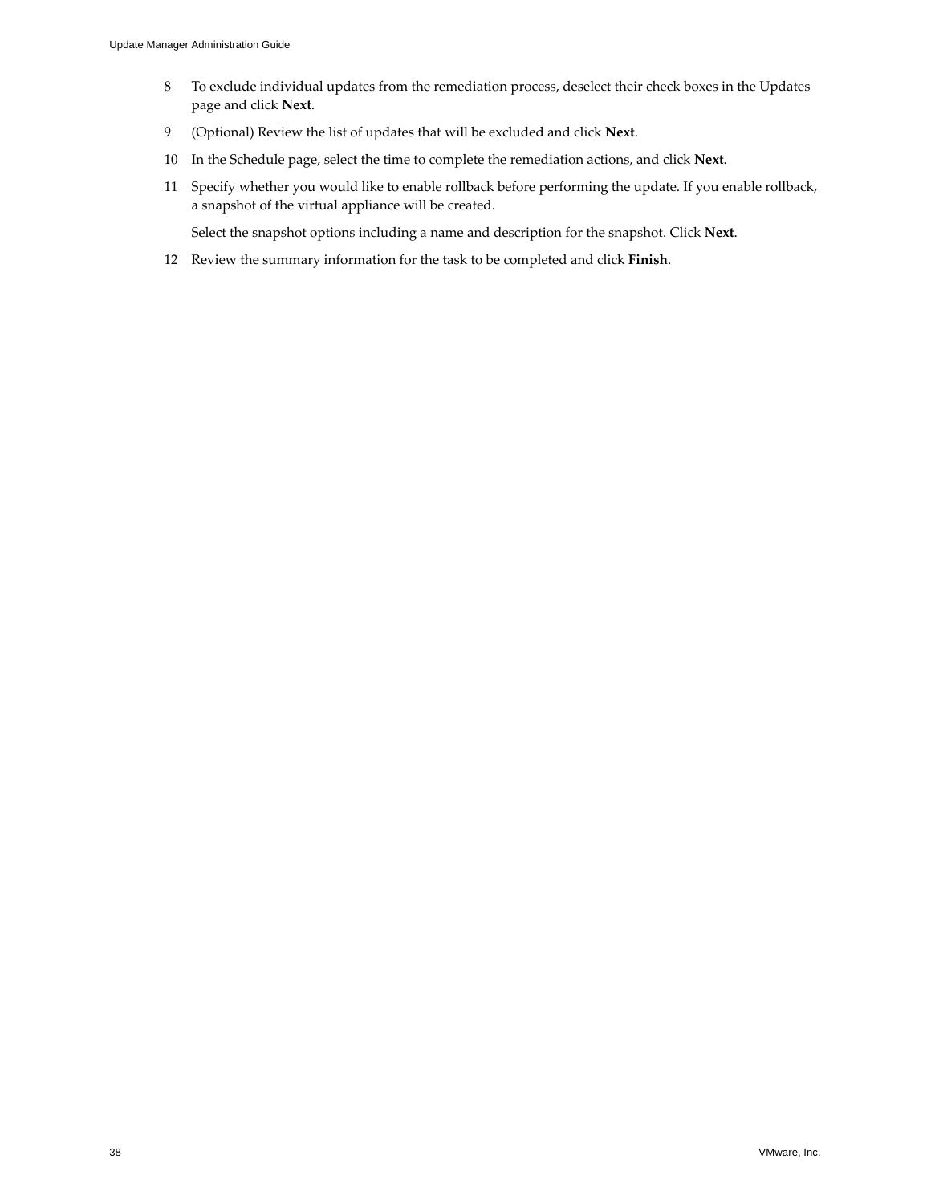8. To exclude individual updates from the remediation process, deselect their check boxes in the Updates page and click **Next**.
9. (Optional) Review the list of updates that will be excluded and click **Next**.
10. In the Schedule page, select the time to complete the remediation actions, and click **Next**.
11. Specify whether you would like to enable rollback before performing the update. If you enable rollback, a snapshot of the virtual appliance will be created.

    Select the snapshot options including a name and description for the snapshot. Click **Next**.
12. Review the summary information for the task to be completed and click **Finish**.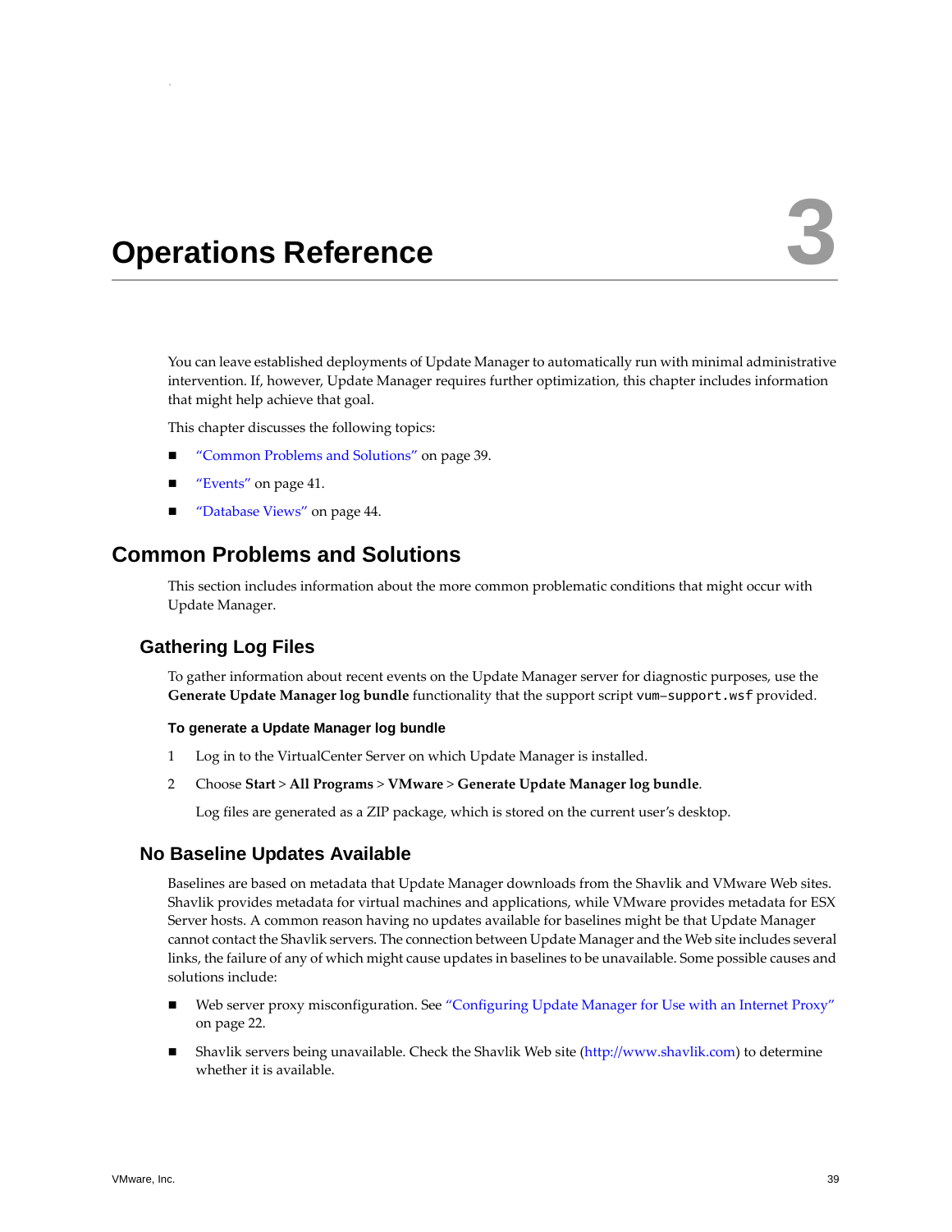# 3 Operations Reference

You can leave established deployments of Update Manager to automatically run with minimal administrative intervention. If, however, Update Manager requires further optimization, this chapter includes information that might help achieve that goal.

This chapter discusses the following topics:

- "Common Problems and Solutions" on page 39.
- "Events" on page 41.
- "Database Views" on page 44.

## Common Problems and Solutions

This section includes information about the more common problematic conditions that might occur with Update Manager.

### Gathering Log Files

To gather information about recent events on the Update Manager server for diagnostic purposes, use the **Generate Update Manager log bundle** functionality that the support script `vum-support.wsf` provided.

#### To generate a Update Manager log bundle

1. Log in to the VirtualCenter Server on which Update Manager is installed.
2. Choose **Start** > **All Programs** > **VMware** > **Generate Update Manager log bundle**.

   Log files are generated as a ZIP package, which is stored on the current user's desktop.

### No Baseline Updates Available

Baselines are based on metadata that Update Manager downloads from the Shavlik and VMware Web sites. Shavlik provides metadata for virtual machines and applications, while VMware provides metadata for ESX Server hosts. A common reason having no updates available for baselines might be that Update Manager cannot contact the Shavlik servers. The connection between Update Manager and the Web site includes several links, the failure of any of which might cause updates in baselines to be unavailable. Some possible causes and solutions include:

- Web server proxy misconfiguration. See "Configuring Update Manager for Use with an Internet Proxy" on page 22.
- Shavlik servers being unavailable. Check the Shavlik Web site (http://www.shavlik.com) to determine whether it is available.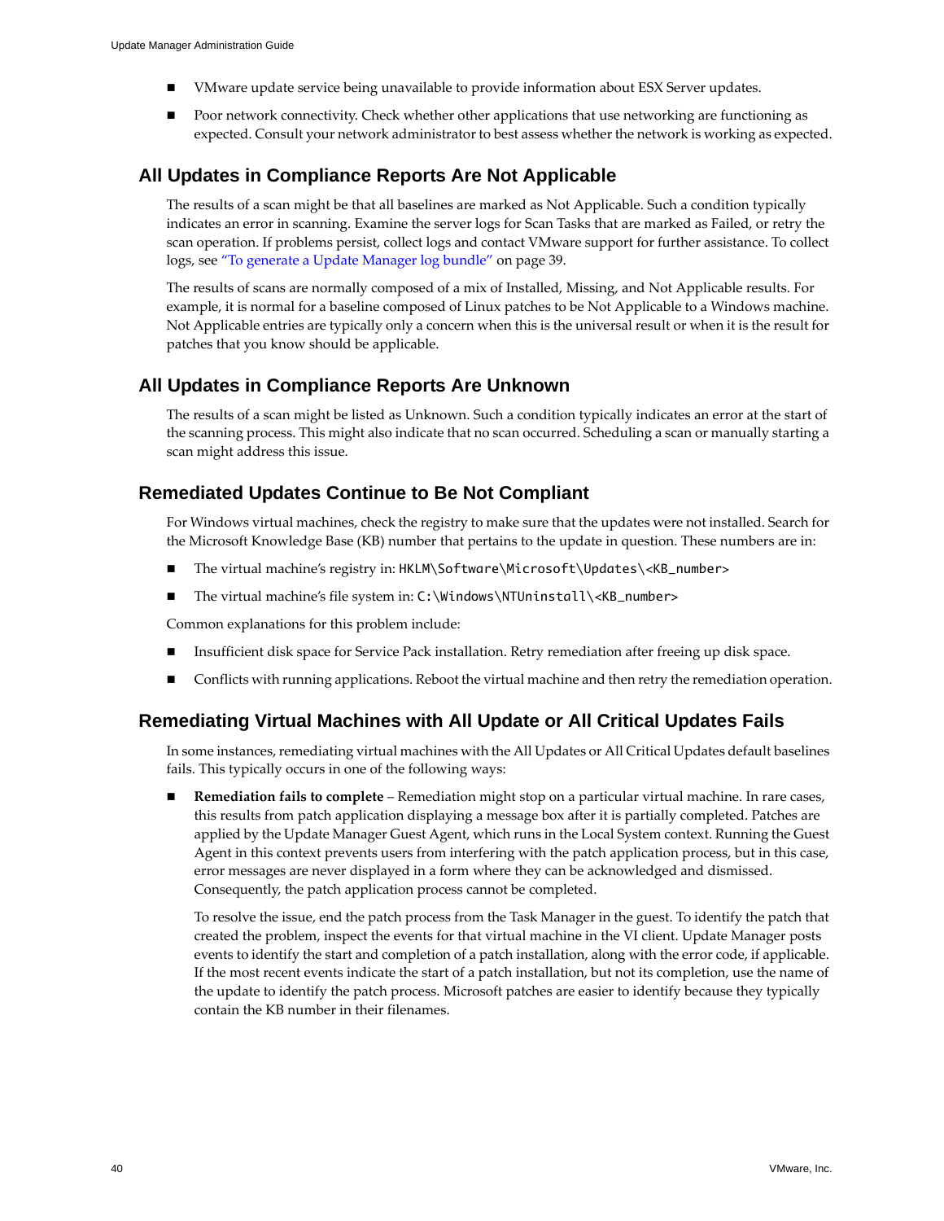- VMware update service being unavailable to provide information about ESX Server updates.
- Poor network connectivity. Check whether other applications that use networking are functioning as expected. Consult your network administrator to best assess whether the network is working as expected.

## All Updates in Compliance Reports Are Not Applicable

The results of a scan might be that all baselines are marked as Not Applicable. Such a condition typically indicates an error in scanning. Examine the server logs for Scan Tasks that are marked as Failed, or retry the scan operation. If problems persist, collect logs and contact VMware support for further assistance. To collect logs, see "To generate a Update Manager log bundle" on page 39.

The results of scans are normally composed of a mix of Installed, Missing, and Not Applicable results. For example, it is normal for a baseline composed of Linux patches to be Not Applicable to a Windows machine. Not Applicable entries are typically only a concern when this is the universal result or when it is the result for patches that you know should be applicable.

## All Updates in Compliance Reports Are Unknown

The results of a scan might be listed as Unknown. Such a condition typically indicates an error at the start of the scanning process. This might also indicate that no scan occurred. Scheduling a scan or manually starting a scan might address this issue.

## Remediated Updates Continue to Be Not Compliant

For Windows virtual machines, check the registry to make sure that the updates were not installed. Search for the Microsoft Knowledge Base (KB) number that pertains to the update in question. These numbers are in:

- The virtual machine's registry in: `HKLM\Software\Microsoft\Updates\<KB_number>`
- The virtual machine's file system in: `C:\Windows\NTUninstall\<KB_number>`

Common explanations for this problem include:

- Insufficient disk space for Service Pack installation. Retry remediation after freeing up disk space.
- Conflicts with running applications. Reboot the virtual machine and then retry the remediation operation.

## Remediating Virtual Machines with All Update or All Critical Updates Fails

In some instances, remediating virtual machines with the All Updates or All Critical Updates default baselines fails. This typically occurs in one of the following ways:

- **Remediation fails to complete** – Remediation might stop on a particular virtual machine. In rare cases, this results from patch application displaying a message box after it is partially completed. Patches are applied by the Update Manager Guest Agent, which runs in the Local System context. Running the Guest Agent in this context prevents users from interfering with the patch application process, but in this case, error messages are never displayed in a form where they can be acknowledged and dismissed. Consequently, the patch application process cannot be completed.

  To resolve the issue, end the patch process from the Task Manager in the guest. To identify the patch that created the problem, inspect the events for that virtual machine in the VI client. Update Manager posts events to identify the start and completion of a patch installation, along with the error code, if applicable. If the most recent events indicate the start of a patch installation, but not its completion, use the name of the update to identify the patch process. Microsoft patches are easier to identify because they typically contain the KB number in their filenames.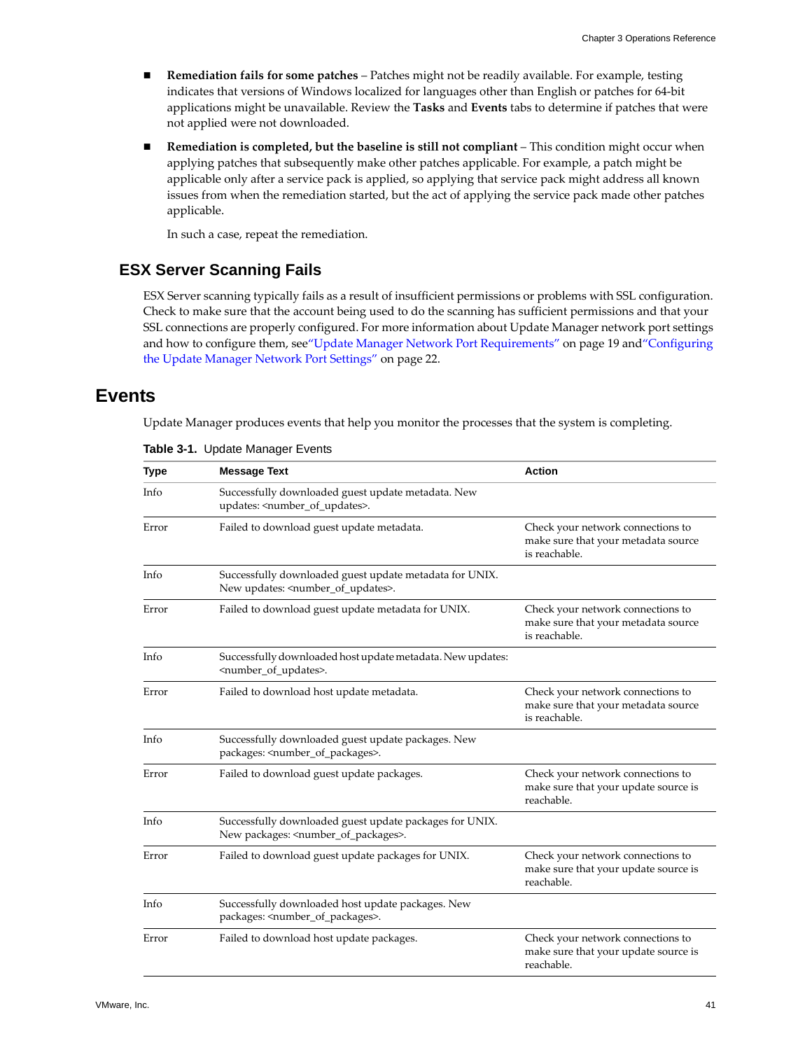- **Remediation fails for some patches** – Patches might not be readily available. For example, testing indicates that versions of Windows localized for languages other than English or patches for 64-bit applications might be unavailable. Review the **Tasks** and **Events** tabs to determine if patches that were not applied were not downloaded.

- **Remediation is completed, but the baseline is still not compliant** – This condition might occur when applying patches that subsequently make other patches applicable. For example, a patch might be applicable only after a service pack is applied, so applying that service pack might address all known issues from when the remediation started, but the act of applying the service pack made other patches applicable.

  In such a case, repeat the remediation.

### ESX Server Scanning Fails

ESX Server scanning typically fails as a result of insufficient permissions or problems with SSL configuration. Check to make sure that the account being used to do the scanning has sufficient permissions and that your SSL connections are properly configured. For more information about Update Manager network port settings and how to configure them, see"Update Manager Network Port Requirements" on page 19 and"Configuring the Update Manager Network Port Settings" on page 22.

## Events

Update Manager produces events that help you monitor the processes that the system is completing.

**Table 3-1.** Update Manager Events

| Type | Message Text | Action |
|---|---|---|
| Info | Successfully downloaded guest update metadata. New updates: <number_of_updates>. | |
| Error | Failed to download guest update metadata. | Check your network connections to make sure that your metadata source is reachable. |
| Info | Successfully downloaded guest update metadata for UNIX. New updates: <number_of_updates>. | |
| Error | Failed to download guest update metadata for UNIX. | Check your network connections to make sure that your metadata source is reachable. |
| Info | Successfully downloaded host update metadata. New updates: <number_of_updates>. | |
| Error | Failed to download host update metadata. | Check your network connections to make sure that your metadata source is reachable. |
| Info | Successfully downloaded guest update packages. New packages: <number_of_packages>. | |
| Error | Failed to download guest update packages. | Check your network connections to make sure that your update source is reachable. |
| Info | Successfully downloaded guest update packages for UNIX. New packages: <number_of_packages>. | |
| Error | Failed to download guest update packages for UNIX. | Check your network connections to make sure that your update source is reachable. |
| Info | Successfully downloaded host update packages. New packages: <number_of_packages>. | |
| Error | Failed to download host update packages. | Check your network connections to make sure that your update source is reachable. |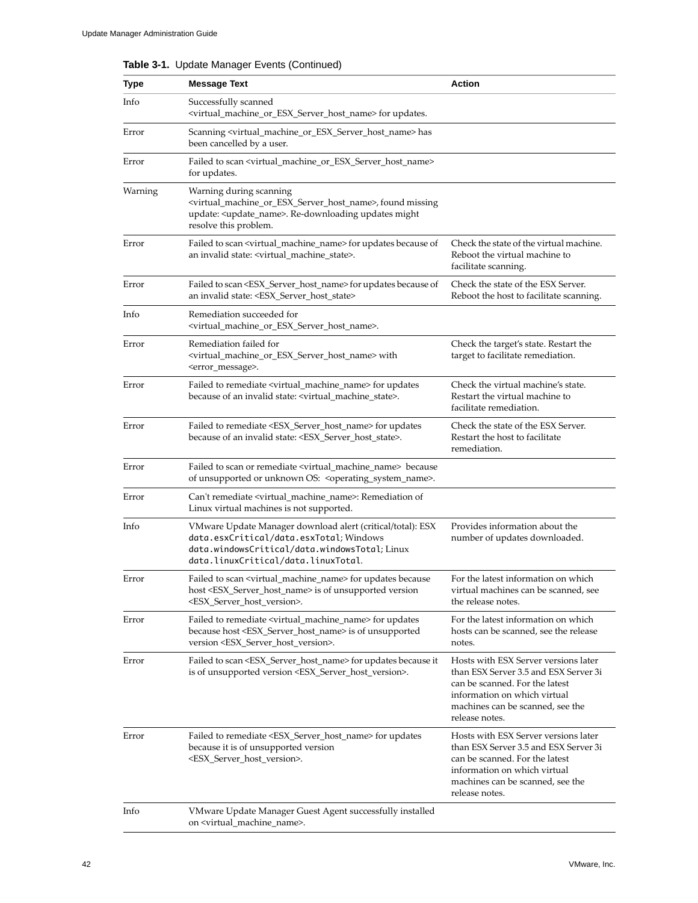**Table 3-1.** Update Manager Events (Continued)

| Type | Message Text | Action |
|---|---|---|
| Info | Successfully scanned <virtual_machine_or_ESX_Server_host_name> for updates. | |
| Error | Scanning <virtual_machine_or_ESX_Server_host_name> has been cancelled by a user. | |
| Error | Failed to scan <virtual_machine_or_ESX_Server_host_name> for updates. | |
| Warning | Warning during scanning <virtual_machine_or_ESX_Server_host_name>, found missing update: <update_name>. Re-downloading updates might resolve this problem. | |
| Error | Failed to scan <virtual_machine_name> for updates because of an invalid state: <virtual_machine_state>. | Check the state of the virtual machine. Reboot the virtual machine to facilitate scanning. |
| Error | Failed to scan <ESX_Server_host_name> for updates because of an invalid state: <ESX_Server_host_state> | Check the state of the ESX Server. Reboot the host to facilitate scanning. |
| Info | Remediation succeeded for <virtual_machine_or_ESX_Server_host_name>. | |
| Error | Remediation failed for <virtual_machine_or_ESX_Server_host_name> with <error_message>. | Check the target's state. Restart the target to facilitate remediation. |
| Error | Failed to remediate <virtual_machine_name> for updates because of an invalid state: <virtual_machine_state>. | Check the virtual machine's state. Restart the virtual machine to facilitate remediation. |
| Error | Failed to remediate <ESX_Server_host_name> for updates because of an invalid state: <ESX_Server_host_state>. | Check the state of the ESX Server. Restart the host to facilitate remediation. |
| Error | Failed to scan or remediate <virtual_machine_name> because of unsupported or unknown OS: <operating_system_name>. | |
| Error | Can't remediate <virtual_machine_name>: Remediation of Linux virtual machines is not supported. | |
| Info | VMware Update Manager download alert (critical/total): ESX `data.esxCritical/data.esxTotal`; Windows `data.windowsCritical/data.windowsTotal`; Linux `data.linuxCritical/data.linuxTotal`. | Provides information about the number of updates downloaded. |
| Error | Failed to scan <virtual_machine_name> for updates because host <ESX_Server_host_name> is of unsupported version <ESX_Server_host_version>. | For the latest information on which virtual machines can be scanned, see the release notes. |
| Error | Failed to remediate <virtual_machine_name> for updates because host <ESX_Server_host_name> is of unsupported version <ESX_Server_host_version>. | For the latest information on which hosts can be scanned, see the release notes. |
| Error | Failed to scan <ESX_Server_host_name> for updates because it is of unsupported version <ESX_Server_host_version>. | Hosts with ESX Server versions later than ESX Server 3.5 and ESX Server 3i can be scanned. For the latest information on which virtual machines can be scanned, see the release notes. |
| Error | Failed to remediate <ESX_Server_host_name> for updates because it is of unsupported version <ESX_Server_host_version>. | Hosts with ESX Server versions later than ESX Server 3.5 and ESX Server 3i can be scanned. For the latest information on which virtual machines can be scanned, see the release notes. |
| Info | VMware Update Manager Guest Agent successfully installed on <virtual_machine_name>. | |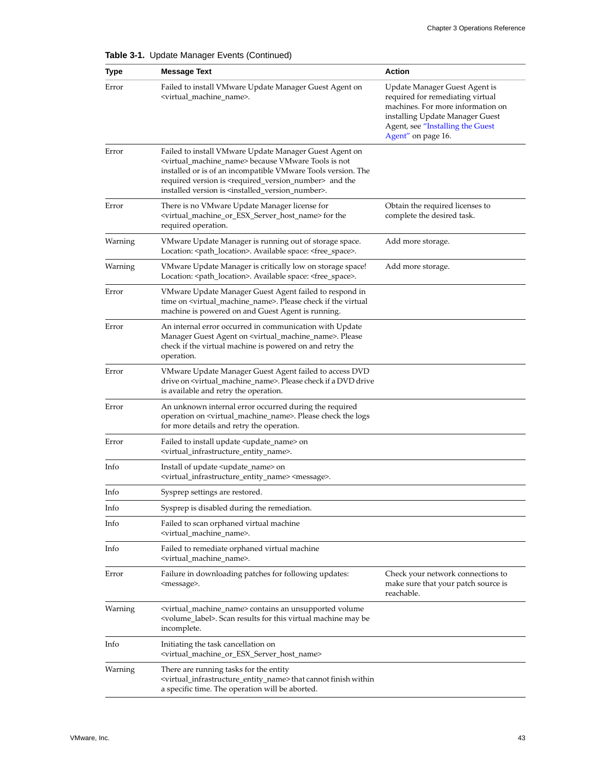**Table 3-1.** Update Manager Events (Continued)

| Type | Message Text | Action |
|---|---|---|
| Error | Failed to install VMware Update Manager Guest Agent on <virtual_machine_name>. | Update Manager Guest Agent is required for remediating virtual machines. For more information on installing Update Manager Guest Agent, see "Installing the Guest Agent" on page 16. |
| Error | Failed to install VMware Update Manager Guest Agent on <virtual_machine_name> because VMware Tools is not installed or is of an incompatible VMware Tools version. The required version is <required_version_number> and the installed version is <installed_version_number>. | |
| Error | There is no VMware Update Manager license for <virtual_machine_or_ESX_Server_host_name> for the required operation. | Obtain the required licenses to complete the desired task. |
| Warning | VMware Update Manager is running out of storage space. Location: <path_location>. Available space: <free_space>. | Add more storage. |
| Warning | VMware Update Manager is critically low on storage space! Location: <path_location>. Available space: <free_space>. | Add more storage. |
| Error | VMware Update Manager Guest Agent failed to respond in time on <virtual_machine_name>. Please check if the virtual machine is powered on and Guest Agent is running. | |
| Error | An internal error occurred in communication with Update Manager Guest Agent on <virtual_machine_name>. Please check if the virtual machine is powered on and retry the operation. | |
| Error | VMware Update Manager Guest Agent failed to access DVD drive on <virtual_machine_name>. Please check if a DVD drive is available and retry the operation. | |
| Error | An unknown internal error occurred during the required operation on <virtual_machine_name>. Please check the logs for more details and retry the operation. | |
| Error | Failed to install update <update_name> on <virtual_infrastructure_entity_name>. | |
| Info | Install of update <update_name> on <virtual_infrastructure_entity_name> <message>. | |
| Info | Sysprep settings are restored. | |
| Info | Sysprep is disabled during the remediation. | |
| Info | Failed to scan orphaned virtual machine <virtual_machine_name>. | |
| Info | Failed to remediate orphaned virtual machine <virtual_machine_name>. | |
| Error | Failure in downloading patches for following updates: <message>. | Check your network connections to make sure that your patch source is reachable. |
| Warning | <virtual_machine_name> contains an unsupported volume <volume_label>. Scan results for this virtual machine may be incomplete. | |
| Info | Initiating the task cancellation on <virtual_machine_or_ESX_Server_host_name> | |
| Warning | There are running tasks for the entity <virtual_infrastructure_entity_name> that cannot finish within a specific time. The operation will be aborted. | |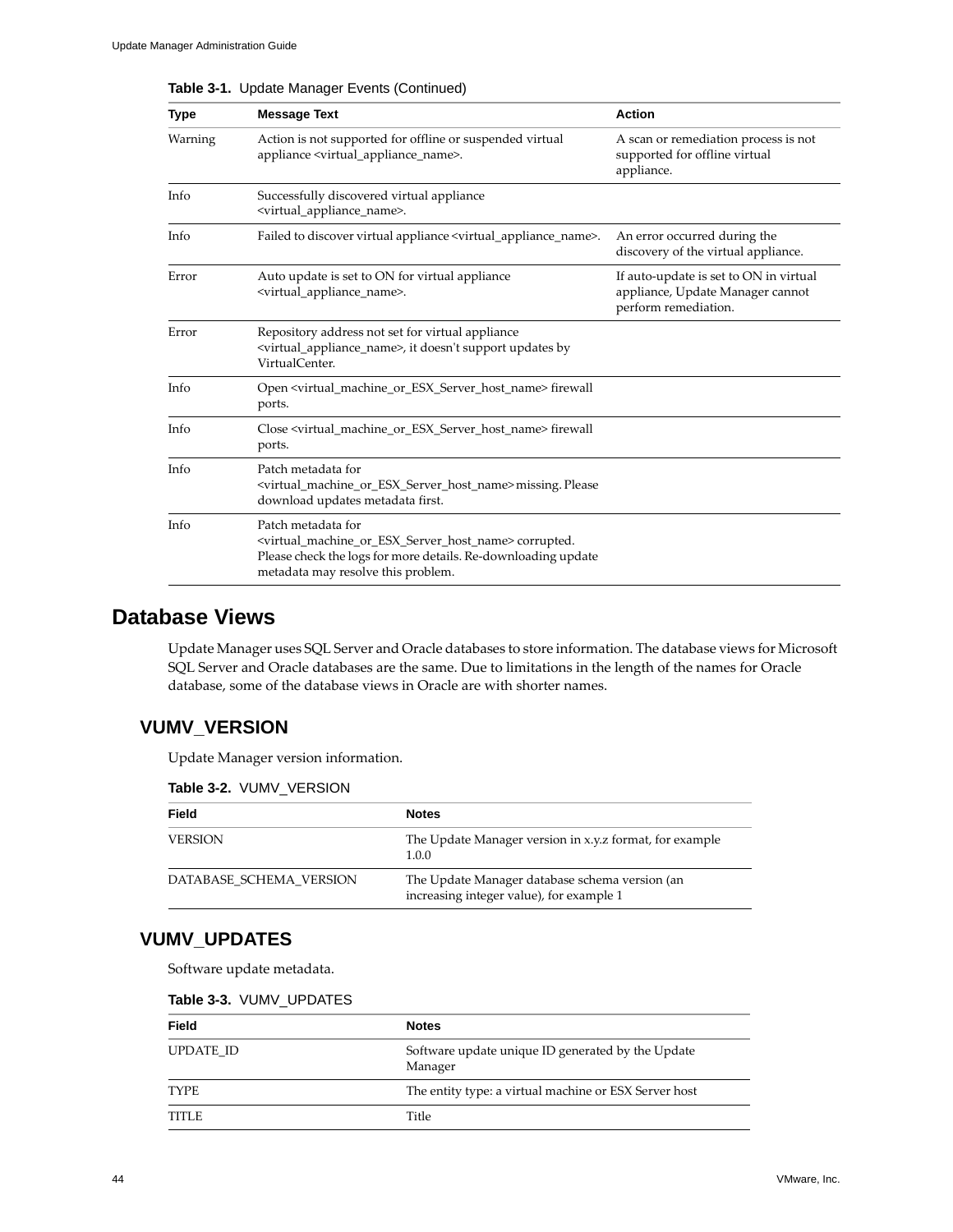**Table 3-1.** Update Manager Events (Continued)

| Type | Message Text | Action |
| --- | --- | --- |
| Warning | Action is not supported for offline or suspended virtual appliance <virtual_appliance_name>. | A scan or remediation process is not supported for offline virtual appliance. |
| Info | Successfully discovered virtual appliance <virtual_appliance_name>. | |
| Info | Failed to discover virtual appliance <virtual_appliance_name>. | An error occurred during the discovery of the virtual appliance. |
| Error | Auto update is set to ON for virtual appliance <virtual_appliance_name>. | If auto-update is set to ON in virtual appliance, Update Manager cannot perform remediation. |
| Error | Repository address not set for virtual appliance <virtual_appliance_name>, it doesn't support updates by VirtualCenter. | |
| Info | Open <virtual_machine_or_ESX_Server_host_name> firewall ports. | |
| Info | Close <virtual_machine_or_ESX_Server_host_name> firewall ports. | |
| Info | Patch metadata for <virtual_machine_or_ESX_Server_host_name> missing. Please download updates metadata first. | |
| Info | Patch metadata for <virtual_machine_or_ESX_Server_host_name> corrupted. Please check the logs for more details. Re-downloading update metadata may resolve this problem. | |

## Database Views

Update Manager uses SQL Server and Oracle databases to store information. The database views for Microsoft SQL Server and Oracle databases are the same. Due to limitations in the length of the names for Oracle database, some of the database views in Oracle are with shorter names.

### VUMV_VERSION

Update Manager version information.

**Table 3-2.** VUMV_VERSION

| Field | Notes |
| --- | --- |
| VERSION | The Update Manager version in x.y.z format, for example 1.0.0 |
| DATABASE_SCHEMA_VERSION | The Update Manager database schema version (an increasing integer value), for example 1 |

### VUMV_UPDATES

Software update metadata.

**Table 3-3.** VUMV_UPDATES

| Field | Notes |
| --- | --- |
| UPDATE_ID | Software update unique ID generated by the Update Manager |
| TYPE | The entity type: a virtual machine or ESX Server host |
| TITLE | Title |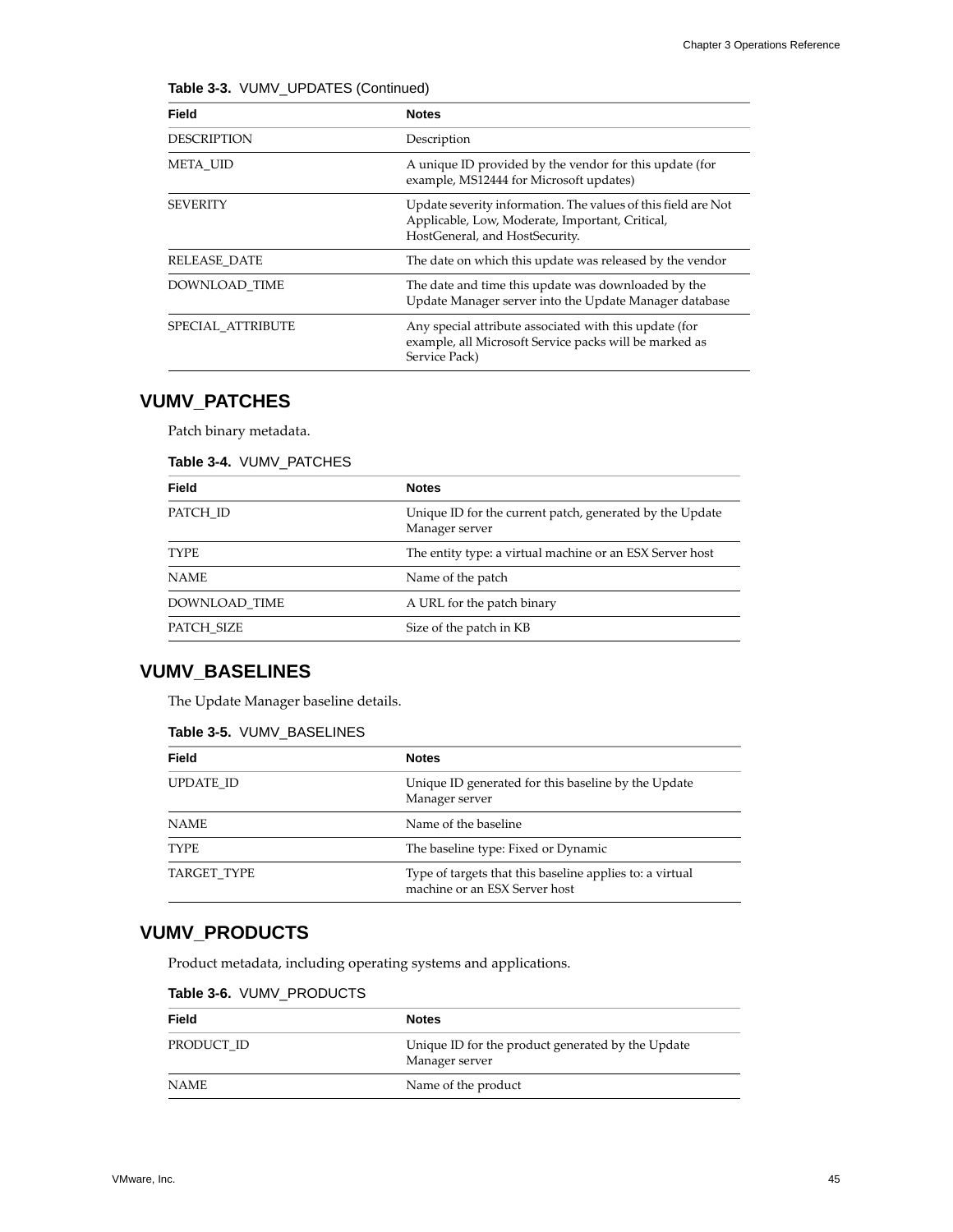**Table 3-3.** VUMV_UPDATES (Continued)

| Field | Notes |
| --- | --- |
| DESCRIPTION | Description |
| META_UID | A unique ID provided by the vendor for this update (for example, MS12444 for Microsoft updates) |
| SEVERITY | Update severity information. The values of this field are Not Applicable, Low, Moderate, Important, Critical, HostGeneral, and HostSecurity. |
| RELEASE_DATE | The date on which this update was released by the vendor |
| DOWNLOAD_TIME | The date and time this update was downloaded by the Update Manager server into the Update Manager database |
| SPECIAL_ATTRIBUTE | Any special attribute associated with this update (for example, all Microsoft Service packs will be marked as Service Pack) |

## VUMV_PATCHES

Patch binary metadata.

**Table 3-4.** VUMV_PATCHES

| Field | Notes |
| --- | --- |
| PATCH_ID | Unique ID for the current patch, generated by the Update Manager server |
| TYPE | The entity type: a virtual machine or an ESX Server host |
| NAME | Name of the patch |
| DOWNLOAD_TIME | A URL for the patch binary |
| PATCH_SIZE | Size of the patch in KB |

## VUMV_BASELINES

The Update Manager baseline details.

**Table 3-5.** VUMV_BASELINES

| Field | Notes |
| --- | --- |
| UPDATE_ID | Unique ID generated for this baseline by the Update Manager server |
| NAME | Name of the baseline |
| TYPE | The baseline type: Fixed or Dynamic |
| TARGET_TYPE | Type of targets that this baseline applies to: a virtual machine or an ESX Server host |

## VUMV_PRODUCTS

Product metadata, including operating systems and applications.

**Table 3-6.** VUMV_PRODUCTS

| Field | Notes |
| --- | --- |
| PRODUCT_ID | Unique ID for the product generated by the Update Manager server |
| NAME | Name of the product |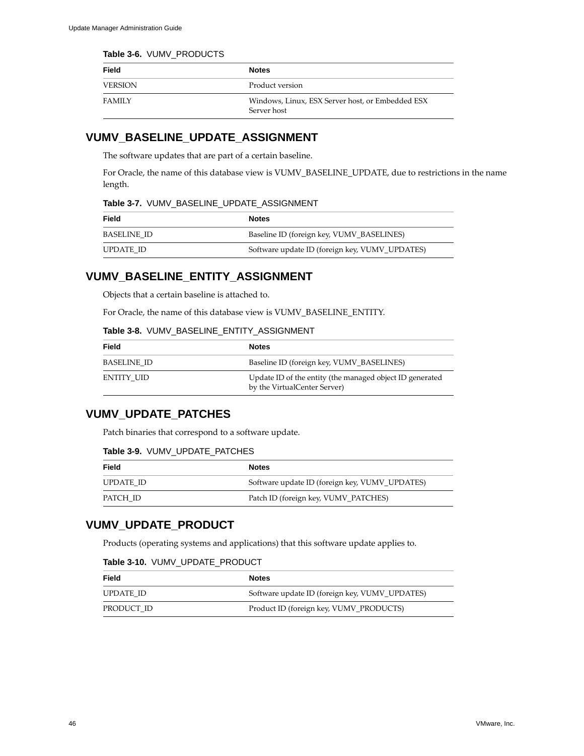**Table 3-6.** VUMV_PRODUCTS

| Field | Notes |
| --- | --- |
| VERSION | Product version |
| FAMILY | Windows, Linux, ESX Server host, or Embedded ESX Server host |

## VUMV_BASELINE_UPDATE_ASSIGNMENT

The software updates that are part of a certain baseline.

For Oracle, the name of this database view is VUMV_BASELINE_UPDATE, due to restrictions in the name length.

**Table 3-7.** VUMV_BASELINE_UPDATE_ASSIGNMENT

| Field | Notes |
| --- | --- |
| BASELINE_ID | Baseline ID (foreign key, VUMV_BASELINES) |
| UPDATE_ID | Software update ID (foreign key, VUMV_UPDATES) |

## VUMV_BASELINE_ENTITY_ASSIGNMENT

Objects that a certain baseline is attached to.

For Oracle, the name of this database view is VUMV_BASELINE_ENTITY.

**Table 3-8.** VUMV_BASELINE_ENTITY_ASSIGNMENT

| Field | Notes |
| --- | --- |
| BASELINE_ID | Baseline ID (foreign key, VUMV_BASELINES) |
| ENTITY_UID | Update ID of the entity (the managed object ID generated by the VirtualCenter Server) |

## VUMV_UPDATE_PATCHES

Patch binaries that correspond to a software update.

**Table 3-9.** VUMV_UPDATE_PATCHES

| Field | Notes |
| --- | --- |
| UPDATE_ID | Software update ID (foreign key, VUMV_UPDATES) |
| PATCH_ID | Patch ID (foreign key, VUMV_PATCHES) |

## VUMV_UPDATE_PRODUCT

Products (operating systems and applications) that this software update applies to.

**Table 3-10.** VUMV_UPDATE_PRODUCT

| Field | Notes |
| --- | --- |
| UPDATE_ID | Software update ID (foreign key, VUMV_UPDATES) |
| PRODUCT_ID | Product ID (foreign key, VUMV_PRODUCTS) |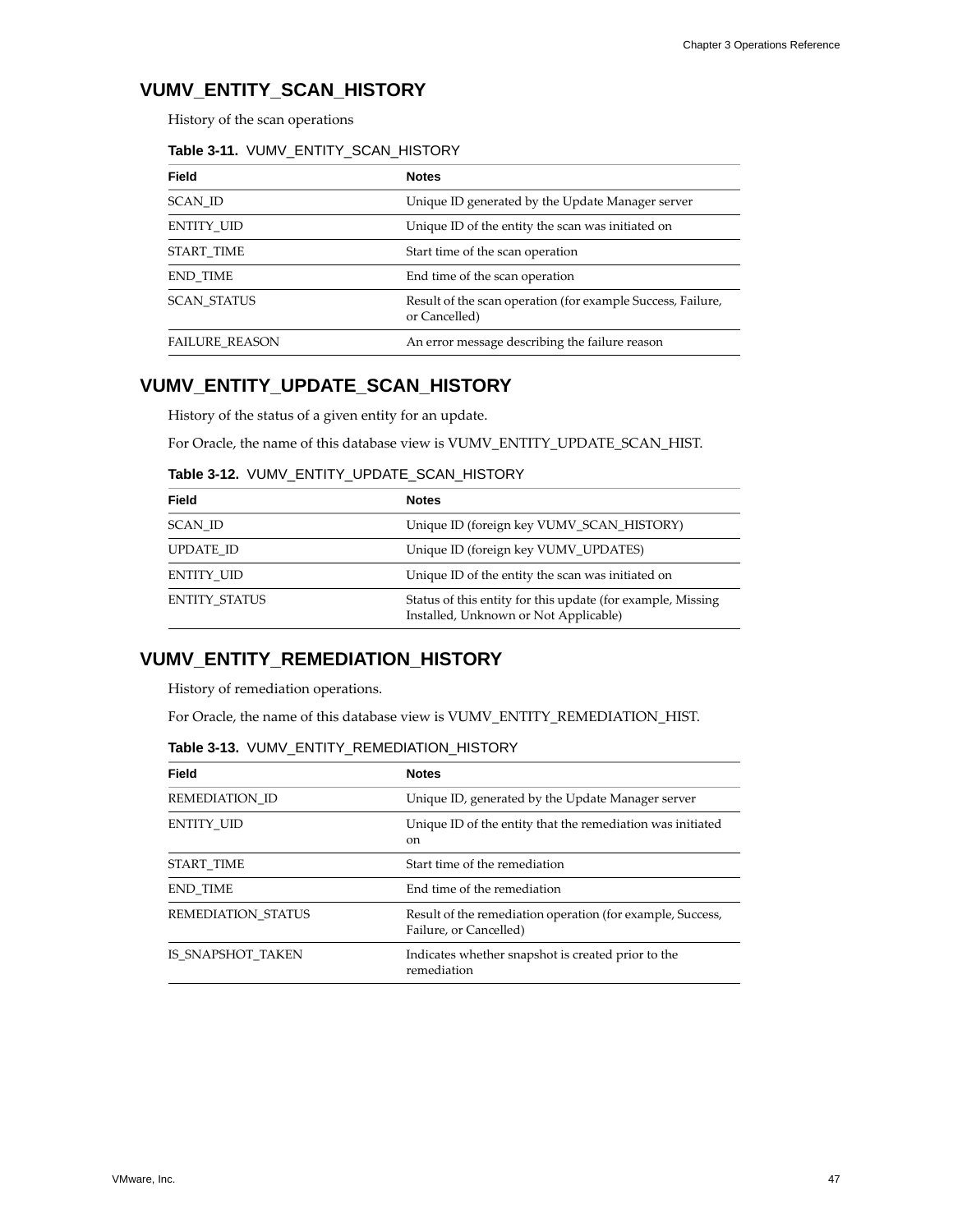## VUMV_ENTITY_SCAN_HISTORY

History of the scan operations

**Table 3-11.** VUMV_ENTITY_SCAN_HISTORY

| Field | Notes |
|---|---|
| SCAN_ID | Unique ID generated by the Update Manager server |
| ENTITY_UID | Unique ID of the entity the scan was initiated on |
| START_TIME | Start time of the scan operation |
| END_TIME | End time of the scan operation |
| SCAN_STATUS | Result of the scan operation (for example Success, Failure, or Cancelled) |
| FAILURE_REASON | An error message describing the failure reason |

## VUMV_ENTITY_UPDATE_SCAN_HISTORY

History of the status of a given entity for an update.

For Oracle, the name of this database view is VUMV_ENTITY_UPDATE_SCAN_HIST.

**Table 3-12.** VUMV_ENTITY_UPDATE_SCAN_HISTORY

| Field | Notes |
|---|---|
| SCAN_ID | Unique ID (foreign key VUMV_SCAN_HISTORY) |
| UPDATE_ID | Unique ID (foreign key VUMV_UPDATES) |
| ENTITY_UID | Unique ID of the entity the scan was initiated on |
| ENTITY_STATUS | Status of this entity for this update (for example, Missing Installed, Unknown or Not Applicable) |

## VUMV_ENTITY_REMEDIATION_HISTORY

History of remediation operations.

For Oracle, the name of this database view is VUMV_ENTITY_REMEDIATION_HIST.

**Table 3-13.** VUMV_ENTITY_REMEDIATION_HISTORY

| Field | Notes |
|---|---|
| REMEDIATION_ID | Unique ID, generated by the Update Manager server |
| ENTITY_UID | Unique ID of the entity that the remediation was initiated on |
| START_TIME | Start time of the remediation |
| END_TIME | End time of the remediation |
| REMEDIATION_STATUS | Result of the remediation operation (for example, Success, Failure, or Cancelled) |
| IS_SNAPSHOT_TAKEN | Indicates whether snapshot is created prior to the remediation |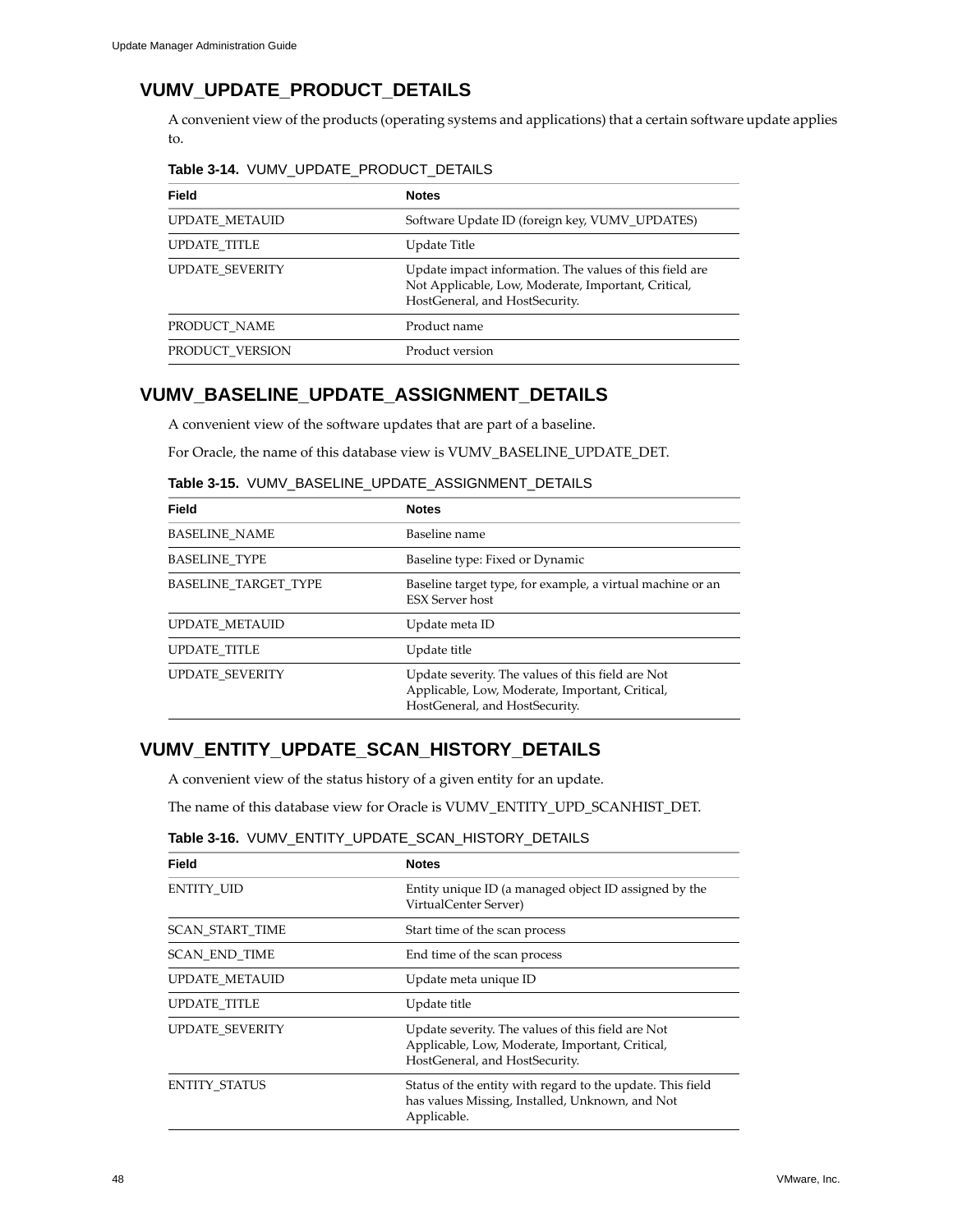## VUMV_UPDATE_PRODUCT_DETAILS

A convenient view of the products (operating systems and applications) that a certain software update applies to.

**Table 3-14.** VUMV_UPDATE_PRODUCT_DETAILS

| Field | Notes |
|---|---|
| UPDATE_METAUID | Software Update ID (foreign key, VUMV_UPDATES) |
| UPDATE_TITLE | Update Title |
| UPDATE_SEVERITY | Update impact information. The values of this field are Not Applicable, Low, Moderate, Important, Critical, HostGeneral, and HostSecurity. |
| PRODUCT_NAME | Product name |
| PRODUCT_VERSION | Product version |

## VUMV_BASELINE_UPDATE_ASSIGNMENT_DETAILS

A convenient view of the software updates that are part of a baseline.

For Oracle, the name of this database view is VUMV_BASELINE_UPDATE_DET.

**Table 3-15.** VUMV_BASELINE_UPDATE_ASSIGNMENT_DETAILS

| Field | Notes |
|---|---|
| BASELINE_NAME | Baseline name |
| BASELINE_TYPE | Baseline type: Fixed or Dynamic |
| BASELINE_TARGET_TYPE | Baseline target type, for example, a virtual machine or an ESX Server host |
| UPDATE_METAUID | Update meta ID |
| UPDATE_TITLE | Update title |
| UPDATE_SEVERITY | Update severity. The values of this field are Not Applicable, Low, Moderate, Important, Critical, HostGeneral, and HostSecurity. |

## VUMV_ENTITY_UPDATE_SCAN_HISTORY_DETAILS

A convenient view of the status history of a given entity for an update.

The name of this database view for Oracle is VUMV_ENTITY_UPD_SCANHIST_DET.

**Table 3-16.** VUMV_ENTITY_UPDATE_SCAN_HISTORY_DETAILS

| Field | Notes |
|---|---|
| ENTITY_UID | Entity unique ID (a managed object ID assigned by the VirtualCenter Server) |
| SCAN_START_TIME | Start time of the scan process |
| SCAN_END_TIME | End time of the scan process |
| UPDATE_METAUID | Update meta unique ID |
| UPDATE_TITLE | Update title |
| UPDATE_SEVERITY | Update severity. The values of this field are Not Applicable, Low, Moderate, Important, Critical, HostGeneral, and HostSecurity. |
| ENTITY_STATUS | Status of the entity with regard to the update. This field has values Missing, Installed, Unknown, and Not Applicable. |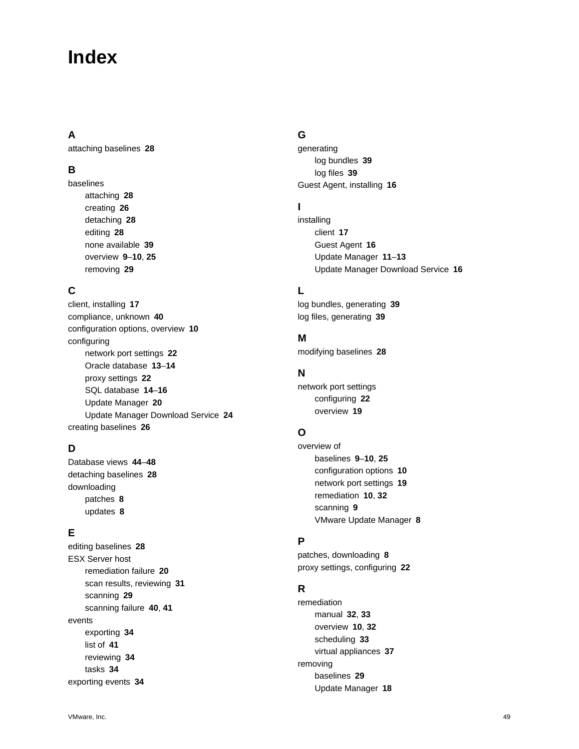# Index

## A

attaching baselines **28**

## B

baselines
- attaching **28**
- creating **26**
- detaching **28**
- editing **28**
- none available **39**
- overview **9**–**10**, **25**
- removing **29**

## C

client, installing **17**

compliance, unknown **40**

configuration options, overview **10**

configuring
- network port settings **22**
- Oracle database **13**–**14**
- proxy settings **22**
- SQL database **14**–**16**
- Update Manager **20**
- Update Manager Download Service **24**

creating baselines **26**

## D

Database views **44**–**48**

detaching baselines **28**

downloading
- patches **8**
- updates **8**

## E

editing baselines **28**

ESX Server host
- remediation failure **20**
- scan results, reviewing **31**
- scanning **29**
- scanning failure **40**, **41**

events
- exporting **34**
- list of **41**
- reviewing **34**
- tasks **34**

exporting events **34**

## G

generating
- log bundles **39**
- log files **39**

Guest Agent, installing **16**

## I

installing
- client **17**
- Guest Agent **16**
- Update Manager **11**–**13**
- Update Manager Download Service **16**

## L

log bundles, generating **39**

log files, generating **39**

## M

modifying baselines **28**

## N

network port settings
- configuring **22**
- overview **19**

## O

overview of
- baselines **9**–**10**, **25**
- configuration options **10**
- network port settings **19**
- remediation **10**, **32**
- scanning **9**
- VMware Update Manager **8**

## P

patches, downloading **8**

proxy settings, configuring **22**

## R

remediation
- manual **32**, **33**
- overview **10**, **32**
- scheduling **33**
- virtual appliances **37**

removing
- baselines **29**
- Update Manager **18**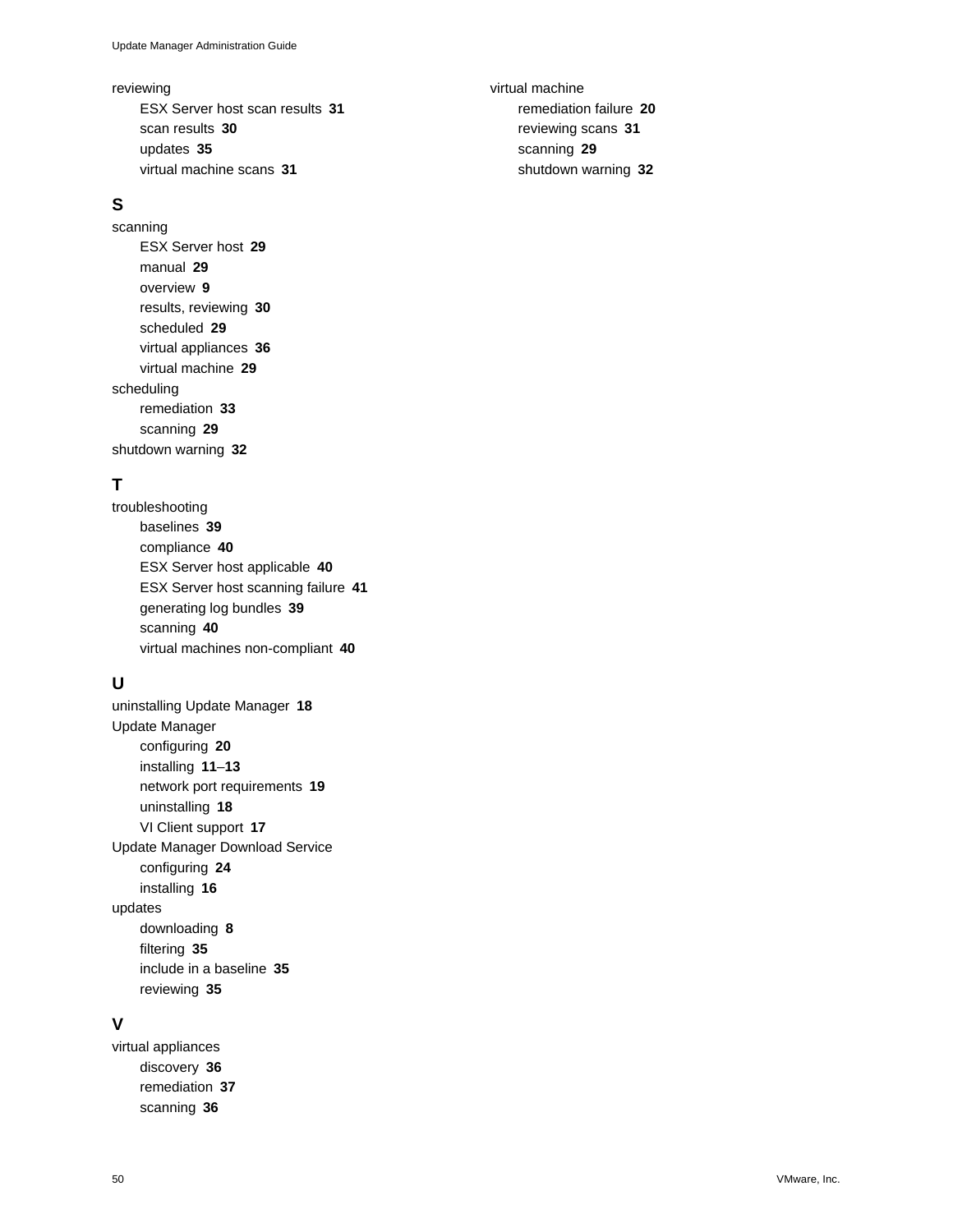reviewing
- ESX Server host scan results **31**
- scan results **30**
- updates **35**
- virtual machine scans **31**

## S

scanning
- ESX Server host **29**
- manual **29**
- overview **9**
- results, reviewing **30**
- scheduled **29**
- virtual appliances **36**
- virtual machine **29**

scheduling
- remediation **33**
- scanning **29**

shutdown warning **32**

## T

troubleshooting
- baselines **39**
- compliance **40**
- ESX Server host applicable **40**
- ESX Server host scanning failure **41**
- generating log bundles **39**
- scanning **40**
- virtual machines non-compliant **40**

## U

uninstalling Update Manager **18**

Update Manager
- configuring **20**
- installing **11**–**13**
- network port requirements **19**
- uninstalling **18**
- VI Client support **17**

Update Manager Download Service
- configuring **24**
- installing **16**

updates
- downloading **8**
- filtering **35**
- include in a baseline **35**
- reviewing **35**

## V

virtual appliances
- discovery **36**
- remediation **37**
- scanning **36**

virtual machine
- remediation failure **20**
- reviewing scans **31**
- scanning **29**
- shutdown warning **32**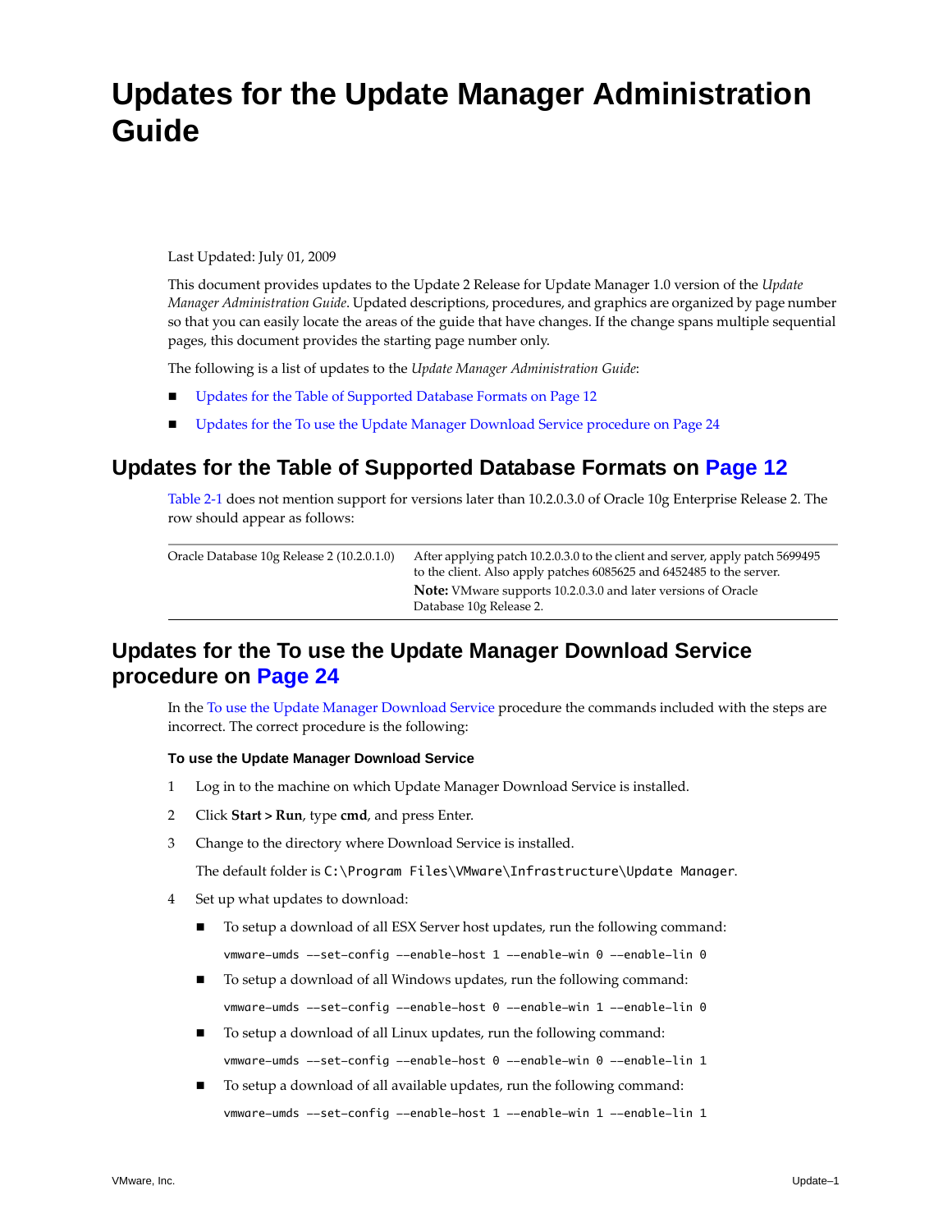# Updates for the Update Manager Administration Guide

Last Updated: July 01, 2009

This document provides updates to the Update 2 Release for Update Manager 1.0 version of the *Update Manager Administration Guide*. Updated descriptions, procedures, and graphics are organized by page number so that you can easily locate the areas of the guide that have changes. If the change spans multiple sequential pages, this document provides the starting page number only.

The following is a list of updates to the *Update Manager Administration Guide*:

- Updates for the Table of Supported Database Formats on Page 12
- Updates for the To use the Update Manager Download Service procedure on Page 24

## Updates for the Table of Supported Database Formats on Page 12

Table 2-1 does not mention support for versions later than 10.2.0.3.0 of Oracle 10g Enterprise Release 2. The row should appear as follows:

| | |
|---|---|
| Oracle Database 10g Release 2 (10.2.0.1.0) | After applying patch 10.2.0.3.0 to the client and server, apply patch 5699495 to the client. Also apply patches 6085625 and 6452485 to the server.<br>**Note:** VMware supports 10.2.0.3.0 and later versions of Oracle Database 10g Release 2. |

## Updates for the To use the Update Manager Download Service procedure on Page 24

In the To use the Update Manager Download Service procedure the commands included with the steps are incorrect. The correct procedure is the following:

**To use the Update Manager Download Service**

1. Log in to the machine on which Update Manager Download Service is installed.
2. Click **Start > Run**, type **cmd**, and press Enter.
3. Change to the directory where Download Service is installed.

   The default folder is `C:\Program Files\VMware\Infrastructure\Update Manager`.

4. Set up what updates to download:

   - To setup a download of all ESX Server host updates, run the following command:

     ```
     vmware-umds --set-config --enable-host 1 --enable-win 0 --enable-lin 0
     ```

   - To setup a download of all Windows updates, run the following command:

     ```
     vmware-umds --set-config --enable-host 0 --enable-win 1 --enable-lin 0
     ```

   - To setup a download of all Linux updates, run the following command:

     ```
     vmware-umds --set-config --enable-host 0 --enable-win 0 --enable-lin 1
     ```

   - To setup a download of all available updates, run the following command:

     ```
     vmware-umds --set-config --enable-host 1 --enable-win 1 --enable-lin 1
     ```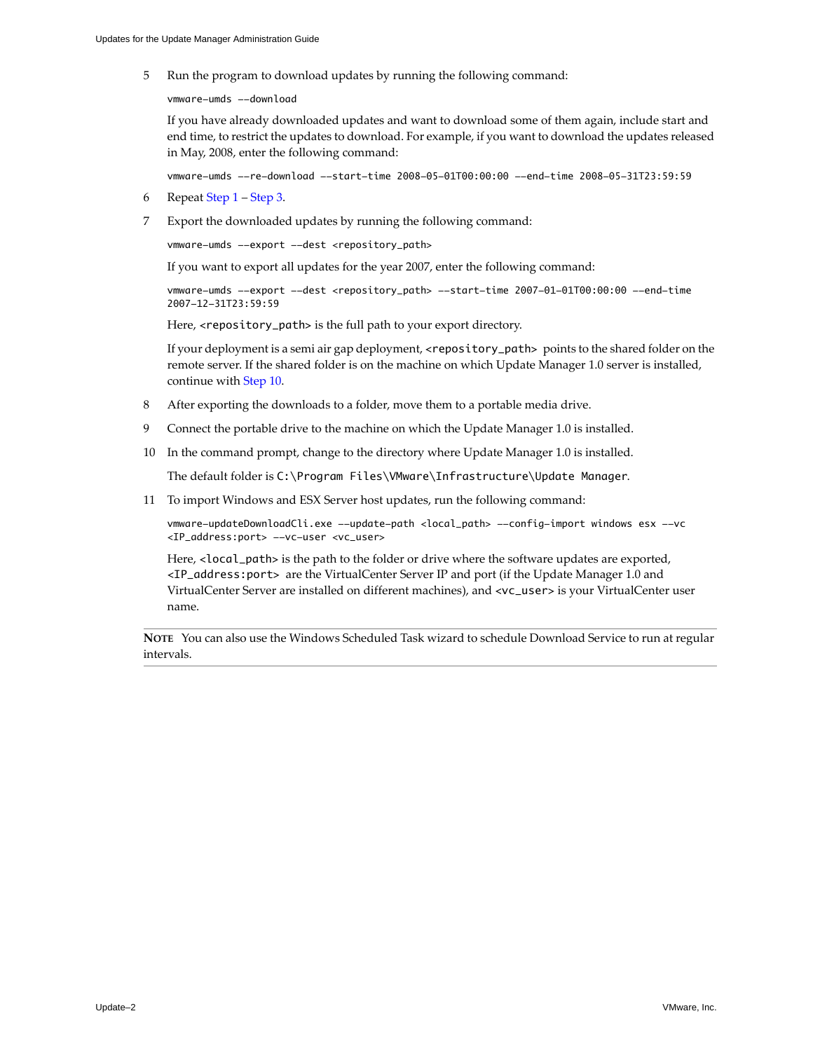5. Run the program to download updates by running the following command:

   ```
   vmware-umds --download
   ```

   If you have already downloaded updates and want to download some of them again, include start and end time, to restrict the updates to download. For example, if you want to download the updates released in May, 2008, enter the following command:

   ```
   vmware-umds --re-download --start-time 2008-05-01T00:00:00 --end-time 2008-05-31T23:59:59
   ```

6. Repeat Step 1 – Step 3.

7. Export the downloaded updates by running the following command:

   ```
   vmware-umds --export --dest <repository_path>
   ```

   If you want to export all updates for the year 2007, enter the following command:

   ```
   vmware-umds --export --dest <repository_path> --start-time 2007-01-01T00:00:00 --end-time 2007-12-31T23:59:59
   ```

   Here, `<repository_path>` is the full path to your export directory.

   If your deployment is a semi air gap deployment, `<repository_path>` points to the shared folder on the remote server. If the shared folder is on the machine on which Update Manager 1.0 server is installed, continue with Step 10.

8. After exporting the downloads to a folder, move them to a portable media drive.

9. Connect the portable drive to the machine on which the Update Manager 1.0 is installed.

10. In the command prompt, change to the directory where Update Manager 1.0 is installed.

    The default folder is `C:\Program Files\VMware\Infrastructure\Update Manager`.

11. To import Windows and ESX Server host updates, run the following command:

    ```
    vmware-updateDownloadCli.exe --update-path <local_path> --config-import windows esx --vc <IP_address:port> --vc-user <vc_user>
    ```

    Here, `<local_path>` is the path to the folder or drive where the software updates are exported, `<IP_address:port>` are the VirtualCenter Server IP and port (if the Update Manager 1.0 and VirtualCenter Server are installed on different machines), and `<vc_user>` is your VirtualCenter user name.

---

**NOTE** You can also use the Windows Scheduled Task wizard to schedule Download Service to run at regular intervals.

---